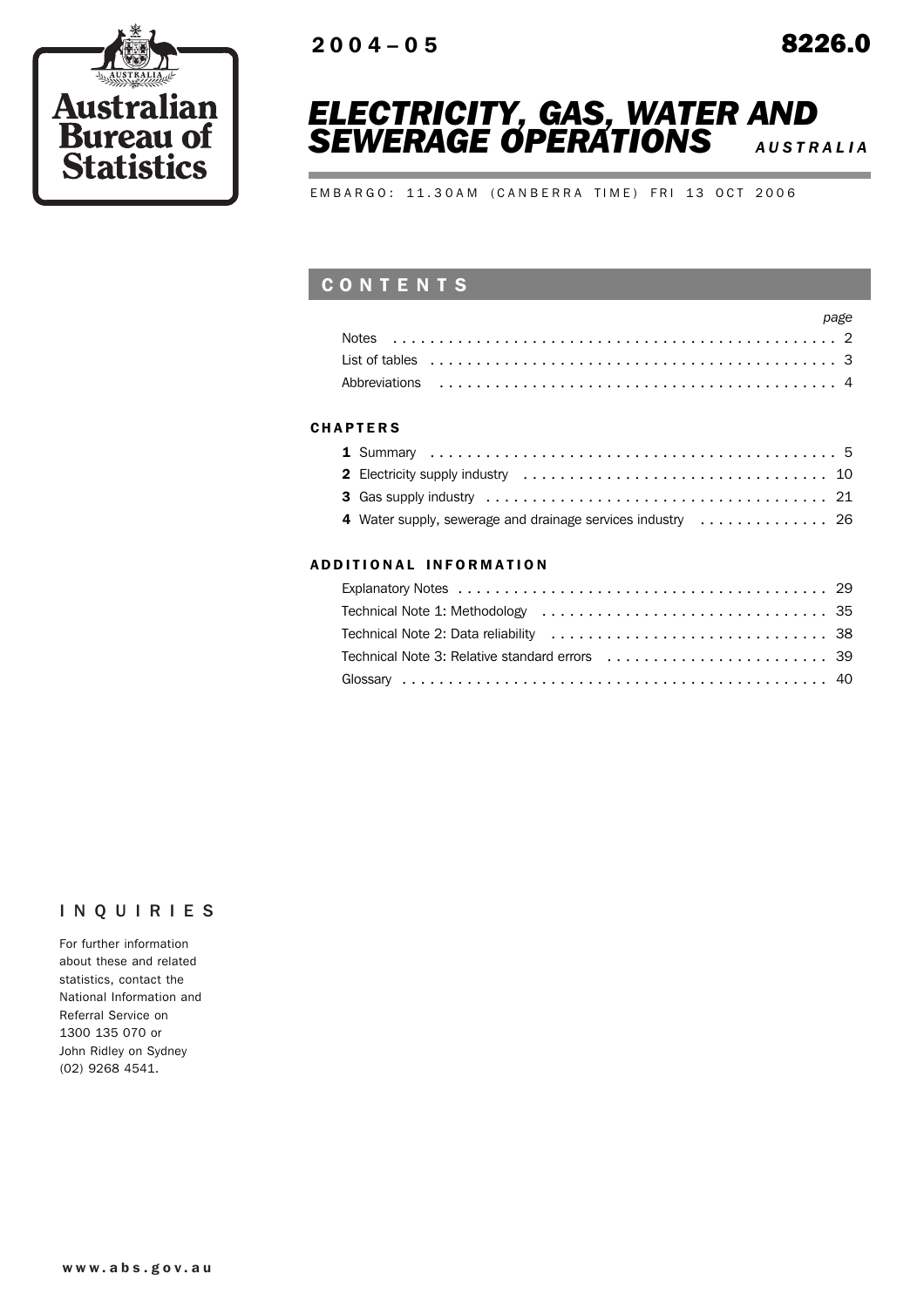Australian Bureau of Statistics

2004–05 8226.0

# ELECTRICITY, GAS, WATER AND SEWERAGE OPERATIONS AUSTRALIA

EMBARGO: 11.30AM (CANBERRA TIME) FRI 13 OCT 2006

## CONTENTS

| | page |
|---|---|
| Notes | 2 |
| List of tables | 3 |
| Abbreviations | 4 |

### CHAPTERS

| | page |
|---|---|
| **1** Summary | 5 |
| **2** Electricity supply industry | 10 |
| **3** Gas supply industry | 21 |
| **4** Water supply, sewerage and drainage services industry | 26 |

### ADDITIONAL INFORMATION

| | page |
|---|---|
| Explanatory Notes | 29 |
| Technical Note 1: Methodology | 35 |
| Technical Note 2: Data reliability | 38 |
| Technical Note 3: Relative standard errors | 39 |
| Glossary | 40 |

## INQUIRIES

For further information about these and related statistics, contact the National Information and Referral Service on 1300 135 070 or John Ridley on Sydney (02) 9268 4541.

www.abs.gov.au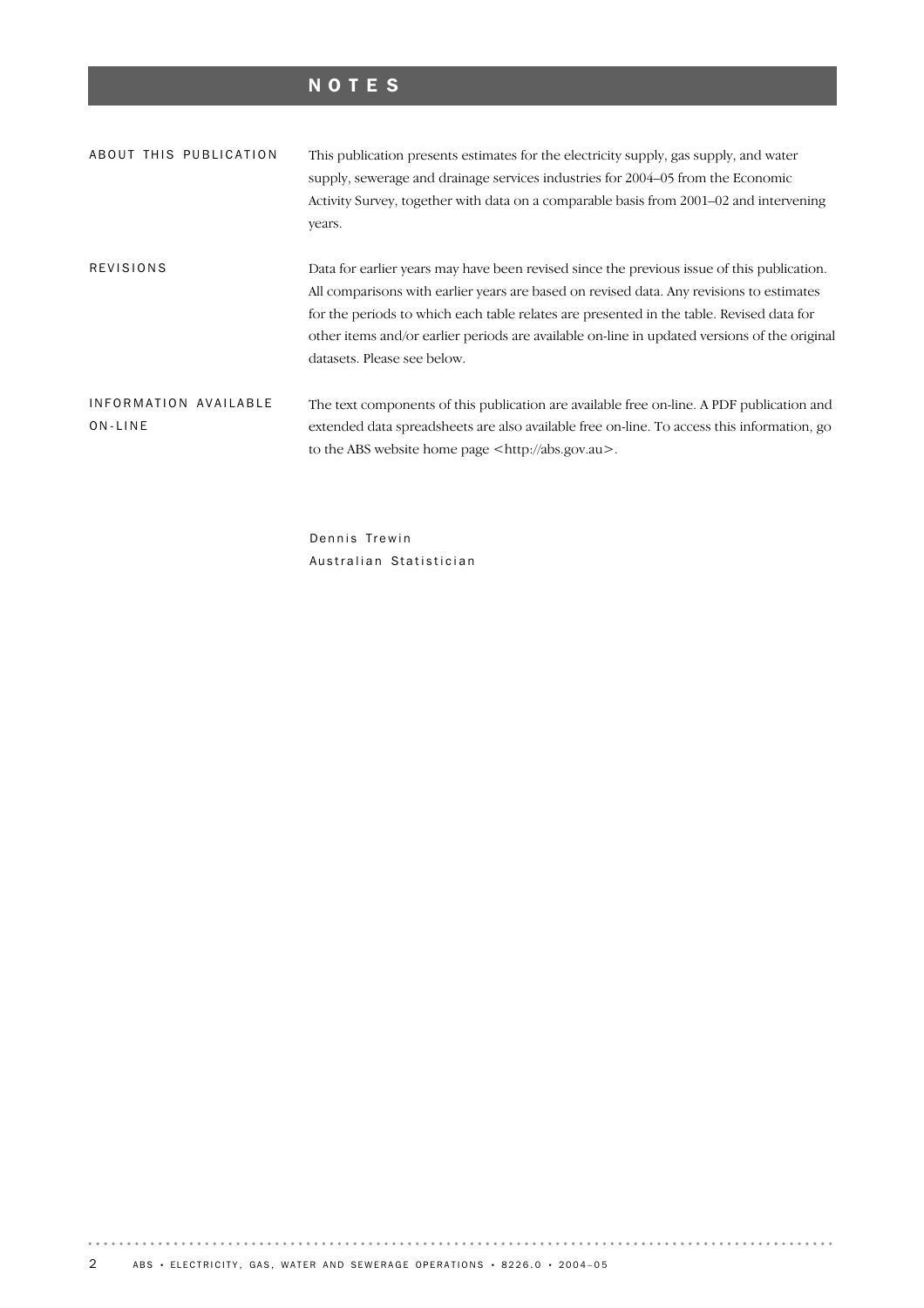# NOTES

**ABOUT THIS PUBLICATION**

This publication presents estimates for the electricity supply, gas supply, and water supply, sewerage and drainage services industries for 2004–05 from the Economic Activity Survey, together with data on a comparable basis from 2001–02 and intervening years.

**REVISIONS**

Data for earlier years may have been revised since the previous issue of this publication. All comparisons with earlier years are based on revised data. Any revisions to estimates for the periods to which each table relates are presented in the table. Revised data for other items and/or earlier periods are available on-line in updated versions of the original datasets. Please see below.

**INFORMATION AVAILABLE ON-LINE**

The text components of this publication are available free on-line. A PDF publication and extended data spreadsheets are also available free on-line. To access this information, go to the ABS website home page <http://abs.gov.au>.

Dennis Trewin
Australian Statistician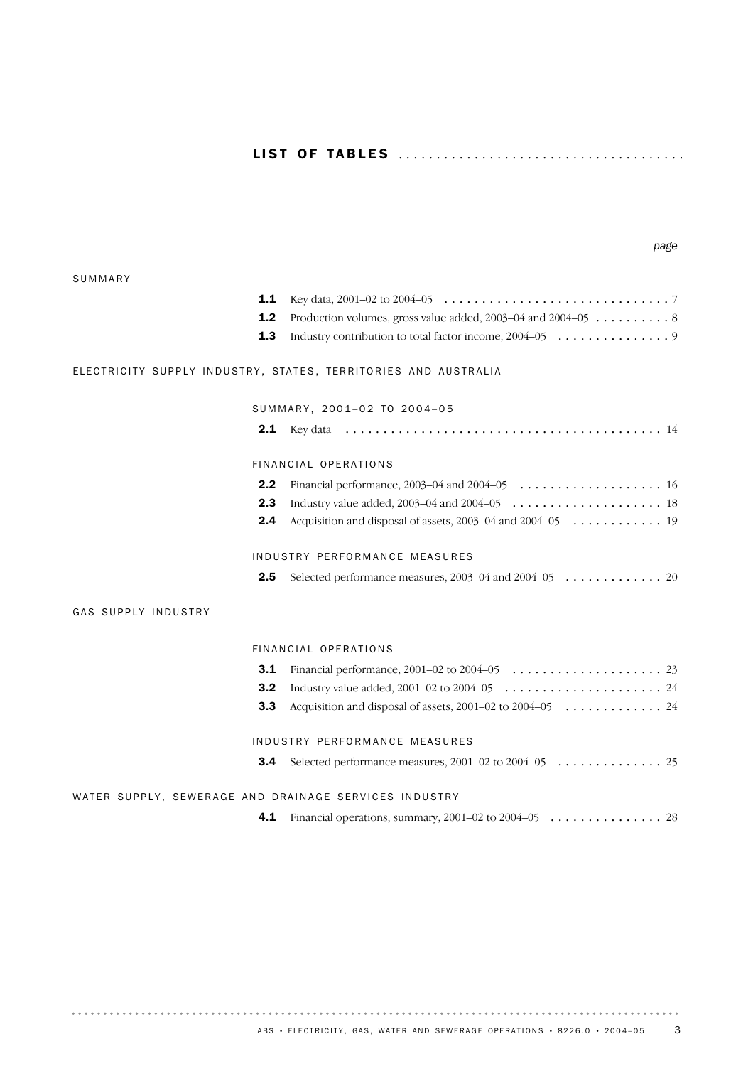# LIST OF TABLES

*page*

## SUMMARY

- **1.1** Key data, 2001–02 to 2004–05 ... 7
- **1.2** Production volumes, gross value added, 2003–04 and 2004–05 ... 8
- **1.3** Industry contribution to total factor income, 2004–05 ... 9

## ELECTRICITY SUPPLY INDUSTRY, STATES, TERRITORIES AND AUSTRALIA

### SUMMARY, 2001–02 TO 2004–05

- **2.1** Key data ... 14

### FINANCIAL OPERATIONS

- **2.2** Financial performance, 2003–04 and 2004–05 ... 16
- **2.3** Industry value added, 2003–04 and 2004–05 ... 18
- **2.4** Acquisition and disposal of assets, 2003–04 and 2004–05 ... 19

### INDUSTRY PERFORMANCE MEASURES

- **2.5** Selected performance measures, 2003–04 and 2004–05 ... 20

## GAS SUPPLY INDUSTRY

### FINANCIAL OPERATIONS

- **3.1** Financial performance, 2001–02 to 2004–05 ... 23
- **3.2** Industry value added, 2001–02 to 2004–05 ... 24
- **3.3** Acquisition and disposal of assets, 2001–02 to 2004–05 ... 24

### INDUSTRY PERFORMANCE MEASURES

- **3.4** Selected performance measures, 2001–02 to 2004–05 ... 25

## WATER SUPPLY, SEWERAGE AND DRAINAGE SERVICES INDUSTRY

- **4.1** Financial operations, summary, 2001–02 to 2004–05 ... 28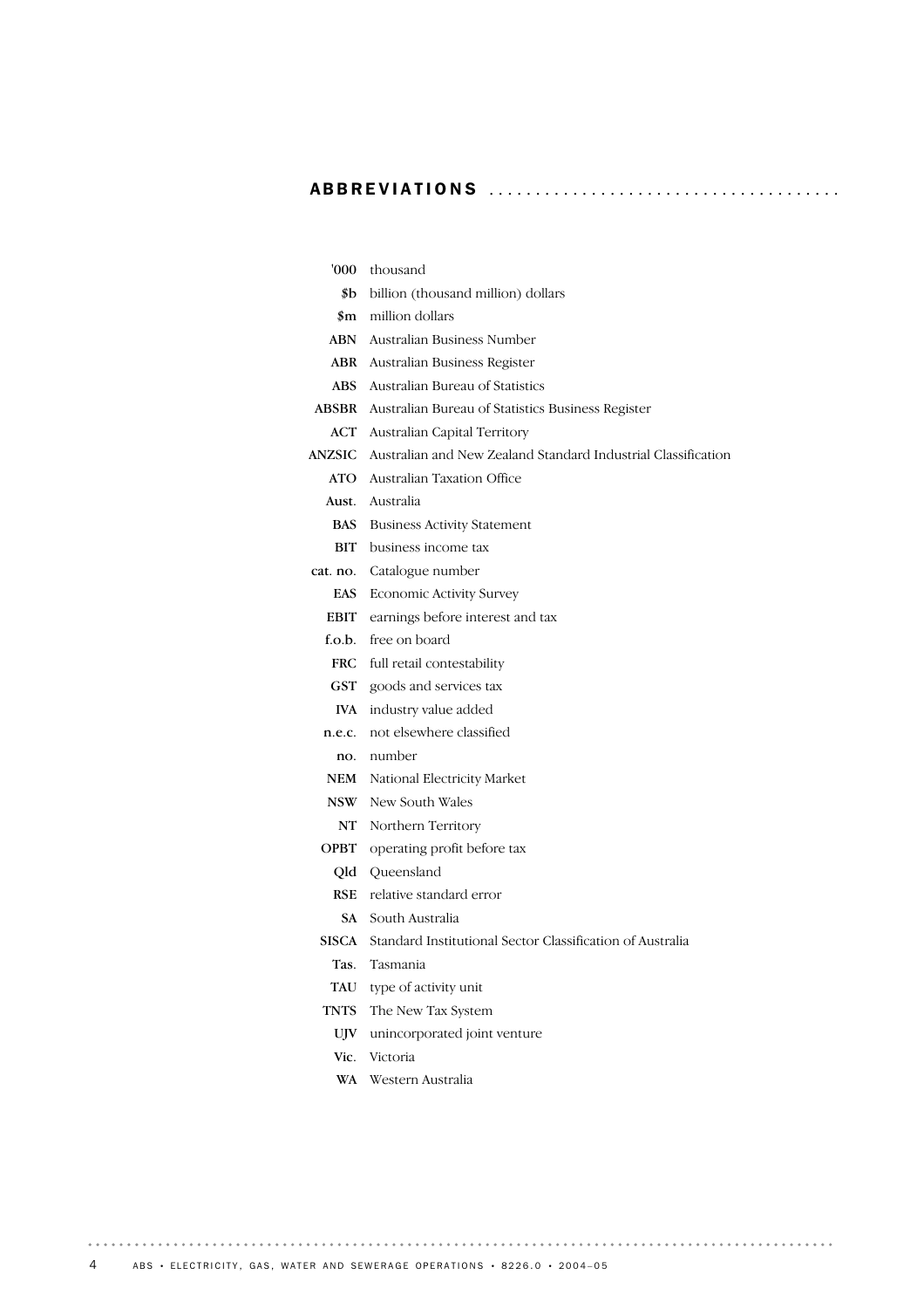## ABBREVIATIONS

| | |
|---|---|
| **'000** | thousand |
| **$b** | billion (thousand million) dollars |
| **$m** | million dollars |
| **ABN** | Australian Business Number |
| **ABR** | Australian Business Register |
| **ABS** | Australian Bureau of Statistics |
| **ABSBR** | Australian Bureau of Statistics Business Register |
| **ACT** | Australian Capital Territory |
| **ANZSIC** | Australian and New Zealand Standard Industrial Classification |
| **ATO** | Australian Taxation Office |
| **Aust.** | Australia |
| **BAS** | Business Activity Statement |
| **BIT** | business income tax |
| **cat. no.** | Catalogue number |
| **EAS** | Economic Activity Survey |
| **EBIT** | earnings before interest and tax |
| **f.o.b.** | free on board |
| **FRC** | full retail contestability |
| **GST** | goods and services tax |
| **IVA** | industry value added |
| **n.e.c.** | not elsewhere classified |
| **no.** | number |
| **NEM** | National Electricity Market |
| **NSW** | New South Wales |
| **NT** | Northern Territory |
| **OPBT** | operating profit before tax |
| **Qld** | Queensland |
| **RSE** | relative standard error |
| **SA** | South Australia |
| **SISCA** | Standard Institutional Sector Classification of Australia |
| **Tas.** | Tasmania |
| **TAU** | type of activity unit |
| **TNTS** | The New Tax System |
| **UJV** | unincorporated joint venture |
| **Vic.** | Victoria |
| **WA** | Western Australia |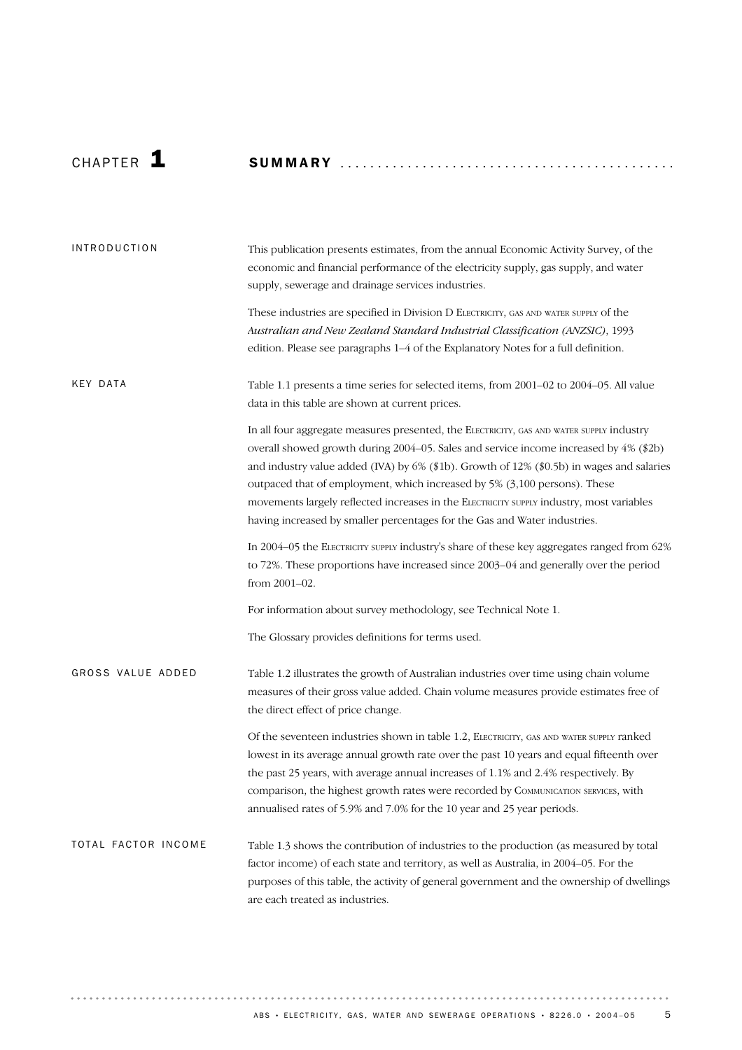# CHAPTER 1 SUMMARY

## INTRODUCTION

This publication presents estimates, from the annual Economic Activity Survey, of the economic and financial performance of the electricity supply, gas supply, and water supply, sewerage and drainage services industries.

These industries are specified in Division D ELECTRICITY, GAS AND WATER SUPPLY of the *Australian and New Zealand Standard Industrial Classification (ANZSIC)*, 1993 edition. Please see paragraphs 1–4 of the Explanatory Notes for a full definition.

## KEY DATA

Table 1.1 presents a time series for selected items, from 2001–02 to 2004–05. All value data in this table are shown at current prices.

In all four aggregate measures presented, the ELECTRICITY, GAS AND WATER SUPPLY industry overall showed growth during 2004–05. Sales and service income increased by 4% ($2b) and industry value added (IVA) by 6% ($1b). Growth of 12% ($0.5b) in wages and salaries outpaced that of employment, which increased by 5% (3,100 persons). These movements largely reflected increases in the ELECTRICITY SUPPLY industry, most variables having increased by smaller percentages for the Gas and Water industries.

In 2004–05 the ELECTRICITY SUPPLY industry's share of these key aggregates ranged from 62% to 72%. These proportions have increased since 2003–04 and generally over the period from 2001–02.

For information about survey methodology, see Technical Note 1.

The Glossary provides definitions for terms used.

## GROSS VALUE ADDED

Table 1.2 illustrates the growth of Australian industries over time using chain volume measures of their gross value added. Chain volume measures provide estimates free of the direct effect of price change.

Of the seventeen industries shown in table 1.2, ELECTRICITY, GAS AND WATER SUPPLY ranked lowest in its average annual growth rate over the past 10 years and equal fifteenth over the past 25 years, with average annual increases of 1.1% and 2.4% respectively. By comparison, the highest growth rates were recorded by COMMUNICATION SERVICES, with annualised rates of 5.9% and 7.0% for the 10 year and 25 year periods.

## TOTAL FACTOR INCOME

Table 1.3 shows the contribution of industries to the production (as measured by total factor income) of each state and territory, as well as Australia, in 2004–05. For the purposes of this table, the activity of general government and the ownership of dwellings are each treated as industries.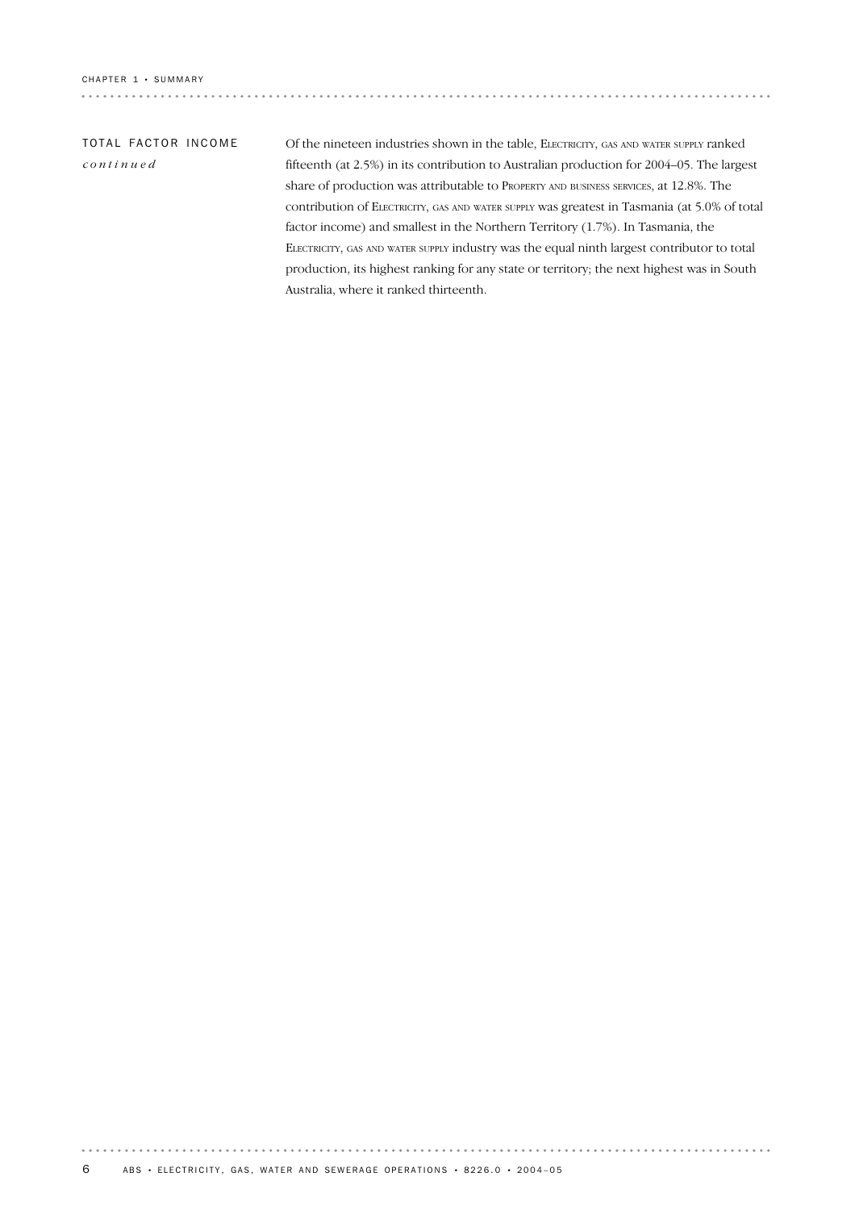## TOTAL FACTOR INCOME *continued*

Of the nineteen industries shown in the table, ELECTRICITY, GAS AND WATER SUPPLY ranked fifteenth (at 2.5%) in its contribution to Australian production for 2004–05. The largest share of production was attributable to PROPERTY AND BUSINESS SERVICES, at 12.8%. The contribution of ELECTRICITY, GAS AND WATER SUPPLY was greatest in Tasmania (at 5.0% of total factor income) and smallest in the Northern Territory (1.7%). In Tasmania, the ELECTRICITY, GAS AND WATER SUPPLY industry was the equal ninth largest contributor to total production, its highest ranking for any state or territory; the next highest was in South Australia, where it ranked thirteenth.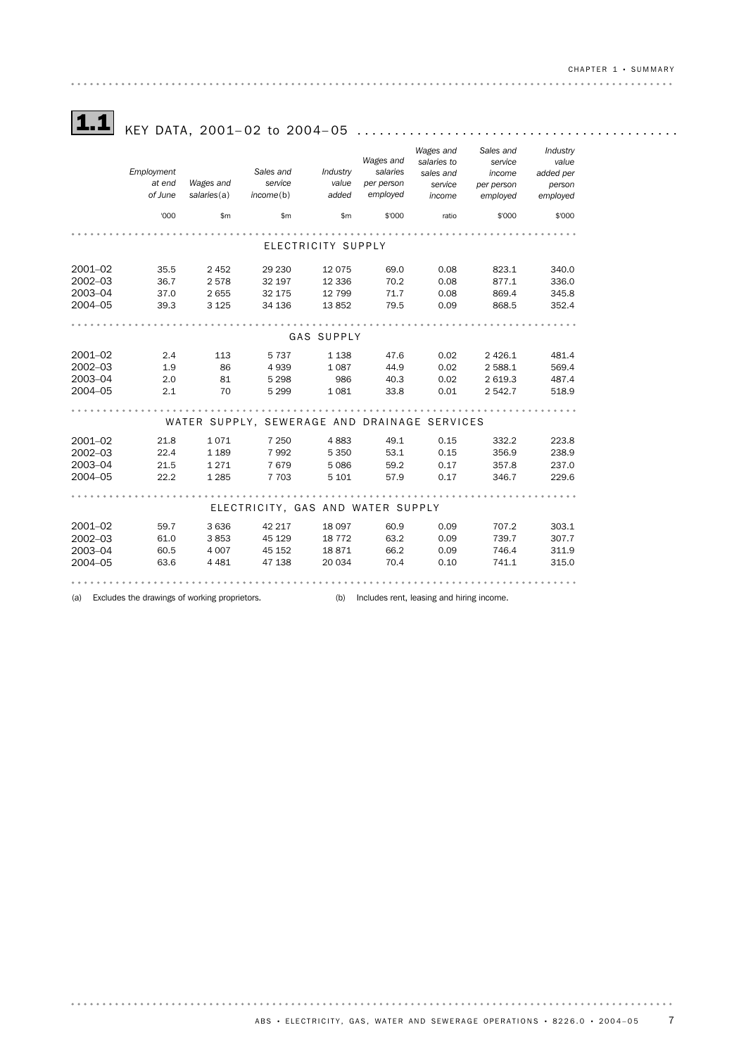## 1.1 KEY DATA, 2001–02 to 2004–05

| | Employment at end of June | Wages and salaries(a) | Sales and service income(b) | Industry value added | Wages and salaries per person employed | Wages and salaries to sales and service income | Sales and service income per person employed | Industry value added per person employed |
|---|---|---|---|---|---|---|---|---|
| | '000 | $m | $m | $m | $'000 | ratio | $'000 | $'000 |
| **ELECTRICITY SUPPLY** | | | | | | | | |
| 2001–02 | 35.5 | 2 452 | 29 230 | 12 075 | 69.0 | 0.08 | 823.1 | 340.0 |
| 2002–03 | 36.7 | 2 578 | 32 197 | 12 336 | 70.2 | 0.08 | 877.1 | 336.0 |
| 2003–04 | 37.0 | 2 655 | 32 175 | 12 799 | 71.7 | 0.08 | 869.4 | 345.8 |
| 2004–05 | 39.3 | 3 125 | 34 136 | 13 852 | 79.5 | 0.09 | 868.5 | 352.4 |
| **GAS SUPPLY** | | | | | | | | |
| 2001–02 | 2.4 | 113 | 5 737 | 1 138 | 47.6 | 0.02 | 2 426.1 | 481.4 |
| 2002–03 | 1.9 | 86 | 4 939 | 1 087 | 44.9 | 0.02 | 2 588.1 | 569.4 |
| 2003–04 | 2.0 | 81 | 5 298 | 986 | 40.3 | 0.02 | 2 619.3 | 487.4 |
| 2004–05 | 2.1 | 70 | 5 299 | 1 081 | 33.8 | 0.01 | 2 542.7 | 518.9 |
| **WATER SUPPLY, SEWERAGE AND DRAINAGE SERVICES** | | | | | | | | |
| 2001–02 | 21.8 | 1 071 | 7 250 | 4 883 | 49.1 | 0.15 | 332.2 | 223.8 |
| 2002–03 | 22.4 | 1 189 | 7 992 | 5 350 | 53.1 | 0.15 | 356.9 | 238.9 |
| 2003–04 | 21.5 | 1 271 | 7 679 | 5 086 | 59.2 | 0.17 | 357.8 | 237.0 |
| 2004–05 | 22.2 | 1 285 | 7 703 | 5 101 | 57.9 | 0.17 | 346.7 | 229.6 |
| **ELECTRICITY, GAS AND WATER SUPPLY** | | | | | | | | |
| 2001–02 | 59.7 | 3 636 | 42 217 | 18 097 | 60.9 | 0.09 | 707.2 | 303.1 |
| 2002–03 | 61.0 | 3 853 | 45 129 | 18 772 | 63.2 | 0.09 | 739.7 | 307.7 |
| 2003–04 | 60.5 | 4 007 | 45 152 | 18 871 | 66.2 | 0.09 | 746.4 | 311.9 |
| 2004–05 | 63.6 | 4 481 | 47 138 | 20 034 | 70.4 | 0.10 | 741.1 | 315.0 |

(a) Excludes the drawings of working proprietors.

(b) Includes rent, leasing and hiring income.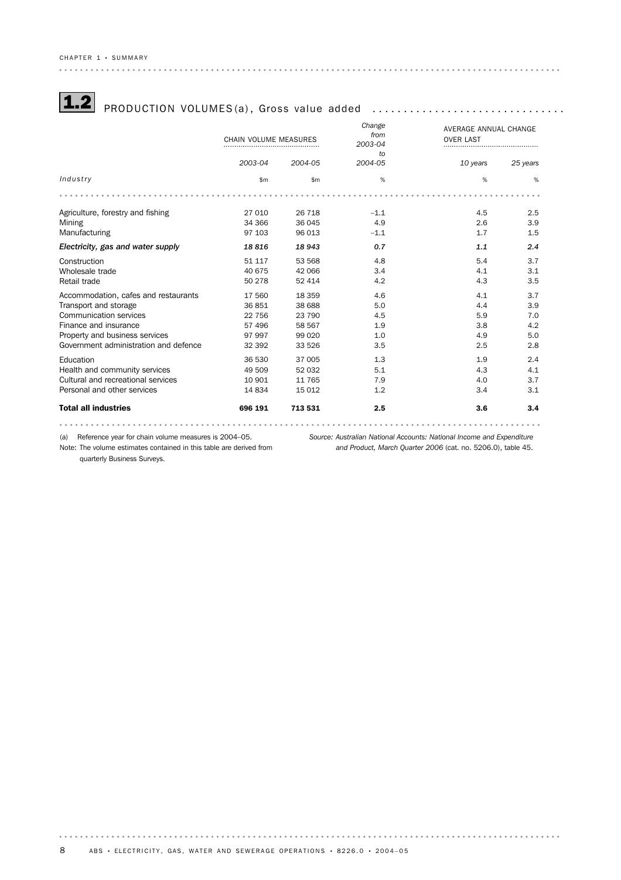## 1.2 PRODUCTION VOLUMES(a), Gross value added

| | CHAIN VOLUME MEASURES | | Change from 2003-04 to 2004-05 | AVERAGE ANNUAL CHANGE OVER LAST | |
|---|---|---|---|---|---|
| | *2003-04* | *2004-05* | | *10 years* | *25 years* |
| *Industry* | $m | $m | % | % | % |
| Agriculture, forestry and fishing | 27 010 | 26 718 | –1.1 | 4.5 | 2.5 |
| Mining | 34 366 | 36 045 | 4.9 | 2.6 | 3.9 |
| Manufacturing | 97 103 | 96 013 | –1.1 | 1.7 | 1.5 |
| ***Electricity, gas and water supply*** | ***18 816*** | ***18 943*** | ***0.7*** | ***1.1*** | ***2.4*** |
| Construction | 51 117 | 53 568 | 4.8 | 5.4 | 3.7 |
| Wholesale trade | 40 675 | 42 066 | 3.4 | 4.1 | 3.1 |
| Retail trade | 50 278 | 52 414 | 4.2 | 4.3 | 3.5 |
| Accommodation, cafes and restaurants | 17 560 | 18 359 | 4.6 | 4.1 | 3.7 |
| Transport and storage | 36 851 | 38 688 | 5.0 | 4.4 | 3.9 |
| Communication services | 22 756 | 23 790 | 4.5 | 5.9 | 7.0 |
| Finance and insurance | 57 496 | 58 567 | 1.9 | 3.8 | 4.2 |
| Property and business services | 97 997 | 99 020 | 1.0 | 4.9 | 5.0 |
| Government administration and defence | 32 392 | 33 526 | 3.5 | 2.5 | 2.8 |
| Education | 36 530 | 37 005 | 1.3 | 1.9 | 2.4 |
| Health and community services | 49 509 | 52 032 | 5.1 | 4.3 | 4.1 |
| Cultural and recreational services | 10 901 | 11 765 | 7.9 | 4.0 | 3.7 |
| Personal and other services | 14 834 | 15 012 | 1.2 | 3.4 | 3.1 |
| **Total all industries** | **696 191** | **713 531** | **2.5** | **3.6** | **3.4** |

(a) Reference year for chain volume measures is 2004–05.

Note: The volume estimates contained in this table are derived from quarterly Business Surveys.

*Source: Australian National Accounts: National Income and Expenditure and Product, March Quarter 2006* (cat. no. 5206.0), table 45.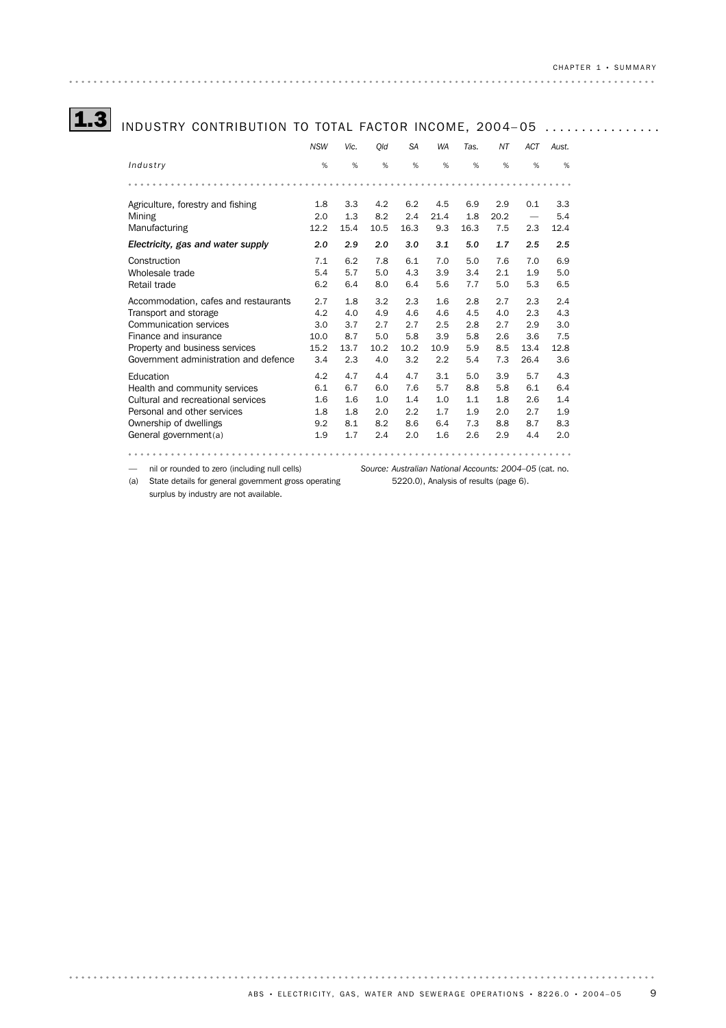## 1.3 INDUSTRY CONTRIBUTION TO TOTAL FACTOR INCOME, 2004–05

| Industry | NSW | Vic. | Qld | SA | WA | Tas. | NT | ACT | Aust. |
|---|---|---|---|---|---|---|---|---|---|
| | % | % | % | % | % | % | % | % | % |
| Agriculture, forestry and fishing | 1.8 | 3.3 | 4.2 | 6.2 | 4.5 | 6.9 | 2.9 | 0.1 | 3.3 |
| Mining | 2.0 | 1.3 | 8.2 | 2.4 | 21.4 | 1.8 | 20.2 | — | 5.4 |
| Manufacturing | 12.2 | 15.4 | 10.5 | 16.3 | 9.3 | 16.3 | 7.5 | 2.3 | 12.4 |
| ***Electricity, gas and water supply*** | ***2.0*** | ***2.9*** | ***2.0*** | ***3.0*** | ***3.1*** | ***5.0*** | ***1.7*** | ***2.5*** | ***2.5*** |
| Construction | 7.1 | 6.2 | 7.8 | 6.1 | 7.0 | 5.0 | 7.6 | 7.0 | 6.9 |
| Wholesale trade | 5.4 | 5.7 | 5.0 | 4.3 | 3.9 | 3.4 | 2.1 | 1.9 | 5.0 |
| Retail trade | 6.2 | 6.4 | 8.0 | 6.4 | 5.6 | 7.7 | 5.0 | 5.3 | 6.5 |
| Accommodation, cafes and restaurants | 2.7 | 1.8 | 3.2 | 2.3 | 1.6 | 2.8 | 2.7 | 2.3 | 2.4 |
| Transport and storage | 4.2 | 4.0 | 4.9 | 4.6 | 4.6 | 4.5 | 4.0 | 2.3 | 4.3 |
| Communication services | 3.0 | 3.7 | 2.7 | 2.7 | 2.5 | 2.8 | 2.7 | 2.9 | 3.0 |
| Finance and insurance | 10.0 | 8.7 | 5.0 | 5.8 | 3.9 | 5.8 | 2.6 | 3.6 | 7.5 |
| Property and business services | 15.2 | 13.7 | 10.2 | 10.2 | 10.9 | 5.9 | 8.5 | 13.4 | 12.8 |
| Government administration and defence | 3.4 | 2.3 | 4.0 | 3.2 | 2.2 | 5.4 | 7.3 | 26.4 | 3.6 |
| Education | 4.2 | 4.7 | 4.4 | 4.7 | 3.1 | 5.0 | 3.9 | 5.7 | 4.3 |
| Health and community services | 6.1 | 6.7 | 6.0 | 7.6 | 5.7 | 8.8 | 5.8 | 6.1 | 6.4 |
| Cultural and recreational services | 1.6 | 1.6 | 1.0 | 1.4 | 1.0 | 1.1 | 1.8 | 2.6 | 1.4 |
| Personal and other services | 1.8 | 1.8 | 2.0 | 2.2 | 1.7 | 1.9 | 2.0 | 2.7 | 1.9 |
| Ownership of dwellings | 9.2 | 8.1 | 8.2 | 8.6 | 6.4 | 7.3 | 8.8 | 8.7 | 8.3 |
| General government(a) | 1.9 | 1.7 | 2.4 | 2.0 | 1.6 | 2.6 | 2.9 | 4.4 | 2.0 |

— nil or rounded to zero (including null cells)

(a) State details for general government gross operating surplus by industry are not available.

*Source: Australian National Accounts: 2004–05* (cat. no. 5220.0), Analysis of results (page 6).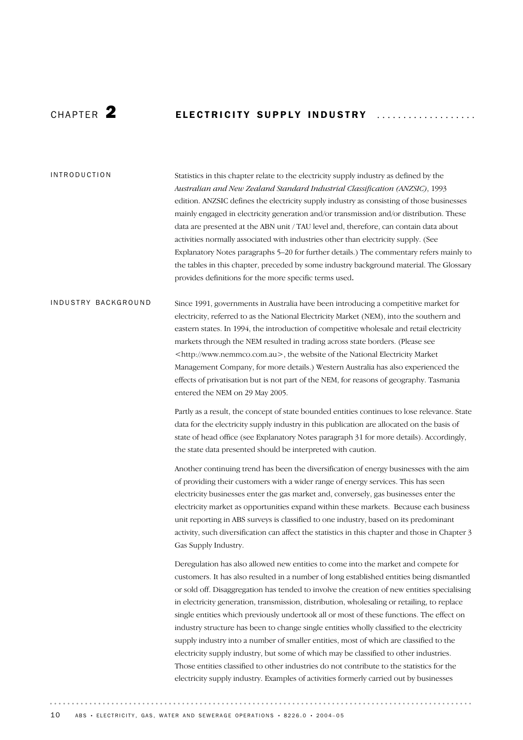# CHAPTER 2 ELECTRICITY SUPPLY INDUSTRY

## INTRODUCTION

Statistics in this chapter relate to the electricity supply industry as defined by the *Australian and New Zealand Standard Industrial Classification (ANZSIC)*, 1993 edition. ANZSIC defines the electricity supply industry as consisting of those businesses mainly engaged in electricity generation and/or transmission and/or distribution. These data are presented at the ABN unit / TAU level and, therefore, can contain data about activities normally associated with industries other than electricity supply. (See Explanatory Notes paragraphs 5–20 for further details.) The commentary refers mainly to the tables in this chapter, preceded by some industry background material. The Glossary provides definitions for the more specific terms used.

## INDUSTRY BACKGROUND

Since 1991, governments in Australia have been introducing a competitive market for electricity, referred to as the National Electricity Market (NEM), into the southern and eastern states. In 1994, the introduction of competitive wholesale and retail electricity markets through the NEM resulted in trading across state borders. (Please see <http://www.nemmco.com.au>, the website of the National Electricity Market Management Company, for more details.) Western Australia has also experienced the effects of privatisation but is not part of the NEM, for reasons of geography. Tasmania entered the NEM on 29 May 2005.

Partly as a result, the concept of state bounded entities continues to lose relevance. State data for the electricity supply industry in this publication are allocated on the basis of state of head office (see Explanatory Notes paragraph 31 for more details). Accordingly, the state data presented should be interpreted with caution.

Another continuing trend has been the diversification of energy businesses with the aim of providing their customers with a wider range of energy services. This has seen electricity businesses enter the gas market and, conversely, gas businesses enter the electricity market as opportunities expand within these markets. Because each business unit reporting in ABS surveys is classified to one industry, based on its predominant activity, such diversification can affect the statistics in this chapter and those in Chapter 3 Gas Supply Industry.

Deregulation has also allowed new entities to come into the market and compete for customers. It has also resulted in a number of long established entities being dismantled or sold off. Disaggregation has tended to involve the creation of new entities specialising in electricity generation, transmission, distribution, wholesaling or retailing, to replace single entities which previously undertook all or most of these functions. The effect on industry structure has been to change single entities wholly classified to the electricity supply industry into a number of smaller entities, most of which are classified to the electricity supply industry, but some of which may be classified to other industries. Those entities classified to other industries do not contribute to the statistics for the electricity supply industry. Examples of activities formerly carried out by businesses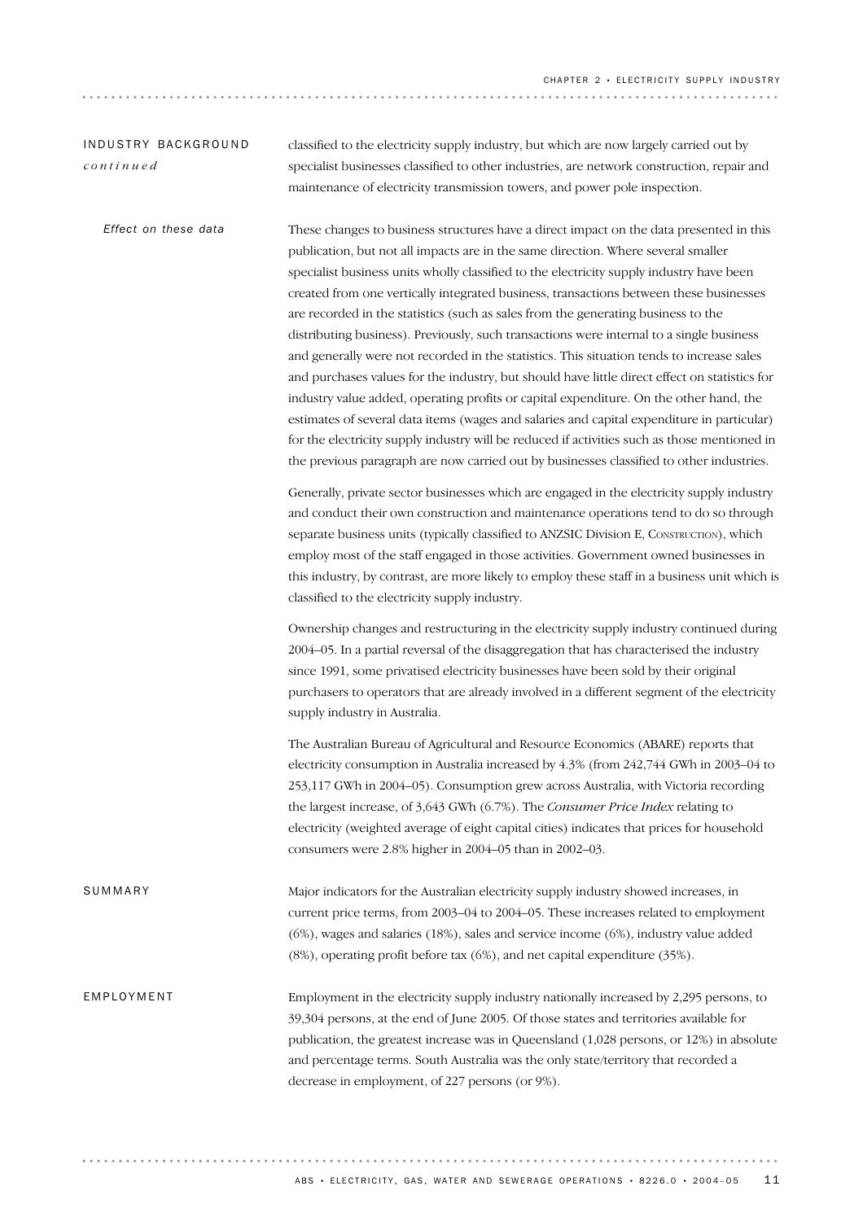## INDUSTRY BACKGROUND *continued*

classified to the electricity supply industry, but which are now largely carried out by specialist businesses classified to other industries, are network construction, repair and maintenance of electricity transmission towers, and power pole inspection.

### *Effect on these data*

These changes to business structures have a direct impact on the data presented in this publication, but not all impacts are in the same direction. Where several smaller specialist business units wholly classified to the electricity supply industry have been created from one vertically integrated business, transactions between these businesses are recorded in the statistics (such as sales from the generating business to the distributing business). Previously, such transactions were internal to a single business and generally were not recorded in the statistics. This situation tends to increase sales and purchases values for the industry, but should have little direct effect on statistics for industry value added, operating profits or capital expenditure. On the other hand, the estimates of several data items (wages and salaries and capital expenditure in particular) for the electricity supply industry will be reduced if activities such as those mentioned in the previous paragraph are now carried out by businesses classified to other industries.

Generally, private sector businesses which are engaged in the electricity supply industry and conduct their own construction and maintenance operations tend to do so through separate business units (typically classified to ANZSIC Division E, CONSTRUCTION), which employ most of the staff engaged in those activities. Government owned businesses in this industry, by contrast, are more likely to employ these staff in a business unit which is classified to the electricity supply industry.

Ownership changes and restructuring in the electricity supply industry continued during 2004–05. In a partial reversal of the disaggregation that has characterised the industry since 1991, some privatised electricity businesses have been sold by their original purchasers to operators that are already involved in a different segment of the electricity supply industry in Australia.

The Australian Bureau of Agricultural and Resource Economics (ABARE) reports that electricity consumption in Australia increased by 4.3% (from 242,744 GWh in 2003–04 to 253,117 GWh in 2004–05). Consumption grew across Australia, with Victoria recording the largest increase, of 3,643 GWh (6.7%). The *Consumer Price Index* relating to electricity (weighted average of eight capital cities) indicates that prices for household consumers were 2.8% higher in 2004–05 than in 2002–03.

## SUMMARY

Major indicators for the Australian electricity supply industry showed increases, in current price terms, from 2003–04 to 2004–05. These increases related to employment (6%), wages and salaries (18%), sales and service income (6%), industry value added (8%), operating profit before tax (6%), and net capital expenditure (35%).

## EMPLOYMENT

Employment in the electricity supply industry nationally increased by 2,295 persons, to 39,304 persons, at the end of June 2005. Of those states and territories available for publication, the greatest increase was in Queensland (1,028 persons, or 12%) in absolute and percentage terms. South Australia was the only state/territory that recorded a decrease in employment, of 227 persons (or 9%).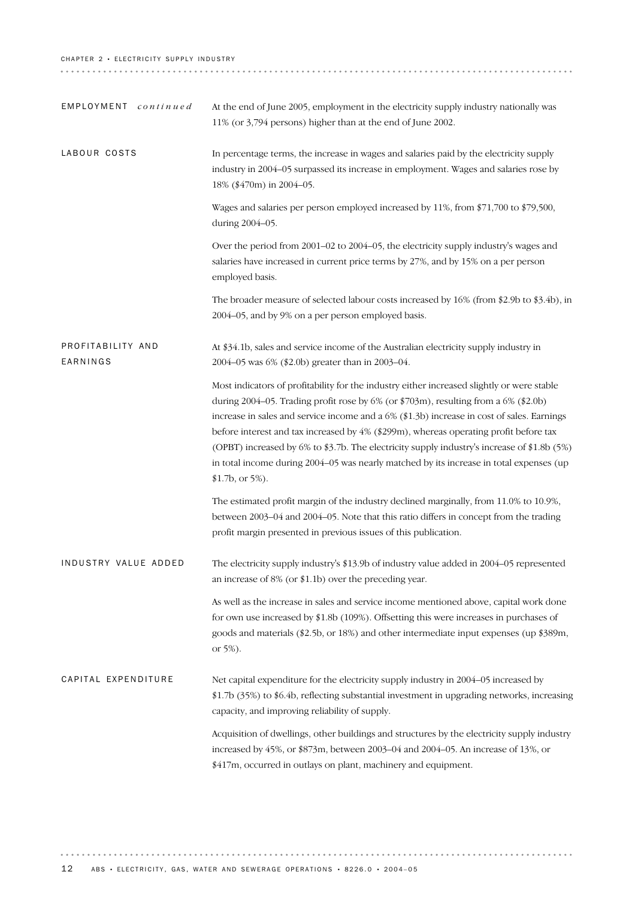## EMPLOYMENT *continued*

At the end of June 2005, employment in the electricity supply industry nationally was 11% (or 3,794 persons) higher than at the end of June 2002.

## LABOUR COSTS

In percentage terms, the increase in wages and salaries paid by the electricity supply industry in 2004–05 surpassed its increase in employment. Wages and salaries rose by 18% ($470m) in 2004–05.

Wages and salaries per person employed increased by 11%, from $71,700 to $79,500, during 2004–05.

Over the period from 2001–02 to 2004–05, the electricity supply industry's wages and salaries have increased in current price terms by 27%, and by 15% on a per person employed basis.

The broader measure of selected labour costs increased by 16% (from $2.9b to $3.4b), in 2004–05, and by 9% on a per person employed basis.

## PROFITABILITY AND EARNINGS

At $34.1b, sales and service income of the Australian electricity supply industry in 2004–05 was 6% ($2.0b) greater than in 2003–04.

Most indicators of profitability for the industry either increased slightly or were stable during 2004–05. Trading profit rose by 6% (or $703m), resulting from a 6% ($2.0b) increase in sales and service income and a 6% ($1.3b) increase in cost of sales. Earnings before interest and tax increased by 4% ($299m), whereas operating profit before tax (OPBT) increased by 6% to $3.7b. The electricity supply industry's increase of $1.8b (5%) in total income during 2004–05 was nearly matched by its increase in total expenses (up $1.7b, or 5%).

The estimated profit margin of the industry declined marginally, from 11.0% to 10.9%, between 2003–04 and 2004–05. Note that this ratio differs in concept from the trading profit margin presented in previous issues of this publication.

## INDUSTRY VALUE ADDED

The electricity supply industry's $13.9b of industry value added in 2004–05 represented an increase of 8% (or $1.1b) over the preceding year.

As well as the increase in sales and service income mentioned above, capital work done for own use increased by $1.8b (109%). Offsetting this were increases in purchases of goods and materials ($2.5b, or 18%) and other intermediate input expenses (up $389m, or 5%).

## CAPITAL EXPENDITURE

Net capital expenditure for the electricity supply industry in 2004–05 increased by $1.7b (35%) to $6.4b, reflecting substantial investment in upgrading networks, increasing capacity, and improving reliability of supply.

Acquisition of dwellings, other buildings and structures by the electricity supply industry increased by 45%, or $873m, between 2003–04 and 2004–05. An increase of 13%, or $417m, occurred in outlays on plant, machinery and equipment.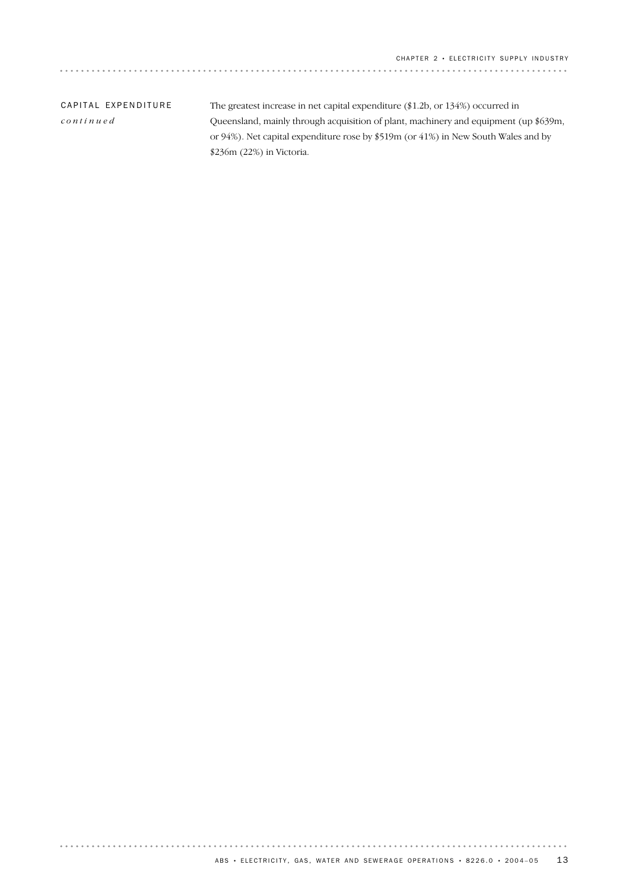## CAPITAL EXPENDITURE *continued*

The greatest increase in net capital expenditure ($1.2b, or 134%) occurred in Queensland, mainly through acquisition of plant, machinery and equipment (up $639m, or 94%). Net capital expenditure rose by $519m (or 41%) in New South Wales and by $236m (22%) in Victoria.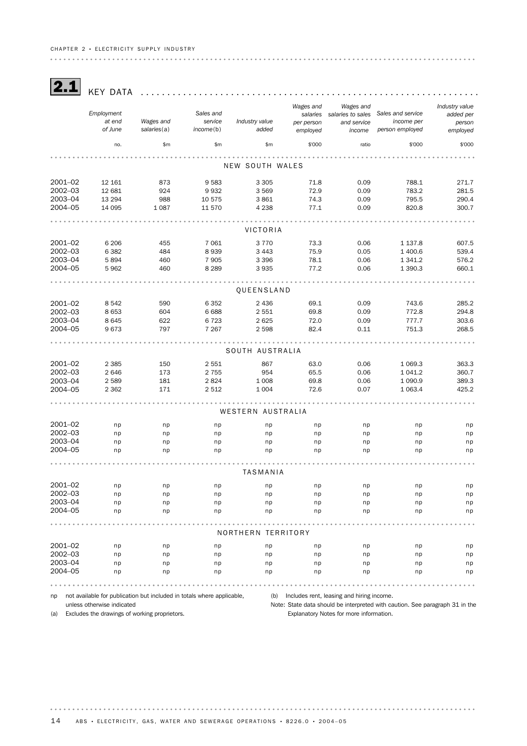## 2.1 KEY DATA

| | Employment at end of June | Wages and salaries(a) | Sales and service income(b) | Industry value added | Wages and salaries per person employed | Wages and salaries to sales and service income | Sales and service income per person employed | Industry value added per person employed |
|---|---|---|---|---|---|---|---|---|
| | no. | $m | $m | $m | $'000 | ratio | $'000 | $'000 |
| **NEW SOUTH WALES** | | | | | | | | |
| 2001–02 | 12 161 | 873 | 9 583 | 3 305 | 71.8 | 0.09 | 788.1 | 271.7 |
| 2002–03 | 12 681 | 924 | 9 932 | 3 569 | 72.9 | 0.09 | 783.2 | 281.5 |
| 2003–04 | 13 294 | 988 | 10 575 | 3 861 | 74.3 | 0.09 | 795.5 | 290.4 |
| 2004–05 | 14 095 | 1 087 | 11 570 | 4 238 | 77.1 | 0.09 | 820.8 | 300.7 |
| **VICTORIA** | | | | | | | | |
| 2001–02 | 6 206 | 455 | 7 061 | 3 770 | 73.3 | 0.06 | 1 137.8 | 607.5 |
| 2002–03 | 6 382 | 484 | 8 939 | 3 443 | 75.9 | 0.05 | 1 400.6 | 539.4 |
| 2003–04 | 5 894 | 460 | 7 905 | 3 396 | 78.1 | 0.06 | 1 341.2 | 576.2 |
| 2004–05 | 5 962 | 460 | 8 289 | 3 935 | 77.2 | 0.06 | 1 390.3 | 660.1 |
| **QUEENSLAND** | | | | | | | | |
| 2001–02 | 8 542 | 590 | 6 352 | 2 436 | 69.1 | 0.09 | 743.6 | 285.2 |
| 2002–03 | 8 653 | 604 | 6 688 | 2 551 | 69.8 | 0.09 | 772.8 | 294.8 |
| 2003–04 | 8 645 | 622 | 6 723 | 2 625 | 72.0 | 0.09 | 777.7 | 303.6 |
| 2004–05 | 9 673 | 797 | 7 267 | 2 598 | 82.4 | 0.11 | 751.3 | 268.5 |
| **SOUTH AUSTRALIA** | | | | | | | | |
| 2001–02 | 2 385 | 150 | 2 551 | 867 | 63.0 | 0.06 | 1 069.3 | 363.3 |
| 2002–03 | 2 646 | 173 | 2 755 | 954 | 65.5 | 0.06 | 1 041.2 | 360.7 |
| 2003–04 | 2 589 | 181 | 2 824 | 1 008 | 69.8 | 0.06 | 1 090.9 | 389.3 |
| 2004–05 | 2 362 | 171 | 2 512 | 1 004 | 72.6 | 0.07 | 1 063.4 | 425.2 |
| **WESTERN AUSTRALIA** | | | | | | | | |
| 2001–02 | np | np | np | np | np | np | np | np |
| 2002–03 | np | np | np | np | np | np | np | np |
| 2003–04 | np | np | np | np | np | np | np | np |
| 2004–05 | np | np | np | np | np | np | np | np |
| **TASMANIA** | | | | | | | | |
| 2001–02 | np | np | np | np | np | np | np | np |
| 2002–03 | np | np | np | np | np | np | np | np |
| 2003–04 | np | np | np | np | np | np | np | np |
| 2004–05 | np | np | np | np | np | np | np | np |
| **NORTHERN TERRITORY** | | | | | | | | |
| 2001–02 | np | np | np | np | np | np | np | np |
| 2002–03 | np | np | np | np | np | np | np | np |
| 2003–04 | np | np | np | np | np | np | np | np |
| 2004–05 | np | np | np | np | np | np | np | np |

np not available for publication but included in totals where applicable, unless otherwise indicated

(a) Excludes the drawings of working proprietors.

(b) Includes rent, leasing and hiring income.

Note: State data should be interpreted with caution. See paragraph 31 in the Explanatory Notes for more information.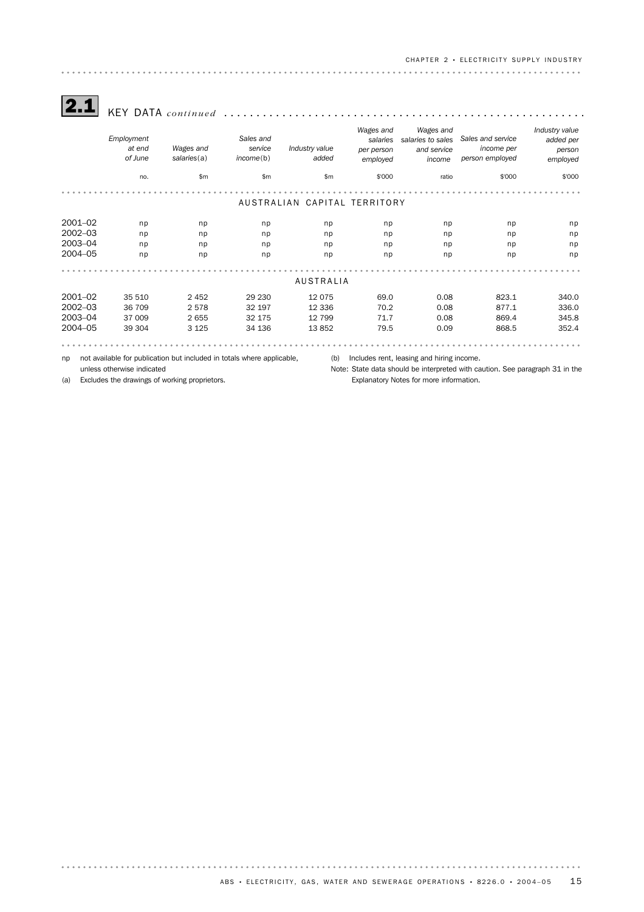## 2.1 KEY DATA *continued*

| | Employment at end of June | Wages and salaries(a) | Sales and service income(b) | Industry value added | Wages and salaries per person employed | Wages and salaries to sales and service income | Sales and service income per person employed | Industry value added per person employed |
|---|---|---|---|---|---|---|---|---|
| | no. | $m | $m | $m | $'000 | ratio | $'000 | $'000 |
| **AUSTRALIAN CAPITAL TERRITORY** | | | | | | | | |
| 2001–02 | np | np | np | np | np | np | np | np |
| 2002–03 | np | np | np | np | np | np | np | np |
| 2003–04 | np | np | np | np | np | np | np | np |
| 2004–05 | np | np | np | np | np | np | np | np |
| **AUSTRALIA** | | | | | | | | |
| 2001–02 | 35 510 | 2 452 | 29 230 | 12 075 | 69.0 | 0.08 | 823.1 | 340.0 |
| 2002–03 | 36 709 | 2 578 | 32 197 | 12 336 | 70.2 | 0.08 | 877.1 | 336.0 |
| 2003–04 | 37 009 | 2 655 | 32 175 | 12 799 | 71.7 | 0.08 | 869.4 | 345.8 |
| 2004–05 | 39 304 | 3 125 | 34 136 | 13 852 | 79.5 | 0.09 | 868.5 | 352.4 |

np not available for publication but included in totals where applicable, unless otherwise indicated

(a) Excludes the drawings of working proprietors.

(b) Includes rent, leasing and hiring income.

Note: State data should be interpreted with caution. See paragraph 31 in the Explanatory Notes for more information.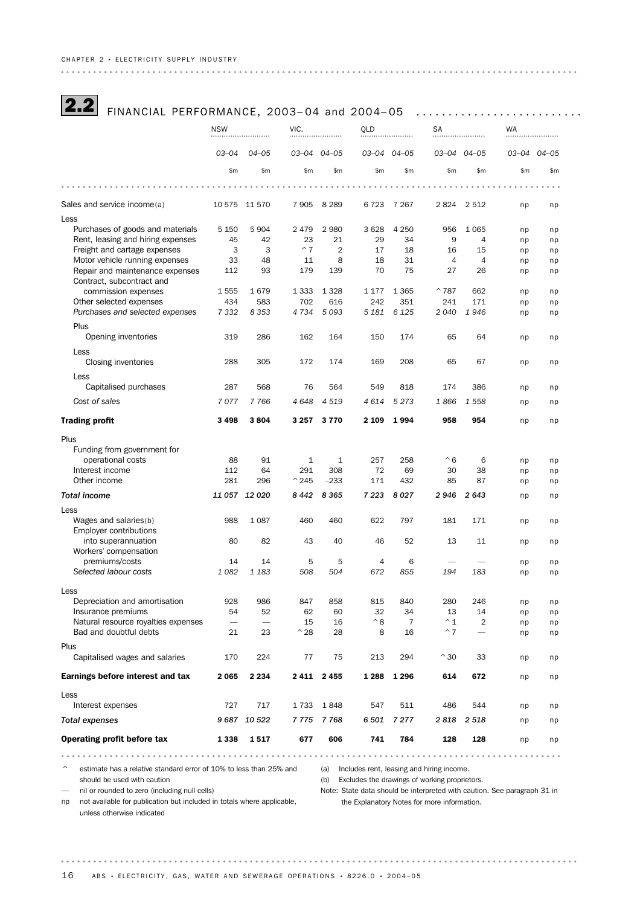## 2.2 FINANCIAL PERFORMANCE, 2003–04 and 2004–05

| | NSW | | VIC. | | QLD | | SA | | WA | |
|---|---|---|---|---|---|---|---|---|---|---|
| | *03–04* | *04–05* | *03–04* | *04–05* | *03–04* | *04–05* | *03–04* | *04–05* | *03–04* | *04–05* |
| | $m | $m | $m | $m | $m | $m | $m | $m | $m | $m |
| Sales and service income(a) | 10 575 | 11 570 | 7 905 | 8 289 | 6 723 | 7 267 | 2 824 | 2 512 | np | np |
| Less | | | | | | | | | | |
| Purchases of goods and materials | 5 150 | 5 904 | 2 479 | 2 980 | 3 628 | 4 250 | 956 | 1 065 | np | np |
| Rent, leasing and hiring expenses | 45 | 42 | 23 | 21 | 29 | 34 | 9 | 4 | np | np |
| Freight and cartage expenses | 3 | 3 | ^7 | 2 | 17 | 18 | 16 | 15 | np | np |
| Motor vehicle running expenses | 33 | 48 | 11 | 8 | 18 | 31 | 4 | 4 | np | np |
| Repair and maintenance expenses | 112 | 93 | 179 | 139 | 70 | 75 | 27 | 26 | np | np |
| Contract, subcontract and commission expenses | 1 555 | 1 679 | 1 333 | 1 328 | 1 177 | 1 365 | ^787 | 662 | np | np |
| Other selected expenses | 434 | 583 | 702 | 616 | 242 | 351 | 241 | 171 | np | np |
| *Purchases and selected expenses* | *7 332* | *8 353* | *4 734* | *5 093* | *5 181* | *6 125* | *2 040* | *1 946* | np | np |
| Plus | | | | | | | | | | |
| Opening inventories | 319 | 286 | 162 | 164 | 150 | 174 | 65 | 64 | np | np |
| Less | | | | | | | | | | |
| Closing inventories | 288 | 305 | 172 | 174 | 169 | 208 | 65 | 67 | np | np |
| Less | | | | | | | | | | |
| Capitalised purchases | 287 | 568 | 76 | 564 | 549 | 818 | 174 | 386 | np | np |
| *Cost of sales* | *7 077* | *7 766* | *4 648* | *4 519* | *4 614* | *5 273* | *1 866* | *1 558* | np | np |
| **Trading profit** | **3 498** | **3 804** | **3 257** | **3 770** | **2 109** | **1 994** | **958** | **954** | np | np |
| Plus | | | | | | | | | | |
| Funding from government for operational costs | 88 | 91 | 1 | 1 | 257 | 258 | ^6 | 6 | np | np |
| Interest income | 112 | 64 | 291 | 308 | 72 | 69 | 30 | 38 | np | np |
| Other income | 281 | 296 | ^245 | –233 | 171 | 432 | 85 | 87 | np | np |
| ***Total income*** | *11 057* | *12 020* | *8 442* | *8 365* | *7 223* | *8 027* | *2 946* | *2 643* | np | np |
| Less | | | | | | | | | | |
| Wages and salaries(b) | 988 | 1 087 | 460 | 460 | 622 | 797 | 181 | 171 | np | np |
| Employer contributions into superannuation | 80 | 82 | 43 | 40 | 46 | 52 | 13 | 11 | np | np |
| Workers' compensation premiums/costs | 14 | 14 | 5 | 5 | 4 | 6 | — | — | np | np |
| *Selected labour costs* | *1 082* | *1 183* | *508* | *504* | *672* | *855* | *194* | *183* | np | np |
| Less | | | | | | | | | | |
| Depreciation and amortisation | 928 | 986 | 847 | 858 | 815 | 840 | 280 | 246 | np | np |
| Insurance premiums | 54 | 52 | 62 | 60 | 32 | 34 | 13 | 14 | np | np |
| Natural resource royalties expenses | — | — | 15 | 16 | ^8 | 7 | ^1 | 2 | np | np |
| Bad and doubtful debts | 21 | 23 | ^28 | 28 | 8 | 16 | ^7 | — | np | np |
| Plus | | | | | | | | | | |
| Capitalised wages and salaries | 170 | 224 | 77 | 75 | 213 | 294 | ^30 | 33 | np | np |
| **Earnings before interest and tax** | **2 065** | **2 234** | **2 411** | **2 455** | **1 288** | **1 296** | **614** | **672** | np | np |
| Less | | | | | | | | | | |
| Interest expenses | 727 | 717 | 1 733 | 1 848 | 547 | 511 | 486 | 544 | np | np |
| ***Total expenses*** | *9 687* | *10 522* | *7 775* | *7 768* | *6 501* | *7 277* | *2 818* | *2 518* | np | np |
| **Operating profit before tax** | **1 338** | **1 517** | **677** | **606** | **741** | **784** | **128** | **128** | np | np |

^ estimate has a relative standard error of 10% to less than 25% and should be used with caution

— nil or rounded to zero (including null cells)

np not available for publication but included in totals where applicable, unless otherwise indicated

(a) Includes rent, leasing and hiring income.

(b) Excludes the drawings of working proprietors.

Note: State data should be interpreted with caution. See paragraph 31 in the Explanatory Notes for more information.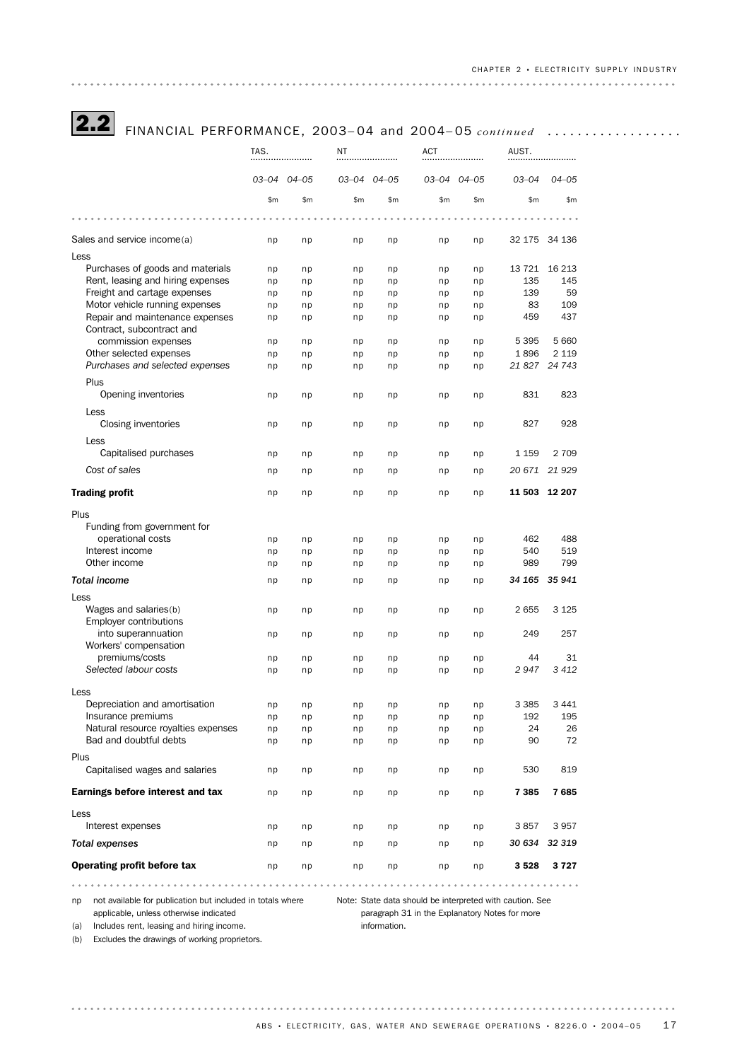## 2.2 FINANCIAL PERFORMANCE, 2003–04 and 2004–05 *continued*

| | TAS. | | NT | | ACT | | AUST. | |
|---|---|---|---|---|---|---|---|---|
| | *03–04* | *04–05* | *03–04* | *04–05* | *03–04* | *04–05* | *03–04* | *04–05* |
| | $m | $m | $m | $m | $m | $m | $m | $m |
| Sales and service income(a) | np | np | np | np | np | np | 32 175 | 34 136 |
| Less | | | | | | | | |
| Purchases of goods and materials | np | np | np | np | np | np | 13 721 | 16 213 |
| Rent, leasing and hiring expenses | np | np | np | np | np | np | 135 | 145 |
| Freight and cartage expenses | np | np | np | np | np | np | 139 | 59 |
| Motor vehicle running expenses | np | np | np | np | np | np | 83 | 109 |
| Repair and maintenance expenses | np | np | np | np | np | np | 459 | 437 |
| Contract, subcontract and commission expenses | np | np | np | np | np | np | 5 395 | 5 660 |
| Other selected expenses | np | np | np | np | np | np | 1 896 | 2 119 |
| *Purchases and selected expenses* | np | np | np | np | np | np | *21 827* | *24 743* |
| Plus | | | | | | | | |
| Opening inventories | np | np | np | np | np | np | 831 | 823 |
| Less | | | | | | | | |
| Closing inventories | np | np | np | np | np | np | 827 | 928 |
| Less | | | | | | | | |
| Capitalised purchases | np | np | np | np | np | np | 1 159 | 2 709 |
| *Cost of sales* | np | np | np | np | np | np | *20 671* | *21 929* |
| **Trading profit** | np | np | np | np | np | np | **11 503** | **12 207** |
| Plus | | | | | | | | |
| Funding from government for operational costs | np | np | np | np | np | np | 462 | 488 |
| Interest income | np | np | np | np | np | np | 540 | 519 |
| Other income | np | np | np | np | np | np | 989 | 799 |
| ***Total income*** | np | np | np | np | np | np | *34 165* | *35 941* |
| Less | | | | | | | | |
| Wages and salaries(b) | np | np | np | np | np | np | 2 655 | 3 125 |
| Employer contributions into superannuation | np | np | np | np | np | np | 249 | 257 |
| Workers' compensation premiums/costs | np | np | np | np | np | np | 44 | 31 |
| *Selected labour costs* | np | np | np | np | np | np | *2 947* | *3 412* |
| Less | | | | | | | | |
| Depreciation and amortisation | np | np | np | np | np | np | 3 385 | 3 441 |
| Insurance premiums | np | np | np | np | np | np | 192 | 195 |
| Natural resource royalties expenses | np | np | np | np | np | np | 24 | 26 |
| Bad and doubtful debts | np | np | np | np | np | np | 90 | 72 |
| Plus | | | | | | | | |
| Capitalised wages and salaries | np | np | np | np | np | np | 530 | 819 |
| **Earnings before interest and tax** | np | np | np | np | np | np | **7 385** | **7 685** |
| Less | | | | | | | | |
| Interest expenses | np | np | np | np | np | np | 3 857 | 3 957 |
| ***Total expenses*** | np | np | np | np | np | np | *30 634* | *32 319* |
| **Operating profit before tax** | np | np | np | np | np | np | **3 528** | **3 727** |

np not available for publication but included in totals where applicable, unless otherwise indicated

(a) Includes rent, leasing and hiring income.

(b) Excludes the drawings of working proprietors.

Note: State data should be interpreted with caution. See paragraph 31 in the Explanatory Notes for more information.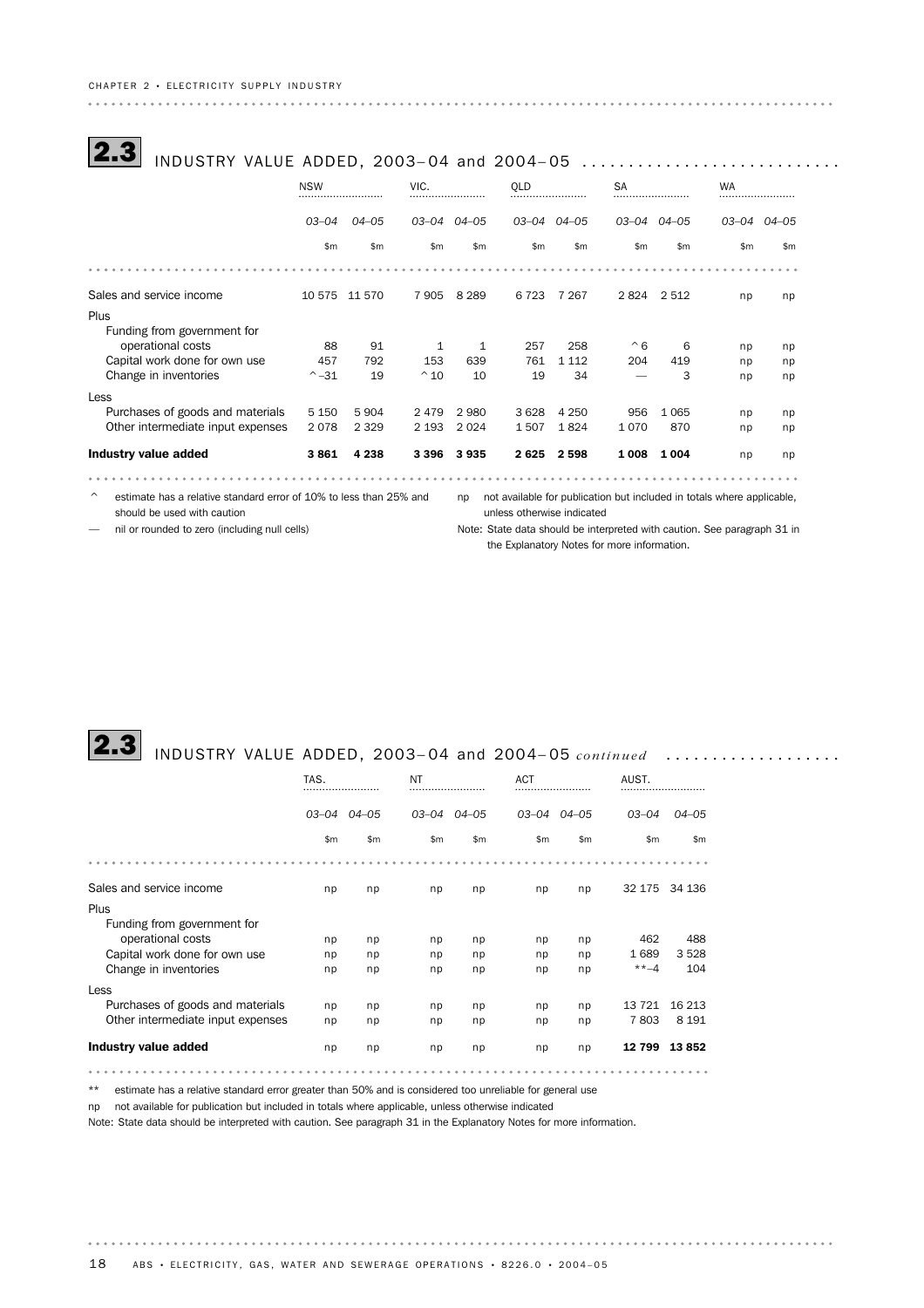## 2.3 INDUSTRY VALUE ADDED, 2003–04 and 2004–05

| | NSW | | VIC. | | QLD | | SA | | WA | |
|---|---|---|---|---|---|---|---|---|---|---|
| | 03–04 | 04–05 | 03–04 | 04–05 | 03–04 | 04–05 | 03–04 | 04–05 | 03–04 | 04–05 |
| | $m | $m | $m | $m | $m | $m | $m | $m | $m | $m |
| Sales and service income | 10 575 | 11 570 | 7 905 | 8 289 | 6 723 | 7 267 | 2 824 | 2 512 | np | np |
| **Plus** | | | | | | | | | | |
| Funding from government for operational costs | 88 | 91 | 1 | 1 | 257 | 258 | ^ 6 | 6 | np | np |
| Capital work done for own use | 457 | 792 | 153 | 639 | 761 | 1 112 | 204 | 419 | np | np |
| Change in inventories | ^ –31 | 19 | ^ 10 | 10 | 19 | 34 | — | 3 | np | np |
| **Less** | | | | | | | | | | |
| Purchases of goods and materials | 5 150 | 5 904 | 2 479 | 2 980 | 3 628 | 4 250 | 956 | 1 065 | np | np |
| Other intermediate input expenses | 2 078 | 2 329 | 2 193 | 2 024 | 1 507 | 1 824 | 1 070 | 870 | np | np |
| **Industry value added** | **3 861** | **4 238** | **3 396** | **3 935** | **2 625** | **2 598** | **1 008** | **1 004** | np | np |

^ estimate has a relative standard error of 10% to less than 25% and should be used with caution

— nil or rounded to zero (including null cells)

np not available for publication but included in totals where applicable, unless otherwise indicated

Note: State data should be interpreted with caution. See paragraph 31 in the Explanatory Notes for more information.

## 2.3 INDUSTRY VALUE ADDED, 2003–04 and 2004–05 *continued*

| | TAS. | | NT | | ACT | | AUST. | |
|---|---|---|---|---|---|---|---|---|
| | 03–04 | 04–05 | 03–04 | 04–05 | 03–04 | 04–05 | 03–04 | 04–05 |
| | $m | $m | $m | $m | $m | $m | $m | $m |
| Sales and service income | np | np | np | np | np | np | 32 175 | 34 136 |
| **Plus** | | | | | | | | |
| Funding from government for operational costs | np | np | np | np | np | np | 462 | 488 |
| Capital work done for own use | np | np | np | np | np | np | 1 689 | 3 528 |
| Change in inventories | np | np | np | np | np | np | ** –4 | 104 |
| **Less** | | | | | | | | |
| Purchases of goods and materials | np | np | np | np | np | np | 13 721 | 16 213 |
| Other intermediate input expenses | np | np | np | np | np | np | 7 803 | 8 191 |
| **Industry value added** | np | np | np | np | np | np | **12 799** | **13 852** |

** estimate has a relative standard error greater than 50% and is considered too unreliable for general use

np not available for publication but included in totals where applicable, unless otherwise indicated

Note: State data should be interpreted with caution. See paragraph 31 in the Explanatory Notes for more information.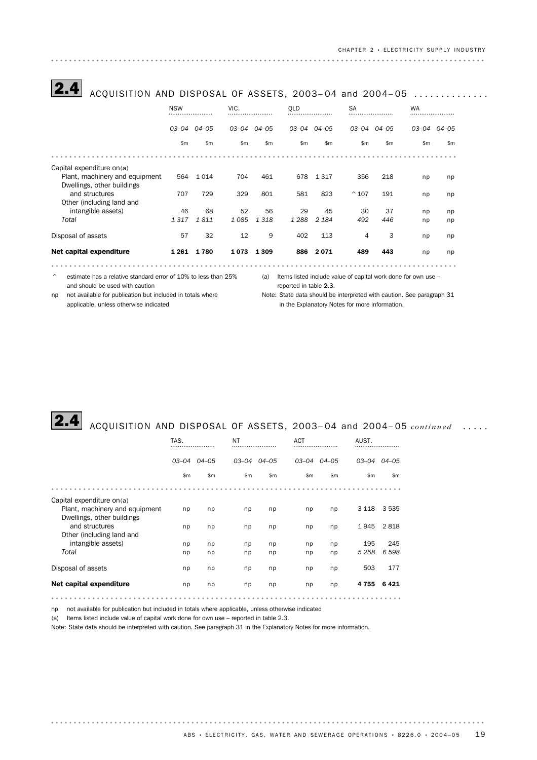## 2.4 ACQUISITION AND DISPOSAL OF ASSETS, 2003–04 and 2004–05

| | NSW | | VIC. | | QLD | | SA | | WA | |
|---|---|---|---|---|---|---|---|---|---|---|
| | *03–04* | *04–05* | *03–04* | *04–05* | *03–04* | *04–05* | *03–04* | *04–05* | *03–04* | *04–05* |
| | $m | $m | $m | $m | $m | $m | $m | $m | $m | $m |
| Capital expenditure on(a) | | | | | | | | | | |
| Plant, machinery and equipment | 564 | 1 014 | 704 | 461 | 678 | 1 317 | 356 | 218 | np | np |
| Dwellings, other buildings and structures | 707 | 729 | 329 | 801 | 581 | 823 | ^107 | 191 | np | np |
| Other (including land and intangible assets) | 46 | 68 | 52 | 56 | 29 | 45 | 30 | 37 | np | np |
| *Total* | *1 317* | *1 811* | *1 085* | *1 318* | *1 288* | *2 184* | *492* | *446* | np | np |
| Disposal of assets | 57 | 32 | 12 | 9 | 402 | 113 | 4 | 3 | np | np |
| **Net capital expenditure** | **1 261** | **1 780** | **1 073** | **1 309** | **886** | **2 071** | **489** | **443** | np | np |

^ estimate has a relative standard error of 10% to less than 25% and should be used with caution

np not available for publication but included in totals where applicable, unless otherwise indicated

(a) Items listed include value of capital work done for own use – reported in table 2.3.

Note: State data should be interpreted with caution. See paragraph 31 in the Explanatory Notes for more information.

## 2.4 ACQUISITION AND DISPOSAL OF ASSETS, 2003–04 and 2004–05 *continued*

| | TAS. | | NT | | ACT | | AUST. | |
|---|---|---|---|---|---|---|---|---|
| | *03–04* | *04–05* | *03–04* | *04–05* | *03–04* | *04–05* | *03–04* | *04–05* |
| | $m | $m | $m | $m | $m | $m | $m | $m |
| Capital expenditure on(a) | | | | | | | | |
| Plant, machinery and equipment | np | np | np | np | np | np | 3 118 | 3 535 |
| Dwellings, other buildings and structures | np | np | np | np | np | np | 1 945 | 2 818 |
| Other (including land and intangible assets) | np | np | np | np | np | np | 195 | 245 |
| *Total* | np | np | np | np | np | np | *5 258* | *6 598* |
| Disposal of assets | np | np | np | np | np | np | 503 | 177 |
| **Net capital expenditure** | np | np | np | np | np | np | **4 755** | **6 421** |

np not available for publication but included in totals where applicable, unless otherwise indicated

(a) Items listed include value of capital work done for own use – reported in table 2.3.

Note: State data should be interpreted with caution. See paragraph 31 in the Explanatory Notes for more information.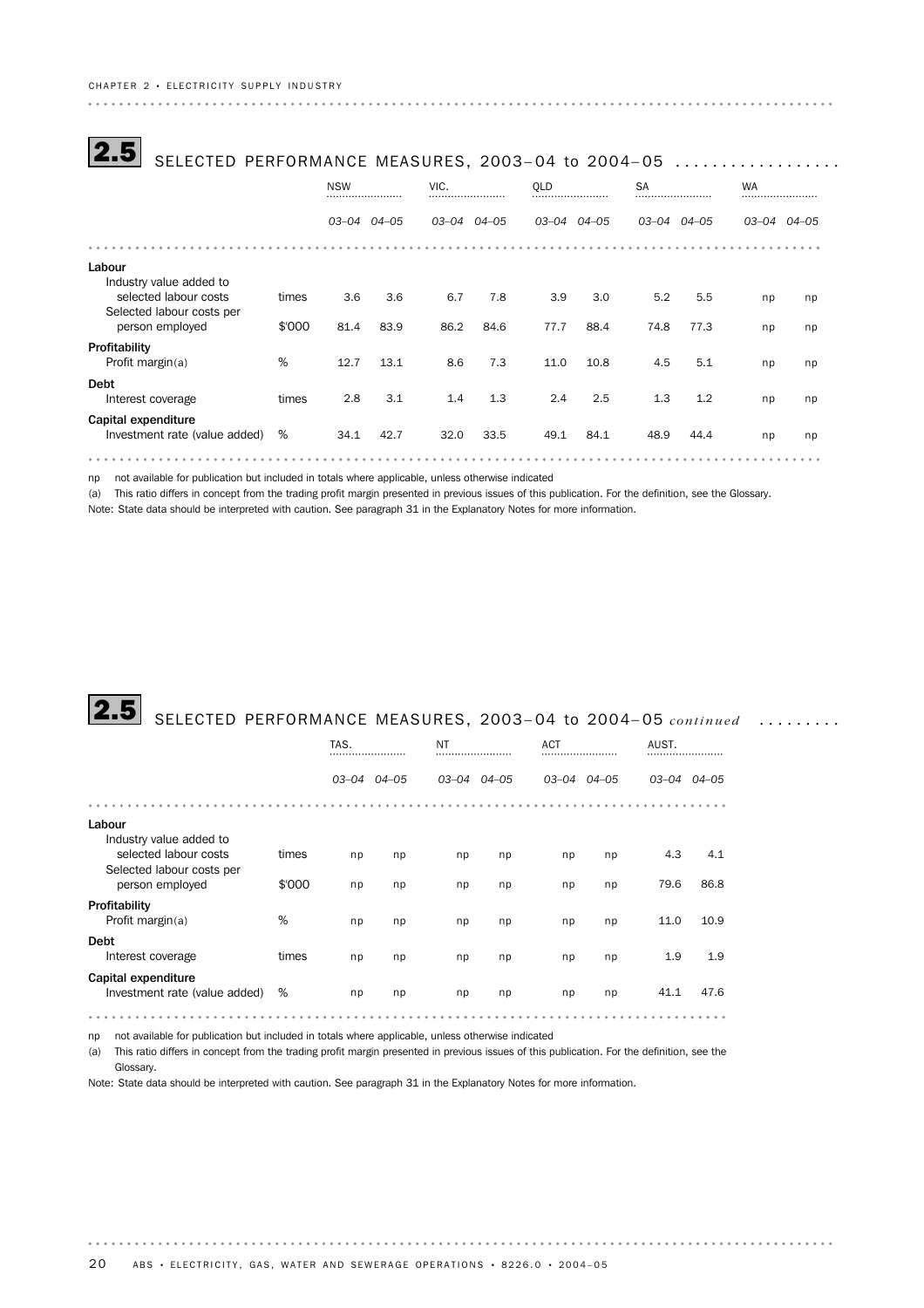## 2.5 SELECTED PERFORMANCE MEASURES, 2003–04 to 2004–05

| | | NSW | | VIC. | | QLD | | SA | | WA | |
|---|---|---|---|---|---|---|---|---|---|---|---|
| | | *03–04* | *04–05* | *03–04* | *04–05* | *03–04* | *04–05* | *03–04* | *04–05* | *03–04* | *04–05* |
| **Labour** | | | | | | | | | | | |
| Industry value added to selected labour costs | times | 3.6 | 3.6 | 6.7 | 7.8 | 3.9 | 3.0 | 5.2 | 5.5 | np | np |
| Selected labour costs per person employed | $'000 | 81.4 | 83.9 | 86.2 | 84.6 | 77.7 | 88.4 | 74.8 | 77.3 | np | np |
| **Profitability** | | | | | | | | | | | |
| Profit margin(a) | % | 12.7 | 13.1 | 8.6 | 7.3 | 11.0 | 10.8 | 4.5 | 5.1 | np | np |
| **Debt** | | | | | | | | | | | |
| Interest coverage | times | 2.8 | 3.1 | 1.4 | 1.3 | 2.4 | 2.5 | 1.3 | 1.2 | np | np |
| **Capital expenditure** | | | | | | | | | | | |
| Investment rate (value added) | % | 34.1 | 42.7 | 32.0 | 33.5 | 49.1 | 84.1 | 48.9 | 44.4 | np | np |

np not available for publication but included in totals where applicable, unless otherwise indicated

(a) This ratio differs in concept from the trading profit margin presented in previous issues of this publication. For the definition, see the Glossary.

Note: State data should be interpreted with caution. See paragraph 31 in the Explanatory Notes for more information.

## 2.5 SELECTED PERFORMANCE MEASURES, 2003–04 to 2004–05 *continued*

| | | TAS. | | NT | | ACT | | AUST. | |
|---|---|---|---|---|---|---|---|---|---|
| | | *03–04* | *04–05* | *03–04* | *04–05* | *03–04* | *04–05* | *03–04* | *04–05* |
| **Labour** | | | | | | | | | |
| Industry value added to selected labour costs | times | np | np | np | np | np | np | 4.3 | 4.1 |
| Selected labour costs per person employed | $'000 | np | np | np | np | np | np | 79.6 | 86.8 |
| **Profitability** | | | | | | | | | |
| Profit margin(a) | % | np | np | np | np | np | np | 11.0 | 10.9 |
| **Debt** | | | | | | | | | |
| Interest coverage | times | np | np | np | np | np | np | 1.9 | 1.9 |
| **Capital expenditure** | | | | | | | | | |
| Investment rate (value added) | % | np | np | np | np | np | np | 41.1 | 47.6 |

np not available for publication but included in totals where applicable, unless otherwise indicated

(a) This ratio differs in concept from the trading profit margin presented in previous issues of this publication. For the definition, see the Glossary.

Note: State data should be interpreted with caution. See paragraph 31 in the Explanatory Notes for more information.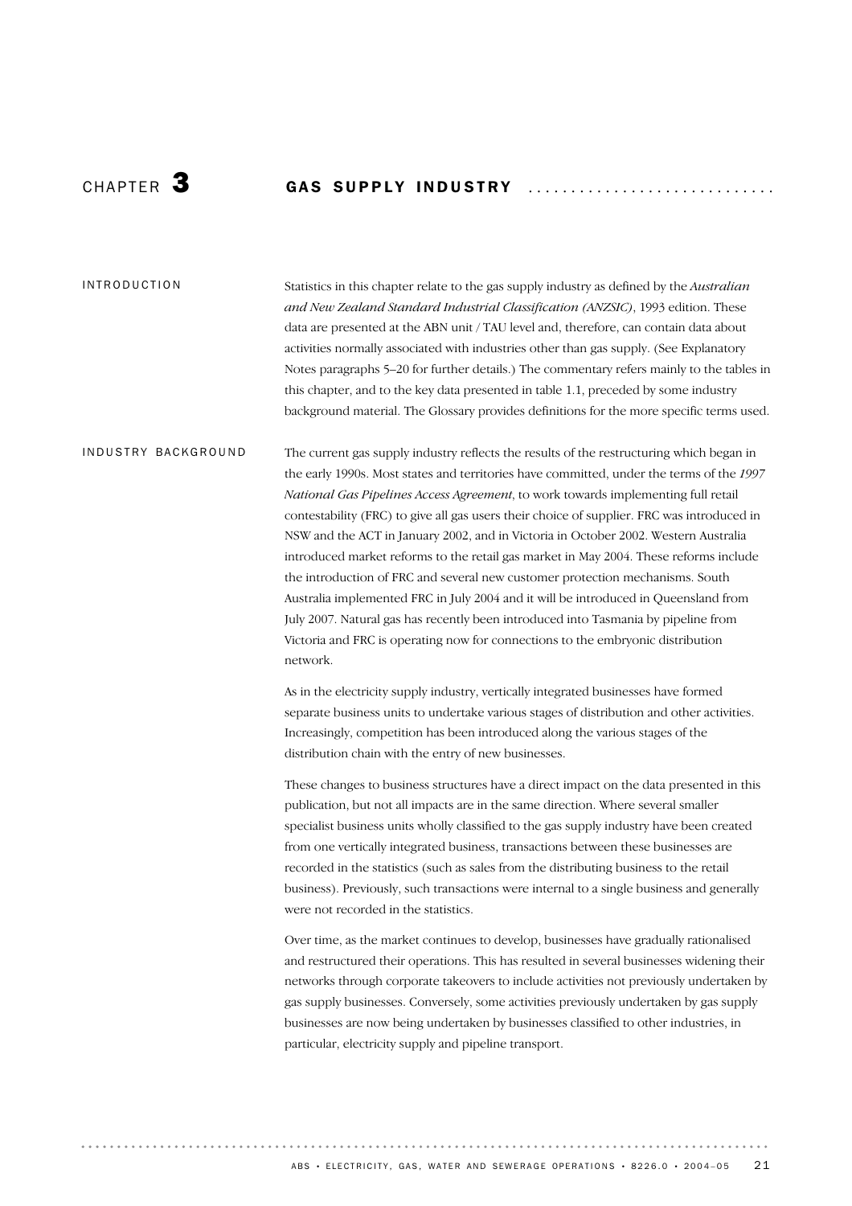# CHAPTER 3 GAS SUPPLY INDUSTRY

## INTRODUCTION

Statistics in this chapter relate to the gas supply industry as defined by the *Australian and New Zealand Standard Industrial Classification (ANZSIC)*, 1993 edition. These data are presented at the ABN unit / TAU level and, therefore, can contain data about activities normally associated with industries other than gas supply. (See Explanatory Notes paragraphs 5–20 for further details.) The commentary refers mainly to the tables in this chapter, and to the key data presented in table 1.1, preceded by some industry background material. The Glossary provides definitions for the more specific terms used.

## INDUSTRY BACKGROUND

The current gas supply industry reflects the results of the restructuring which began in the early 1990s. Most states and territories have committed, under the terms of the *1997 National Gas Pipelines Access Agreement*, to work towards implementing full retail contestability (FRC) to give all gas users their choice of supplier. FRC was introduced in NSW and the ACT in January 2002, and in Victoria in October 2002. Western Australia introduced market reforms to the retail gas market in May 2004. These reforms include the introduction of FRC and several new customer protection mechanisms. South Australia implemented FRC in July 2004 and it will be introduced in Queensland from July 2007. Natural gas has recently been introduced into Tasmania by pipeline from Victoria and FRC is operating now for connections to the embryonic distribution network.

As in the electricity supply industry, vertically integrated businesses have formed separate business units to undertake various stages of distribution and other activities. Increasingly, competition has been introduced along the various stages of the distribution chain with the entry of new businesses.

These changes to business structures have a direct impact on the data presented in this publication, but not all impacts are in the same direction. Where several smaller specialist business units wholly classified to the gas supply industry have been created from one vertically integrated business, transactions between these businesses are recorded in the statistics (such as sales from the distributing business to the retail business). Previously, such transactions were internal to a single business and generally were not recorded in the statistics.

Over time, as the market continues to develop, businesses have gradually rationalised and restructured their operations. This has resulted in several businesses widening their networks through corporate takeovers to include activities not previously undertaken by gas supply businesses. Conversely, some activities previously undertaken by gas supply businesses are now being undertaken by businesses classified to other industries, in particular, electricity supply and pipeline transport.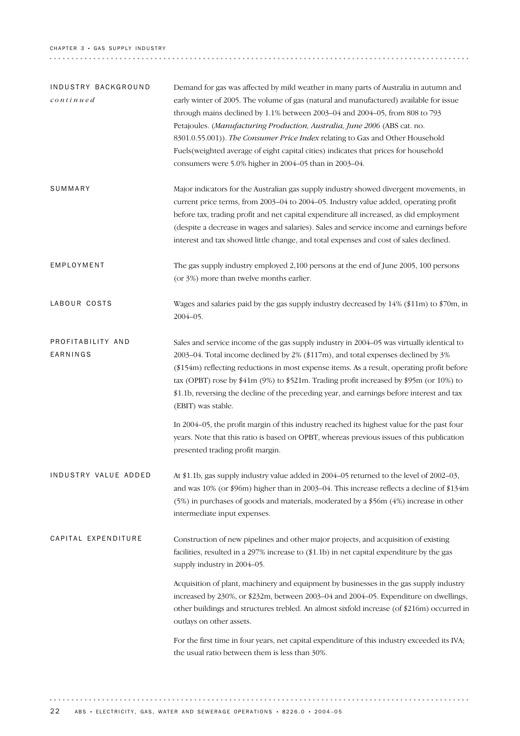## INDUSTRY BACKGROUND *continued*

Demand for gas was affected by mild weather in many parts of Australia in autumn and early winter of 2005. The volume of gas (natural and manufactured) available for issue through mains declined by 1.1% between 2003–04 and 2004–05, from 808 to 793 Petajoules. (*Manufacturing Production, Australia, June 2006* (ABS cat. no. 8301.0.55.001)). *The Consumer Price Index* relating to Gas and Other Household Fuels(weighted average of eight capital cities) indicates that prices for household consumers were 5.0% higher in 2004–05 than in 2003–04.

## SUMMARY

Major indicators for the Australian gas supply industry showed divergent movements, in current price terms, from 2003–04 to 2004–05. Industry value added, operating profit before tax, trading profit and net capital expenditure all increased, as did employment (despite a decrease in wages and salaries). Sales and service income and earnings before interest and tax showed little change, and total expenses and cost of sales declined.

## EMPLOYMENT

The gas supply industry employed 2,100 persons at the end of June 2005, 100 persons (or 3%) more than twelve months earlier.

## LABOUR COSTS

Wages and salaries paid by the gas supply industry decreased by 14% ($11m) to $70m, in 2004–05.

## PROFITABILITY AND EARNINGS

Sales and service income of the gas supply industry in 2004–05 was virtually identical to 2003–04. Total income declined by 2% ($117m), and total expenses declined by 3% ($154m) reflecting reductions in most expense items. As a result, operating profit before tax (OPBT) rose by $41m (9%) to $521m. Trading profit increased by $95m (or 10%) to $1.1b, reversing the decline of the preceding year, and earnings before interest and tax (EBIT) was stable.

In 2004–05, the profit margin of this industry reached its highest value for the past four years. Note that this ratio is based on OPBT, whereas previous issues of this publication presented trading profit margin.

## INDUSTRY VALUE ADDED

At $1.1b, gas supply industry value added in 2004–05 returned to the level of 2002–03, and was 10% (or $96m) higher than in 2003–04. This increase reflects a decline of $134m (5%) in purchases of goods and materials, moderated by a $56m (4%) increase in other intermediate input expenses.

## CAPITAL EXPENDITURE

Construction of new pipelines and other major projects, and acquisition of existing facilities, resulted in a 297% increase to ($1.1b) in net capital expenditure by the gas supply industry in 2004–05.

Acquisition of plant, machinery and equipment by businesses in the gas supply industry increased by 230%, or $232m, between 2003–04 and 2004–05. Expenditure on dwellings, other buildings and structures trebled. An almost sixfold increase (of $216m) occurred in outlays on other assets.

For the first time in four years, net capital expenditure of this industry exceeded its IVA; the usual ratio between them is less than 30%.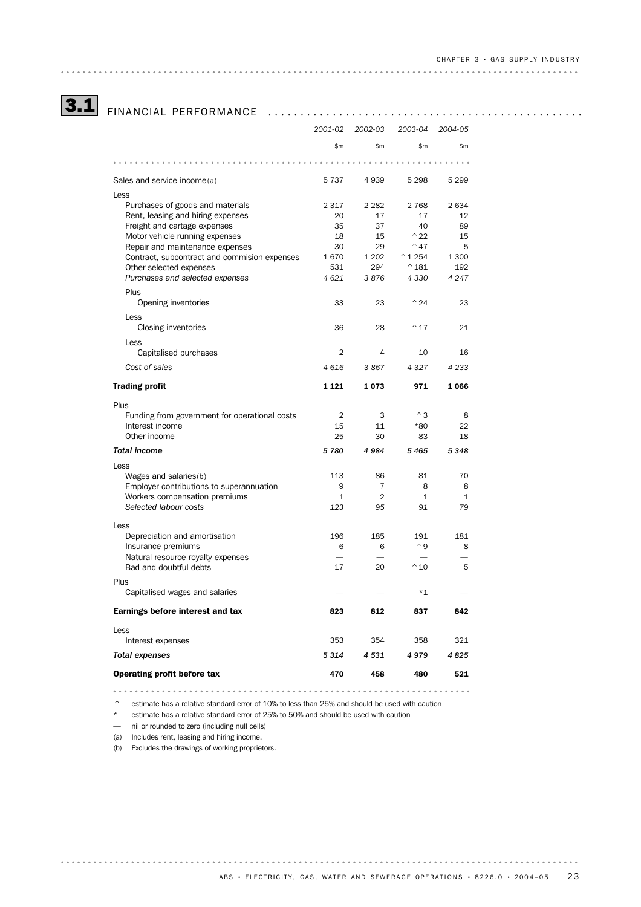## 3.1 FINANCIAL PERFORMANCE

| | 2001-02 | 2002-03 | 2003-04 | 2004-05 |
|---|---|---|---|---|
| | $m | $m | $m | $m |
| Sales and service income(a) | 5 737 | 4 939 | 5 298 | 5 299 |
| Less | | | | |
| Purchases of goods and materials | 2 317 | 2 282 | 2 768 | 2 634 |
| Rent, leasing and hiring expenses | 20 | 17 | 17 | 12 |
| Freight and cartage expenses | 35 | 37 | 40 | 89 |
| Motor vehicle running expenses | 18 | 15 | ^22 | 15 |
| Repair and maintenance expenses | 30 | 29 | ^47 | 5 |
| Contract, subcontract and commision expenses | 1 670 | 1 202 | ^1 254 | 1 300 |
| Other selected expenses | 531 | 294 | ^181 | 192 |
| *Purchases and selected expenses* | *4 621* | *3 876* | *4 330* | *4 247* |
| Plus | | | | |
| Opening inventories | 33 | 23 | ^24 | 23 |
| Less | | | | |
| Closing inventories | 36 | 28 | ^17 | 21 |
| Less | | | | |
| Capitalised purchases | 2 | 4 | 10 | 16 |
| *Cost of sales* | *4 616* | *3 867* | *4 327* | *4 233* |
| **Trading profit** | **1 121** | **1 073** | **971** | **1 066** |
| Plus | | | | |
| Funding from government for operational costs | 2 | 3 | ^3 | 8 |
| Interest income | 15 | 11 | *80 | 22 |
| Other income | 25 | 30 | 83 | 18 |
| ***Total income*** | ***5 780*** | ***4 984*** | ***5 465*** | ***5 348*** |
| Less | | | | |
| Wages and salaries(b) | 113 | 86 | 81 | 70 |
| Employer contributions to superannuation | 9 | 7 | 8 | 8 |
| Workers compensation premiums | 1 | 2 | 1 | 1 |
| *Selected labour costs* | *123* | *95* | *91* | *79* |
| Less | | | | |
| Depreciation and amortisation | 196 | 185 | 191 | 181 |
| Insurance premiums | 6 | 6 | ^9 | 8 |
| Natural resource royalty expenses | — | — | — | — |
| Bad and doubtful debts | 17 | 20 | ^10 | 5 |
| Plus | | | | |
| Capitalised wages and salaries | — | — | *1 | — |
| **Earnings before interest and tax** | **823** | **812** | **837** | **842** |
| Less | | | | |
| Interest expenses | 353 | 354 | 358 | 321 |
| ***Total expenses*** | ***5 314*** | ***4 531*** | ***4 979*** | ***4 825*** |
| **Operating profit before tax** | **470** | **458** | **480** | **521** |

^ estimate has a relative standard error of 10% to less than 25% and should be used with caution

* estimate has a relative standard error of 25% to 50% and should be used with caution

— nil or rounded to zero (including null cells)

(a) Includes rent, leasing and hiring income.

(b) Excludes the drawings of working proprietors.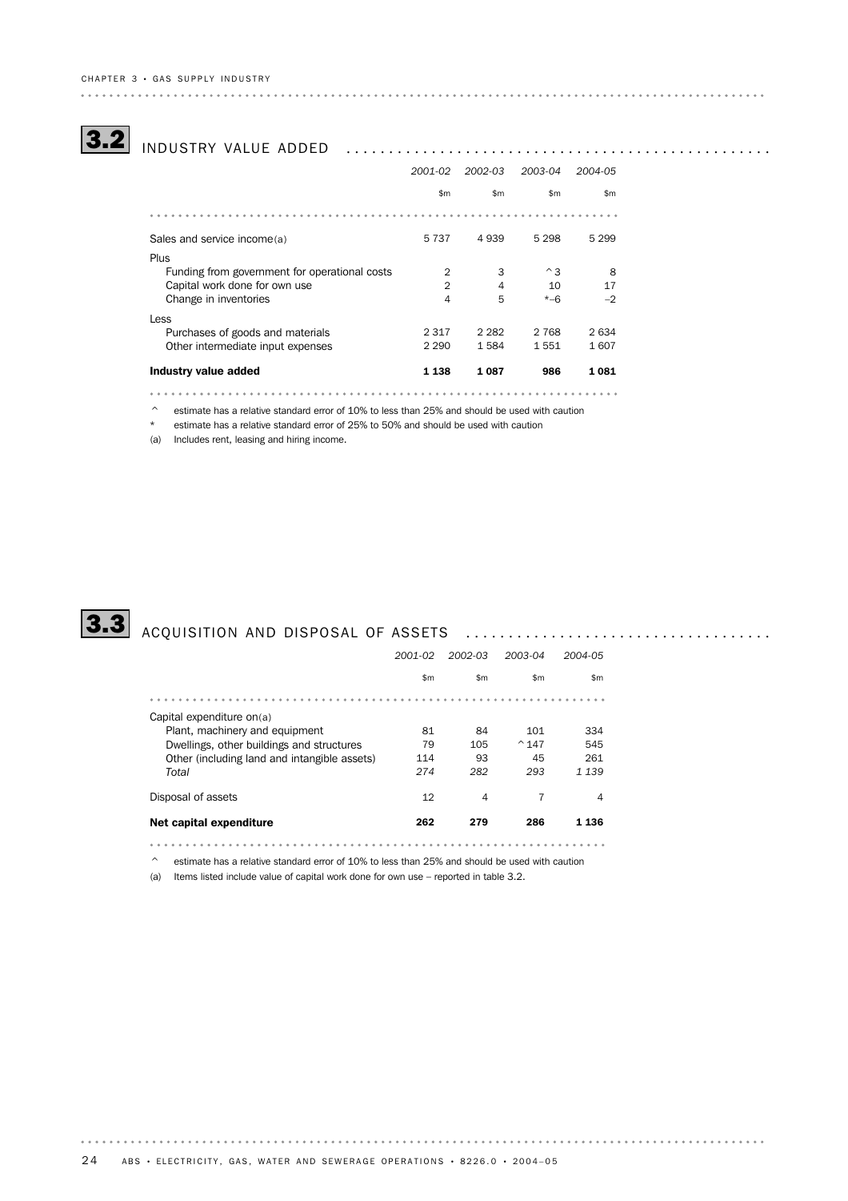## 3.2 INDUSTRY VALUE ADDED

| | 2001-02 | 2002-03 | 2003-04 | 2004-05 |
|---|---|---|---|---|
| | $m | $m | $m | $m |
| Sales and service income(a) | 5 737 | 4 939 | 5 298 | 5 299 |
| Plus | | | | |
| Funding from government for operational costs | 2 | 3 | ^3 | 8 |
| Capital work done for own use | 2 | 4 | 10 | 17 |
| Change in inventories | 4 | 5 | *–6 | –2 |
| Less | | | | |
| Purchases of goods and materials | 2 317 | 2 282 | 2 768 | 2 634 |
| Other intermediate input expenses | 2 290 | 1 584 | 1 551 | 1 607 |
| **Industry value added** | **1 138** | **1 087** | **986** | **1 081** |

^ estimate has a relative standard error of 10% to less than 25% and should be used with caution

* estimate has a relative standard error of 25% to 50% and should be used with caution

(a) Includes rent, leasing and hiring income.

## 3.3 ACQUISITION AND DISPOSAL OF ASSETS

| | 2001-02 | 2002-03 | 2003-04 | 2004-05 |
|---|---|---|---|---|
| | $m | $m | $m | $m |
| Capital expenditure on(a) | | | | |
| Plant, machinery and equipment | 81 | 84 | 101 | 334 |
| Dwellings, other buildings and structures | 79 | 105 | ^147 | 545 |
| Other (including land and intangible assets) | 114 | 93 | 45 | 261 |
| *Total* | *274* | *282* | *293* | *1 139* |
| Disposal of assets | 12 | 4 | 7 | 4 |
| **Net capital expenditure** | **262** | **279** | **286** | **1 136** |

^ estimate has a relative standard error of 10% to less than 25% and should be used with caution

(a) Items listed include value of capital work done for own use – reported in table 3.2.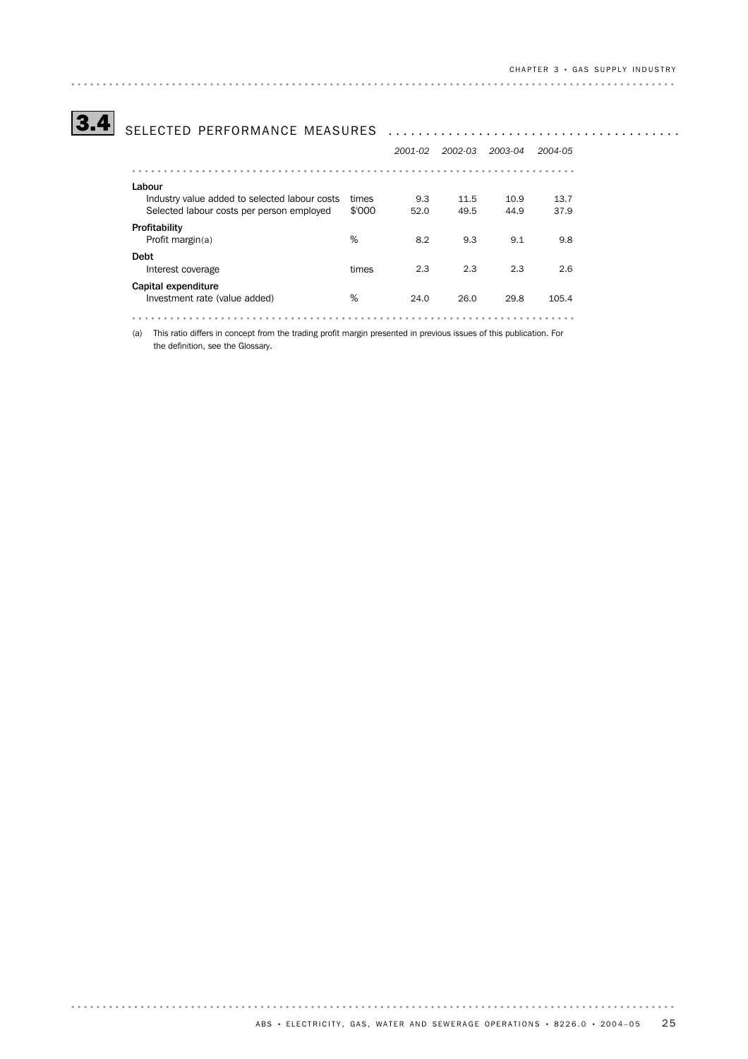## 3.4 SELECTED PERFORMANCE MEASURES

| | | 2001-02 | 2002-03 | 2003-04 | 2004-05 |
|---|---|---|---|---|---|
| **Labour** | | | | | |
| Industry value added to selected labour costs | times | 9.3 | 11.5 | 10.9 | 13.7 |
| Selected labour costs per person employed | $'000 | 52.0 | 49.5 | 44.9 | 37.9 |
| **Profitability** | | | | | |
| Profit margin(a) | % | 8.2 | 9.3 | 9.1 | 9.8 |
| **Debt** | | | | | |
| Interest coverage | times | 2.3 | 2.3 | 2.3 | 2.6 |
| **Capital expenditure** | | | | | |
| Investment rate (value added) | % | 24.0 | 26.0 | 29.8 | 105.4 |

(a) This ratio differs in concept from the trading profit margin presented in previous issues of this publication. For the definition, see the Glossary.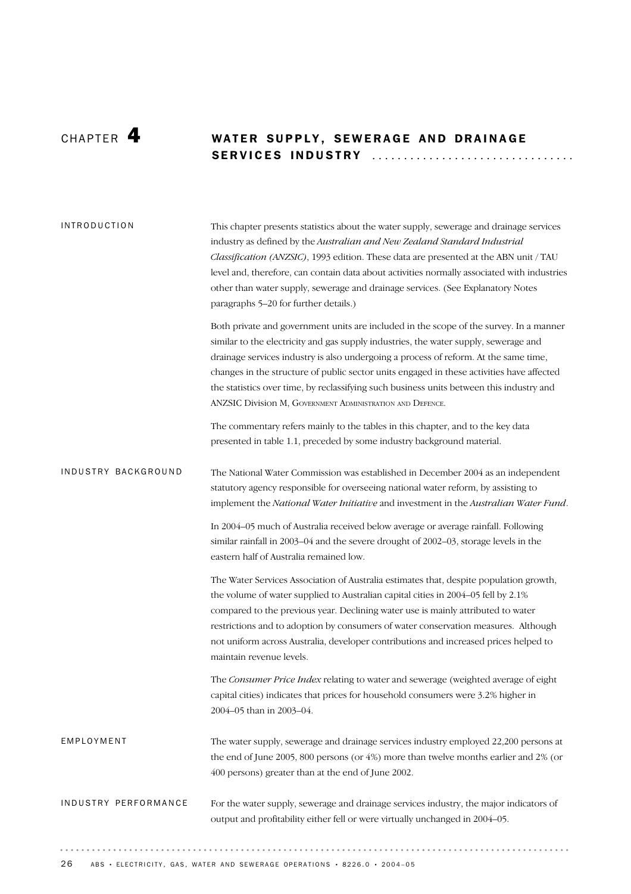# CHAPTER 4 WATER SUPPLY, SEWERAGE AND DRAINAGE SERVICES INDUSTRY

## INTRODUCTION

This chapter presents statistics about the water supply, sewerage and drainage services industry as defined by the *Australian and New Zealand Standard Industrial Classification (ANZSIC)*, 1993 edition. These data are presented at the ABN unit / TAU level and, therefore, can contain data about activities normally associated with industries other than water supply, sewerage and drainage services. (See Explanatory Notes paragraphs 5–20 for further details.)

Both private and government units are included in the scope of the survey. In a manner similar to the electricity and gas supply industries, the water supply, sewerage and drainage services industry is also undergoing a process of reform. At the same time, changes in the structure of public sector units engaged in these activities have affected the statistics over time, by reclassifying such business units between this industry and ANZSIC Division M, Government Administration and Defence.

The commentary refers mainly to the tables in this chapter, and to the key data presented in table 1.1, preceded by some industry background material.

## INDUSTRY BACKGROUND

The National Water Commission was established in December 2004 as an independent statutory agency responsible for overseeing national water reform, by assisting to implement the *National Water Initiative* and investment in the *Australian Water Fund*.

In 2004–05 much of Australia received below average or average rainfall. Following similar rainfall in 2003–04 and the severe drought of 2002–03, storage levels in the eastern half of Australia remained low.

The Water Services Association of Australia estimates that, despite population growth, the volume of water supplied to Australian capital cities in 2004–05 fell by 2.1% compared to the previous year. Declining water use is mainly attributed to water restrictions and to adoption by consumers of water conservation measures. Although not uniform across Australia, developer contributions and increased prices helped to maintain revenue levels.

The *Consumer Price Index* relating to water and sewerage (weighted average of eight capital cities) indicates that prices for household consumers were 3.2% higher in 2004–05 than in 2003–04.

## EMPLOYMENT

The water supply, sewerage and drainage services industry employed 22,200 persons at the end of June 2005, 800 persons (or 4%) more than twelve months earlier and 2% (or 400 persons) greater than at the end of June 2002.

## INDUSTRY PERFORMANCE

For the water supply, sewerage and drainage services industry, the major indicators of output and profitability either fell or were virtually unchanged in 2004–05.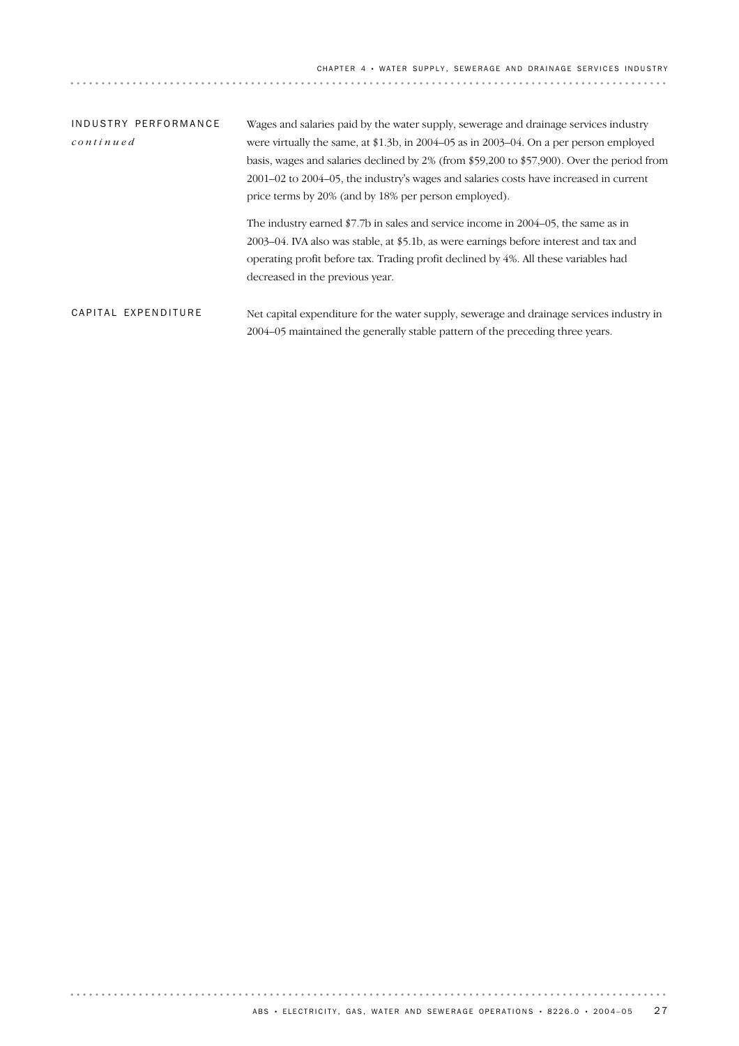## INDUSTRY PERFORMANCE *continued*

Wages and salaries paid by the water supply, sewerage and drainage services industry were virtually the same, at $1.3b, in 2004–05 as in 2003–04. On a per person employed basis, wages and salaries declined by 2% (from $59,200 to $57,900). Over the period from 2001–02 to 2004–05, the industry's wages and salaries costs have increased in current price terms by 20% (and by 18% per person employed).

The industry earned $7.7b in sales and service income in 2004–05, the same as in 2003–04. IVA also was stable, at $5.1b, as were earnings before interest and tax and operating profit before tax. Trading profit declined by 4%. All these variables had decreased in the previous year.

## CAPITAL EXPENDITURE

Net capital expenditure for the water supply, sewerage and drainage services industry in 2004–05 maintained the generally stable pattern of the preceding three years.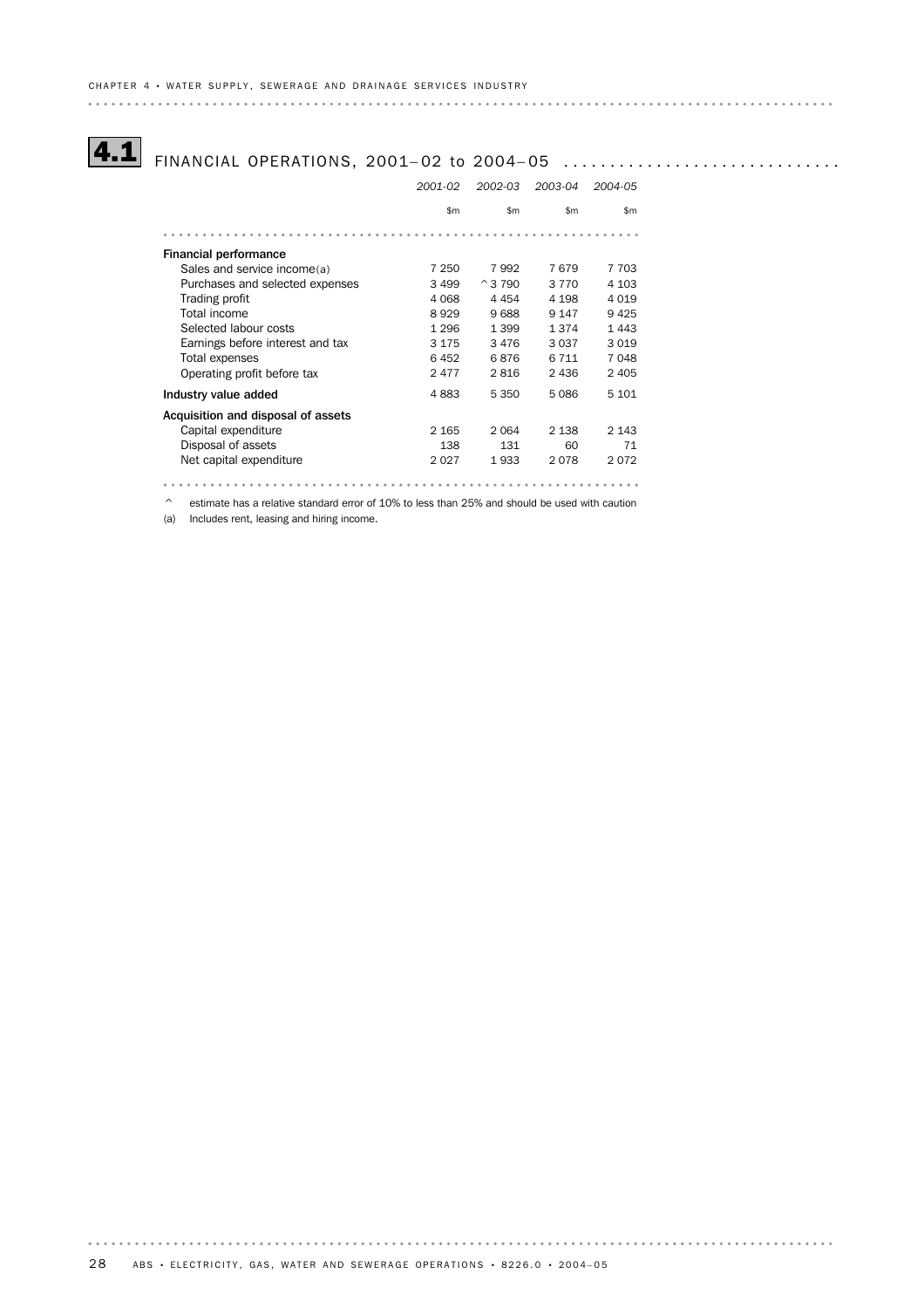## 4.1 FINANCIAL OPERATIONS, 2001–02 to 2004–05

| | 2001-02 | 2002-03 | 2003-04 | 2004-05 |
|---|---|---|---|---|
| | $m | $m | $m | $m |
| **Financial performance** | | | | |
| Sales and service income(a) | 7 250 | 7 992 | 7 679 | 7 703 |
| Purchases and selected expenses | 3 499 | ^3 790 | 3 770 | 4 103 |
| Trading profit | 4 068 | 4 454 | 4 198 | 4 019 |
| Total income | 8 929 | 9 688 | 9 147 | 9 425 |
| Selected labour costs | 1 296 | 1 399 | 1 374 | 1 443 |
| Earnings before interest and tax | 3 175 | 3 476 | 3 037 | 3 019 |
| Total expenses | 6 452 | 6 876 | 6 711 | 7 048 |
| Operating profit before tax | 2 477 | 2 816 | 2 436 | 2 405 |
| **Industry value added** | 4 883 | 5 350 | 5 086 | 5 101 |
| **Acquisition and disposal of assets** | | | | |
| Capital expenditure | 2 165 | 2 064 | 2 138 | 2 143 |
| Disposal of assets | 138 | 131 | 60 | 71 |
| Net capital expenditure | 2 027 | 1 933 | 2 078 | 2 072 |

^ estimate has a relative standard error of 10% to less than 25% and should be used with caution

(a) Includes rent, leasing and hiring income.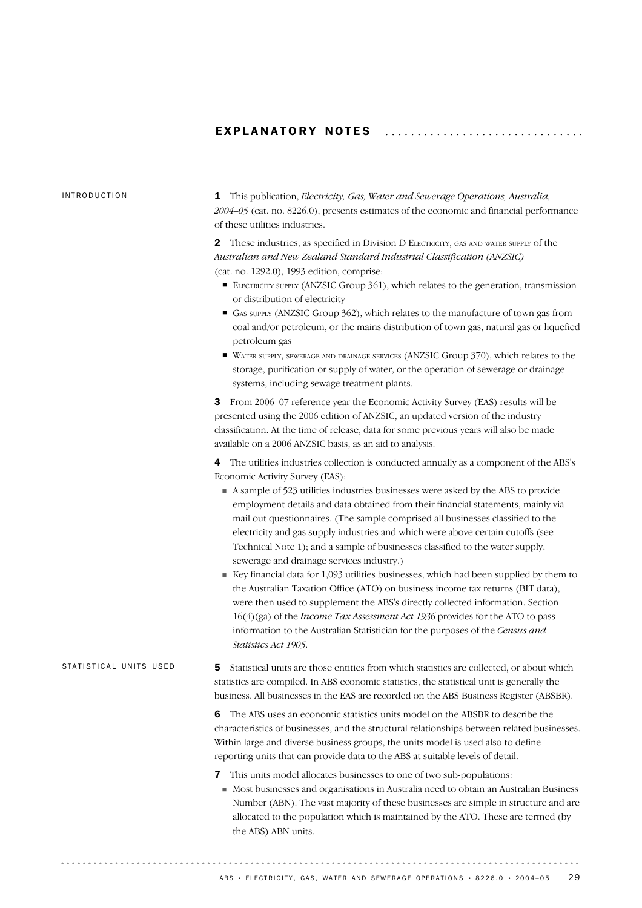# EXPLANATORY NOTES

## INTRODUCTION

**1** This publication, *Electricity, Gas, Water and Sewerage Operations, Australia, 2004–05* (cat. no. 8226.0), presents estimates of the economic and financial performance of these utilities industries.

**2** These industries, as specified in Division D Electricity, gas and water supply of the *Australian and New Zealand Standard Industrial Classification (ANZSIC)* (cat. no. 1292.0), 1993 edition, comprise:

- Electricity supply (ANZSIC Group 361), which relates to the generation, transmission or distribution of electricity
- Gas supply (ANZSIC Group 362), which relates to the manufacture of town gas from coal and/or petroleum, or the mains distribution of town gas, natural gas or liquefied petroleum gas
- Water supply, sewerage and drainage services (ANZSIC Group 370), which relates to the storage, purification or supply of water, or the operation of sewerage or drainage systems, including sewage treatment plants.

**3** From 2006–07 reference year the Economic Activity Survey (EAS) results will be presented using the 2006 edition of ANZSIC, an updated version of the industry classification. At the time of release, data for some previous years will also be made available on a 2006 ANZSIC basis, as an aid to analysis.

**4** The utilities industries collection is conducted annually as a component of the ABS's Economic Activity Survey (EAS):

- A sample of 523 utilities industries businesses were asked by the ABS to provide employment details and data obtained from their financial statements, mainly via mail out questionnaires. (The sample comprised all businesses classified to the electricity and gas supply industries and which were above certain cutoffs (see Technical Note 1); and a sample of businesses classified to the water supply, sewerage and drainage services industry.)
- Key financial data for 1,093 utilities businesses, which had been supplied by them to the Australian Taxation Office (ATO) on business income tax returns (BIT data), were then used to supplement the ABS's directly collected information. Section 16(4)(ga) of the *Income Tax Assessment Act 1936* provides for the ATO to pass information to the Australian Statistician for the purposes of the *Census and Statistics Act 1905*.

## STATISTICAL UNITS USED

**5** Statistical units are those entities from which statistics are collected, or about which statistics are compiled. In ABS economic statistics, the statistical unit is generally the business. All businesses in the EAS are recorded on the ABS Business Register (ABSBR).

**6** The ABS uses an economic statistics units model on the ABSBR to describe the characteristics of businesses, and the structural relationships between related businesses. Within large and diverse business groups, the units model is used also to define reporting units that can provide data to the ABS at suitable levels of detail.

**7** This units model allocates businesses to one of two sub-populations:

- Most businesses and organisations in Australia need to obtain an Australian Business Number (ABN). The vast majority of these businesses are simple in structure and are allocated to the population which is maintained by the ATO. These are termed (by the ABS) ABN units.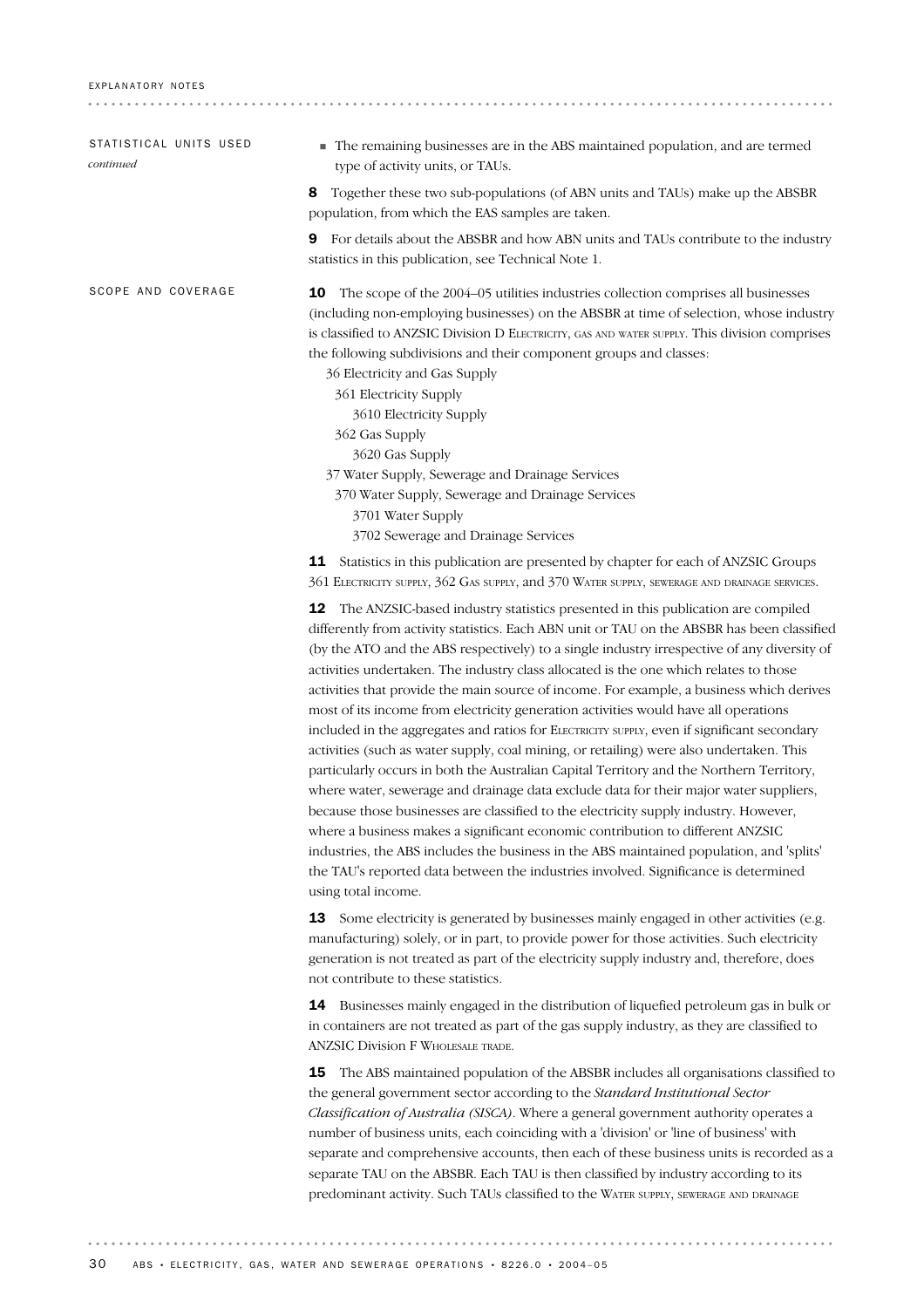## STATISTICAL UNITS USED *continued*

- The remaining businesses are in the ABS maintained population, and are termed type of activity units, or TAUs.

**8** Together these two sub-populations (of ABN units and TAUs) make up the ABSBR population, from which the EAS samples are taken.

**9** For details about the ABSBR and how ABN units and TAUs contribute to the industry statistics in this publication, see Technical Note 1.

## SCOPE AND COVERAGE

**10** The scope of the 2004–05 utilities industries collection comprises all businesses (including non-employing businesses) on the ABSBR at time of selection, whose industry is classified to ANZSIC Division D ELECTRICITY, GAS AND WATER SUPPLY. This division comprises the following subdivisions and their component groups and classes:

- 36 Electricity and Gas Supply
  - 361 Electricity Supply
    - 3610 Electricity Supply
  - 362 Gas Supply
    - 3620 Gas Supply
- 37 Water Supply, Sewerage and Drainage Services
  - 370 Water Supply, Sewerage and Drainage Services
    - 3701 Water Supply
    - 3702 Sewerage and Drainage Services

**11** Statistics in this publication are presented by chapter for each of ANZSIC Groups 361 ELECTRICITY SUPPLY, 362 GAS SUPPLY, and 370 WATER SUPPLY, SEWERAGE AND DRAINAGE SERVICES.

**12** The ANZSIC-based industry statistics presented in this publication are compiled differently from activity statistics. Each ABN unit or TAU on the ABSBR has been classified (by the ATO and the ABS respectively) to a single industry irrespective of any diversity of activities undertaken. The industry class allocated is the one which relates to those activities that provide the main source of income. For example, a business which derives most of its income from electricity generation activities would have all operations included in the aggregates and ratios for ELECTRICITY SUPPLY, even if significant secondary activities (such as water supply, coal mining, or retailing) were also undertaken. This particularly occurs in both the Australian Capital Territory and the Northern Territory, where water, sewerage and drainage data exclude data for their major water suppliers, because those businesses are classified to the electricity supply industry. However, where a business makes a significant economic contribution to different ANZSIC industries, the ABS includes the business in the ABS maintained population, and 'splits' the TAU's reported data between the industries involved. Significance is determined using total income.

**13** Some electricity is generated by businesses mainly engaged in other activities (e.g. manufacturing) solely, or in part, to provide power for those activities. Such electricity generation is not treated as part of the electricity supply industry and, therefore, does not contribute to these statistics.

**14** Businesses mainly engaged in the distribution of liquefied petroleum gas in bulk or in containers are not treated as part of the gas supply industry, as they are classified to ANZSIC Division F WHOLESALE TRADE.

**15** The ABS maintained population of the ABSBR includes all organisations classified to the general government sector according to the *Standard Institutional Sector Classification of Australia (SISCA)*. Where a general government authority operates a number of business units, each coinciding with a 'division' or 'line of business' with separate and comprehensive accounts, then each of these business units is recorded as a separate TAU on the ABSBR. Each TAU is then classified by industry according to its predominant activity. Such TAUs classified to the WATER SUPPLY, SEWERAGE AND DRAINAGE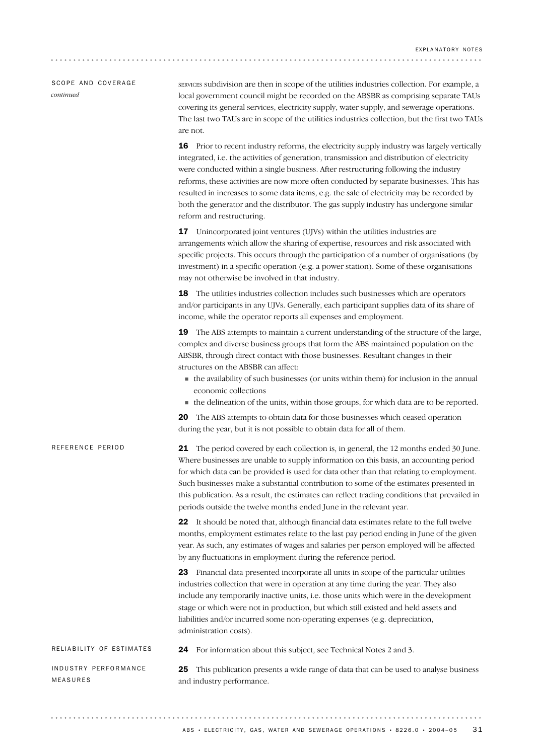## SCOPE AND COVERAGE *continued*

SERVICES subdivision are then in scope of the utilities industries collection. For example, a local government council might be recorded on the ABSBR as comprising separate TAUs covering its general services, electricity supply, water supply, and sewerage operations. The last two TAUs are in scope of the utilities industries collection, but the first two TAUs are not.

**16** Prior to recent industry reforms, the electricity supply industry was largely vertically integrated, i.e. the activities of generation, transmission and distribution of electricity were conducted within a single business. After restructuring following the industry reforms, these activities are now more often conducted by separate businesses. This has resulted in increases to some data items, e.g. the sale of electricity may be recorded by both the generator and the distributor. The gas supply industry has undergone similar reform and restructuring.

**17** Unincorporated joint ventures (UJVs) within the utilities industries are arrangements which allow the sharing of expertise, resources and risk associated with specific projects. This occurs through the participation of a number of organisations (by investment) in a specific operation (e.g. a power station). Some of these organisations may not otherwise be involved in that industry.

**18** The utilities industries collection includes such businesses which are operators and/or participants in any UJVs. Generally, each participant supplies data of its share of income, while the operator reports all expenses and employment.

**19** The ABS attempts to maintain a current understanding of the structure of the large, complex and diverse business groups that form the ABS maintained population on the ABSBR, through direct contact with those businesses. Resultant changes in their structures on the ABSBR can affect:

- the availability of such businesses (or units within them) for inclusion in the annual economic collections
- the delineation of the units, within those groups, for which data are to be reported.

**20** The ABS attempts to obtain data for those businesses which ceased operation during the year, but it is not possible to obtain data for all of them.

## REFERENCE PERIOD

**21** The period covered by each collection is, in general, the 12 months ended 30 June. Where businesses are unable to supply information on this basis, an accounting period for which data can be provided is used for data other than that relating to employment. Such businesses make a substantial contribution to some of the estimates presented in this publication. As a result, the estimates can reflect trading conditions that prevailed in periods outside the twelve months ended June in the relevant year.

**22** It should be noted that, although financial data estimates relate to the full twelve months, employment estimates relate to the last pay period ending in June of the given year. As such, any estimates of wages and salaries per person employed will be affected by any fluctuations in employment during the reference period.

**23** Financial data presented incorporate all units in scope of the particular utilities industries collection that were in operation at any time during the year. They also include any temporarily inactive units, i.e. those units which were in the development stage or which were not in production, but which still existed and held assets and liabilities and/or incurred some non-operating expenses (e.g. depreciation, administration costs).

## RELIABILITY OF ESTIMATES

**24** For information about this subject, see Technical Notes 2 and 3.

## INDUSTRY PERFORMANCE MEASURES

**25** This publication presents a wide range of data that can be used to analyse business and industry performance.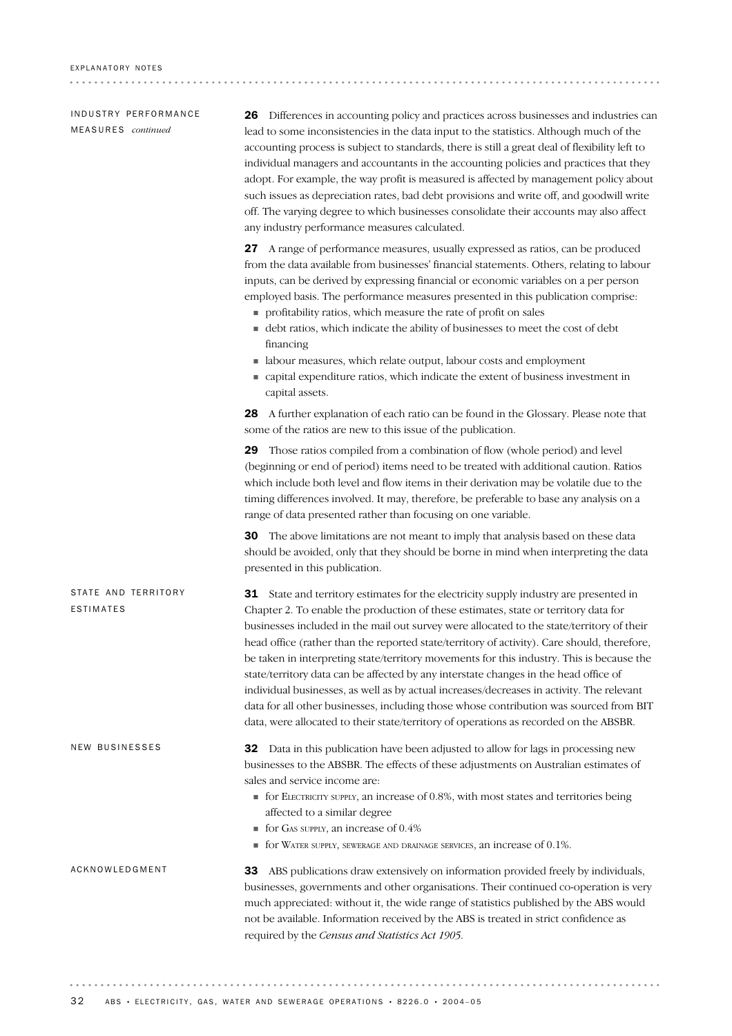## INDUSTRY PERFORMANCE MEASURES *continued*

**26** Differences in accounting policy and practices across businesses and industries can lead to some inconsistencies in the data input to the statistics. Although much of the accounting process is subject to standards, there is still a great deal of flexibility left to individual managers and accountants in the accounting policies and practices that they adopt. For example, the way profit is measured is affected by management policy about such issues as depreciation rates, bad debt provisions and write off, and goodwill write off. The varying degree to which businesses consolidate their accounts may also affect any industry performance measures calculated.

**27** A range of performance measures, usually expressed as ratios, can be produced from the data available from businesses' financial statements. Others, relating to labour inputs, can be derived by expressing financial or economic variables on a per person employed basis. The performance measures presented in this publication comprise:

- profitability ratios, which measure the rate of profit on sales
- debt ratios, which indicate the ability of businesses to meet the cost of debt financing
- labour measures, which relate output, labour costs and employment
- capital expenditure ratios, which indicate the extent of business investment in capital assets.

**28** A further explanation of each ratio can be found in the Glossary. Please note that some of the ratios are new to this issue of the publication.

**29** Those ratios compiled from a combination of flow (whole period) and level (beginning or end of period) items need to be treated with additional caution. Ratios which include both level and flow items in their derivation may be volatile due to the timing differences involved. It may, therefore, be preferable to base any analysis on a range of data presented rather than focusing on one variable.

**30** The above limitations are not meant to imply that analysis based on these data should be avoided, only that they should be borne in mind when interpreting the data presented in this publication.

## STATE AND TERRITORY ESTIMATES

**31** State and territory estimates for the electricity supply industry are presented in Chapter 2. To enable the production of these estimates, state or territory data for businesses included in the mail out survey were allocated to the state/territory of their head office (rather than the reported state/territory of activity). Care should, therefore, be taken in interpreting state/territory movements for this industry. This is because the state/territory data can be affected by any interstate changes in the head office of individual businesses, as well as by actual increases/decreases in activity. The relevant data for all other businesses, including those whose contribution was sourced from BIT data, were allocated to their state/territory of operations as recorded on the ABSBR.

## NEW BUSINESSES

**32** Data in this publication have been adjusted to allow for lags in processing new businesses to the ABSBR. The effects of these adjustments on Australian estimates of sales and service income are:

- for ELECTRICITY SUPPLY, an increase of 0.8%, with most states and territories being affected to a similar degree
- for GAS SUPPLY, an increase of 0.4%
- for WATER SUPPLY, SEWERAGE AND DRAINAGE SERVICES, an increase of 0.1%.

## ACKNOWLEDGMENT

**33** ABS publications draw extensively on information provided freely by individuals, businesses, governments and other organisations. Their continued co-operation is very much appreciated: without it, the wide range of statistics published by the ABS would not be available. Information received by the ABS is treated in strict confidence as required by the *Census and Statistics Act 1905*.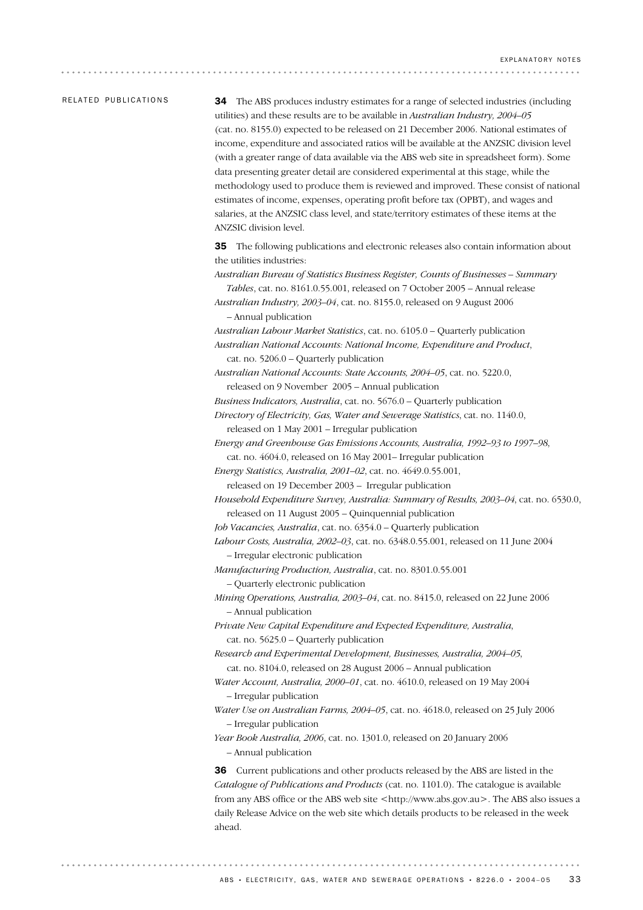## RELATED PUBLICATIONS

**34** The ABS produces industry estimates for a range of selected industries (including utilities) and these results are to be available in *Australian Industry, 2004–05* (cat. no. 8155.0) expected to be released on 21 December 2006. National estimates of income, expenditure and associated ratios will be available at the ANZSIC division level (with a greater range of data available via the ABS web site in spreadsheet form). Some data presenting greater detail are considered experimental at this stage, while the methodology used to produce them is reviewed and improved. These consist of national estimates of income, expenses, operating profit before tax (OPBT), and wages and salaries, at the ANZSIC class level, and state/territory estimates of these items at the ANZSIC division level.

**35** The following publications and electronic releases also contain information about the utilities industries:

*Australian Bureau of Statistics Business Register, Counts of Businesses – Summary Tables*, cat. no. 8161.0.55.001, released on 7 October 2005 – Annual release

*Australian Industry, 2003–04*, cat. no. 8155.0, released on 9 August 2006 – Annual publication

*Australian Labour Market Statistics*, cat. no. 6105.0 – Quarterly publication

*Australian National Accounts: National Income, Expenditure and Product*, cat. no. 5206.0 – Quarterly publication

*Australian National Accounts: State Accounts, 2004–05*, cat. no. 5220.0, released on 9 November 2005 – Annual publication

*Business Indicators, Australia*, cat. no. 5676.0 – Quarterly publication

*Directory of Electricity, Gas, Water and Sewerage Statistics*, cat. no. 1140.0, released on 1 May 2001 – Irregular publication

*Energy and Greenhouse Gas Emissions Accounts, Australia, 1992–93 to 1997–98*, cat. no. 4604.0, released on 16 May 2001– Irregular publication

*Energy Statistics, Australia, 2001–02*, cat. no. 4649.0.55.001, released on 19 December 2003 – Irregular publication

*Household Expenditure Survey, Australia: Summary of Results, 2003–04*, cat. no. 6530.0, released on 11 August 2005 – Quinquennial publication

*Job Vacancies, Australia*, cat. no. 6354.0 – Quarterly publication

*Labour Costs, Australia, 2002–03*, cat. no. 6348.0.55.001, released on 11 June 2004 – Irregular electronic publication

*Manufacturing Production, Australia*, cat. no. 8301.0.55.001 – Quarterly electronic publication

*Mining Operations, Australia, 2003–04*, cat. no. 8415.0, released on 22 June 2006 – Annual publication

*Private New Capital Expenditure and Expected Expenditure, Australia*, cat. no. 5625.0 – Quarterly publication

*Research and Experimental Development, Businesses, Australia, 2004–05*, cat. no. 8104.0, released on 28 August 2006 – Annual publication

*Water Account, Australia, 2000–01*, cat. no. 4610.0, released on 19 May 2004 – Irregular publication

*Water Use on Australian Farms, 2004–05*, cat. no. 4618.0, released on 25 July 2006 – Irregular publication

*Year Book Australia, 2006*, cat. no. 1301.0, released on 20 January 2006 – Annual publication

**36** Current publications and other products released by the ABS are listed in the *Catalogue of Publications and Products* (cat. no. 1101.0). The catalogue is available from any ABS office or the ABS web site <http://www.abs.gov.au>. The ABS also issues a daily Release Advice on the web site which details products to be released in the week ahead.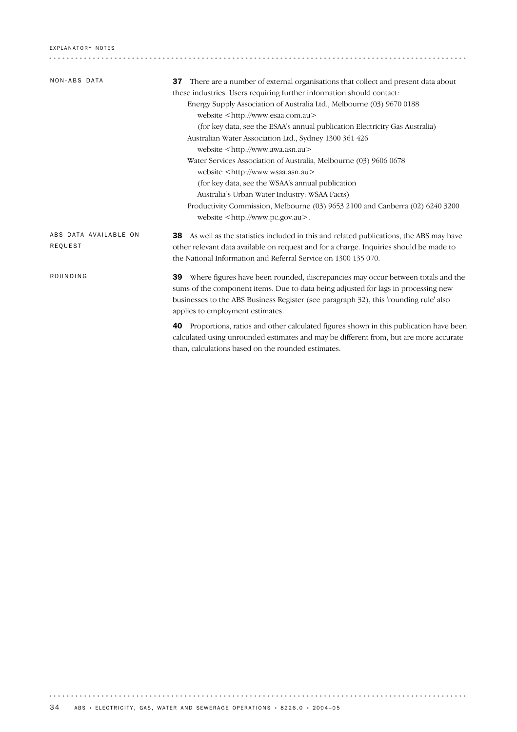### NON-ABS DATA

**37** There are a number of external organisations that collect and present data about these industries. Users requiring further information should contact:

Energy Supply Association of Australia Ltd., Melbourne (03) 9670 0188
website <http://www.esaa.com.au>
(for key data, see the ESAA's annual publication Electricity Gas Australia)

Australian Water Association Ltd., Sydney 1300 361 426
website <http://www.awa.asn.au>

Water Services Association of Australia, Melbourne (03) 9606 0678
website <http://www.wsaa.asn.au>
(for key data, see the WSAA's annual publication
Australia's Urban Water Industry: WSAA Facts)

Productivity Commission, Melbourne (03) 9653 2100 and Canberra (02) 6240 3200
website <http://www.pc.gov.au>.

### ABS DATA AVAILABLE ON REQUEST

**38** As well as the statistics included in this and related publications, the ABS may have other relevant data available on request and for a charge. Inquiries should be made to the National Information and Referral Service on 1300 135 070.

### ROUNDING

**39** Where figures have been rounded, discrepancies may occur between totals and the sums of the component items. Due to data being adjusted for lags in processing new businesses to the ABS Business Register (see paragraph 32), this 'rounding rule' also applies to employment estimates.

**40** Proportions, ratios and other calculated figures shown in this publication have been calculated using unrounded estimates and may be different from, but are more accurate than, calculations based on the rounded estimates.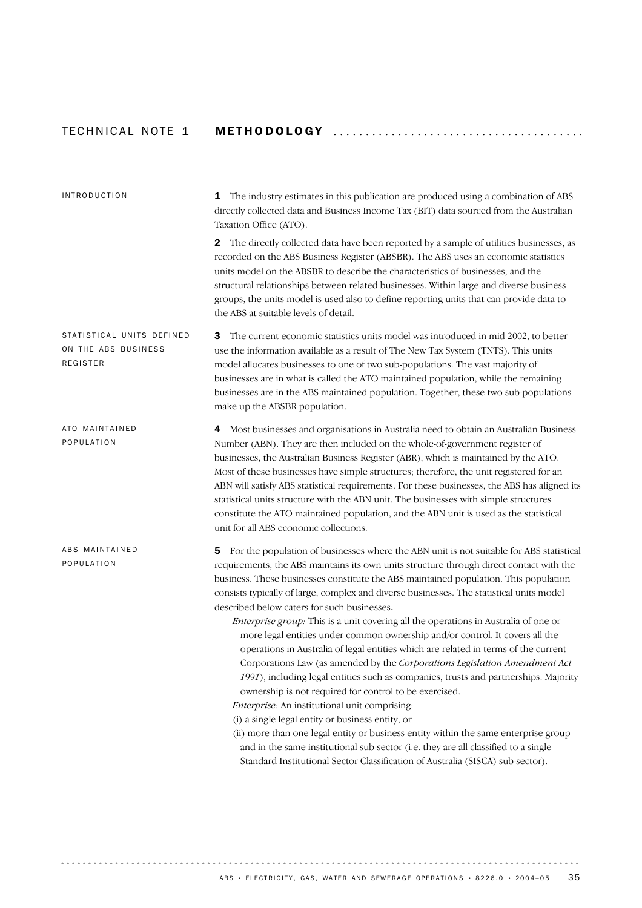# TECHNICAL NOTE 1 METHODOLOGY

## INTRODUCTION

**1** The industry estimates in this publication are produced using a combination of ABS directly collected data and Business Income Tax (BIT) data sourced from the Australian Taxation Office (ATO).

**2** The directly collected data have been reported by a sample of utilities businesses, as recorded on the ABS Business Register (ABSBR). The ABS uses an economic statistics units model on the ABSBR to describe the characteristics of businesses, and the structural relationships between related businesses. Within large and diverse business groups, the units model is used also to define reporting units that can provide data to the ABS at suitable levels of detail.

## STATISTICAL UNITS DEFINED ON THE ABS BUSINESS REGISTER

**3** The current economic statistics units model was introduced in mid 2002, to better use the information available as a result of The New Tax System (TNTS). This units model allocates businesses to one of two sub-populations. The vast majority of businesses are in what is called the ATO maintained population, while the remaining businesses are in the ABS maintained population. Together, these two sub-populations make up the ABSBR population.

## ATO MAINTAINED POPULATION

**4** Most businesses and organisations in Australia need to obtain an Australian Business Number (ABN). They are then included on the whole-of-government register of businesses, the Australian Business Register (ABR), which is maintained by the ATO. Most of these businesses have simple structures; therefore, the unit registered for an ABN will satisfy ABS statistical requirements. For these businesses, the ABS has aligned its statistical units structure with the ABN unit. The businesses with simple structures constitute the ATO maintained population, and the ABN unit is used as the statistical unit for all ABS economic collections.

## ABS MAINTAINED POPULATION

**5** For the population of businesses where the ABN unit is not suitable for ABS statistical requirements, the ABS maintains its own units structure through direct contact with the business. These businesses constitute the ABS maintained population. This population consists typically of large, complex and diverse businesses. The statistical units model described below caters for such businesses.

*Enterprise group:* This is a unit covering all the operations in Australia of one or more legal entities under common ownership and/or control. It covers all the operations in Australia of legal entities which are related in terms of the current Corporations Law (as amended by the *Corporations Legislation Amendment Act 1991*), including legal entities such as companies, trusts and partnerships. Majority ownership is not required for control to be exercised.

*Enterprise:* An institutional unit comprising:

(i) a single legal entity or business entity, or

(ii) more than one legal entity or business entity within the same enterprise group and in the same institutional sub-sector (i.e. they are all classified to a single Standard Institutional Sector Classification of Australia (SISCA) sub-sector).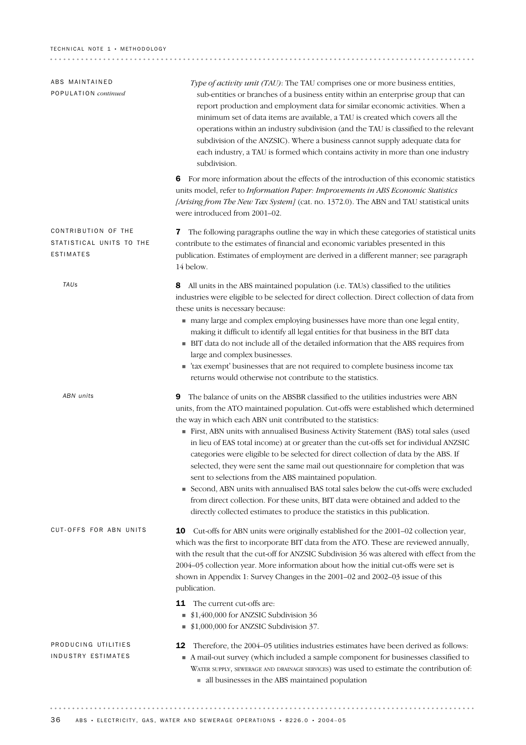## ABS MAINTAINED POPULATION *continued*

*Type of activity unit (TAU)*: The TAU comprises one or more business entities, sub-entities or branches of a business entity within an enterprise group that can report production and employment data for similar economic activities. When a minimum set of data items are available, a TAU is created which covers all the operations within an industry subdivision (and the TAU is classified to the relevant subdivision of the ANZSIC). Where a business cannot supply adequate data for each industry, a TAU is formed which contains activity in more than one industry subdivision.

**6** For more information about the effects of the introduction of this economic statistics units model, refer to *Information Paper: Improvements in ABS Economic Statistics [Arising from The New Tax System]* (cat. no. 1372.0). The ABN and TAU statistical units were introduced from 2001–02.

## CONTRIBUTION OF THE STATISTICAL UNITS TO THE ESTIMATES

**7** The following paragraphs outline the way in which these categories of statistical units contribute to the estimates of financial and economic variables presented in this publication. Estimates of employment are derived in a different manner; see paragraph 14 below.

### *TAUs*

**8** All units in the ABS maintained population (i.e. TAUs) classified to the utilities industries were eligible to be selected for direct collection. Direct collection of data from these units is necessary because:

- many large and complex employing businesses have more than one legal entity, making it difficult to identify all legal entities for that business in the BIT data
- BIT data do not include all of the detailed information that the ABS requires from large and complex businesses.
- 'tax exempt' businesses that are not required to complete business income tax returns would otherwise not contribute to the statistics.

### *ABN units*

**9** The balance of units on the ABSBR classified to the utilities industries were ABN units, from the ATO maintained population. Cut-offs were established which determined the way in which each ABN unit contributed to the statistics:

- First, ABN units with annualised Business Activity Statement (BAS) total sales (used in lieu of EAS total income) at or greater than the cut-offs set for individual ANZSIC categories were eligible to be selected for direct collection of data by the ABS. If selected, they were sent the same mail out questionnaire for completion that was sent to selections from the ABS maintained population.
- Second, ABN units with annualised BAS total sales below the cut-offs were excluded from direct collection. For these units, BIT data were obtained and added to the directly collected estimates to produce the statistics in this publication.

## CUT-OFFS FOR ABN UNITS

**10** Cut-offs for ABN units were originally established for the 2001–02 collection year, which was the first to incorporate BIT data from the ATO. These are reviewed annually, with the result that the cut-off for ANZSIC Subdivision 36 was altered with effect from the 2004–05 collection year. More information about how the initial cut-offs were set is shown in Appendix 1: Survey Changes in the 2001–02 and 2002–03 issue of this publication.

**11** The current cut-offs are:

- $1,400,000 for ANZSIC Subdivision 36
- $1,000,000 for ANZSIC Subdivision 37.

## PRODUCING UTILITIES INDUSTRY ESTIMATES

**12** Therefore, the 2004–05 utilities industries estimates have been derived as follows:

- A mail-out survey (which included a sample component for businesses classified to WATER SUPPLY, SEWERAGE AND DRAINAGE SERVICES) was used to estimate the contribution of:
  - all businesses in the ABS maintained population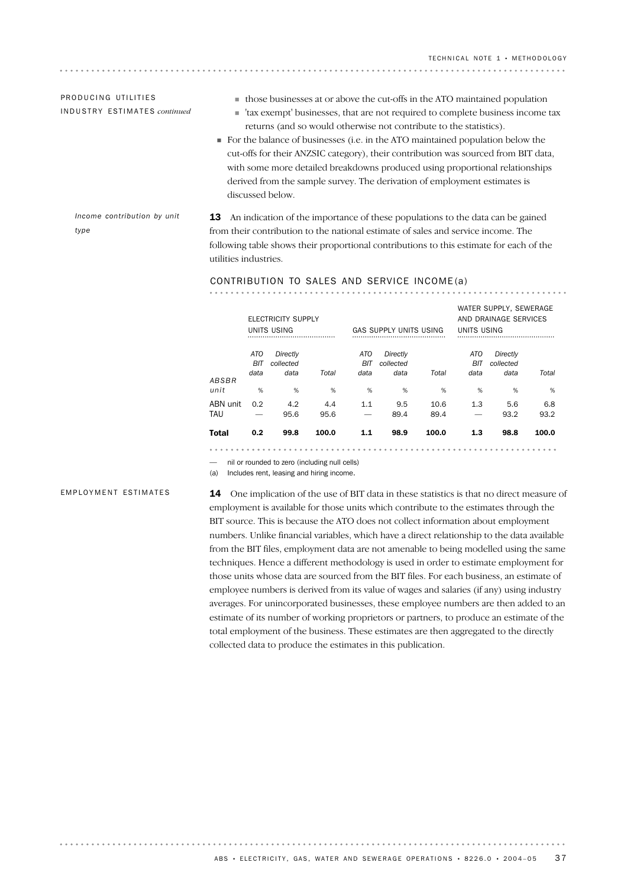PRODUCING UTILITIES INDUSTRY ESTIMATES *continued*

- those businesses at or above the cut-offs in the ATO maintained population
- 'tax exempt' businesses, that are not required to complete business income tax returns (and so would otherwise not contribute to the statistics).
- For the balance of businesses (i.e. in the ATO maintained population below the cut-offs for their ANZSIC category), their contribution was sourced from BIT data, with some more detailed breakdowns produced using proportional relationships derived from the sample survey. The derivation of employment estimates is discussed below.

*Income contribution by unit type*

**13** An indication of the importance of these populations to the data can be gained from their contribution to the national estimate of sales and service income. The following table shows their proportional contributions to this estimate for each of the utilities industries.

CONTRIBUTION TO SALES AND SERVICE INCOME(a)

| | ELECTRICITY SUPPLY UNITS USING | | | GAS SUPPLY UNITS USING | | | WATER SUPPLY, SEWERAGE AND DRAINAGE SERVICES UNITS USING | | |
|---|---|---|---|---|---|---|---|---|---|
| *ABSBR unit* | *ATO BIT data* | *Directly collected data* | *Total* | *ATO BIT data* | *Directly collected data* | *Total* | *ATO BIT data* | *Directly collected data* | *Total* |
| | % | % | % | % | % | % | % | % | % |
| ABN unit | 0.2 | 4.2 | 4.4 | 1.1 | 9.5 | 10.6 | 1.3 | 5.6 | 6.8 |
| TAU | — | 95.6 | 95.6 | — | 89.4 | 89.4 | — | 93.2 | 93.2 |
| **Total** | **0.2** | **99.8** | **100.0** | **1.1** | **98.9** | **100.0** | **1.3** | **98.8** | **100.0** |

— nil or rounded to zero (including null cells)
(a) Includes rent, leasing and hiring income.

EMPLOYMENT ESTIMATES

**14** One implication of the use of BIT data in these statistics is that no direct measure of employment is available for those units which contribute to the estimates through the BIT source. This is because the ATO does not collect information about employment numbers. Unlike financial variables, which have a direct relationship to the data available from the BIT files, employment data are not amenable to being modelled using the same techniques. Hence a different methodology is used in order to estimate employment for those units whose data are sourced from the BIT files. For each business, an estimate of employee numbers is derived from its value of wages and salaries (if any) using industry averages. For unincorporated businesses, these employee numbers are then added to an estimate of its number of working proprietors or partners, to produce an estimate of the total employment of the business. These estimates are then aggregated to the directly collected data to produce the estimates in this publication.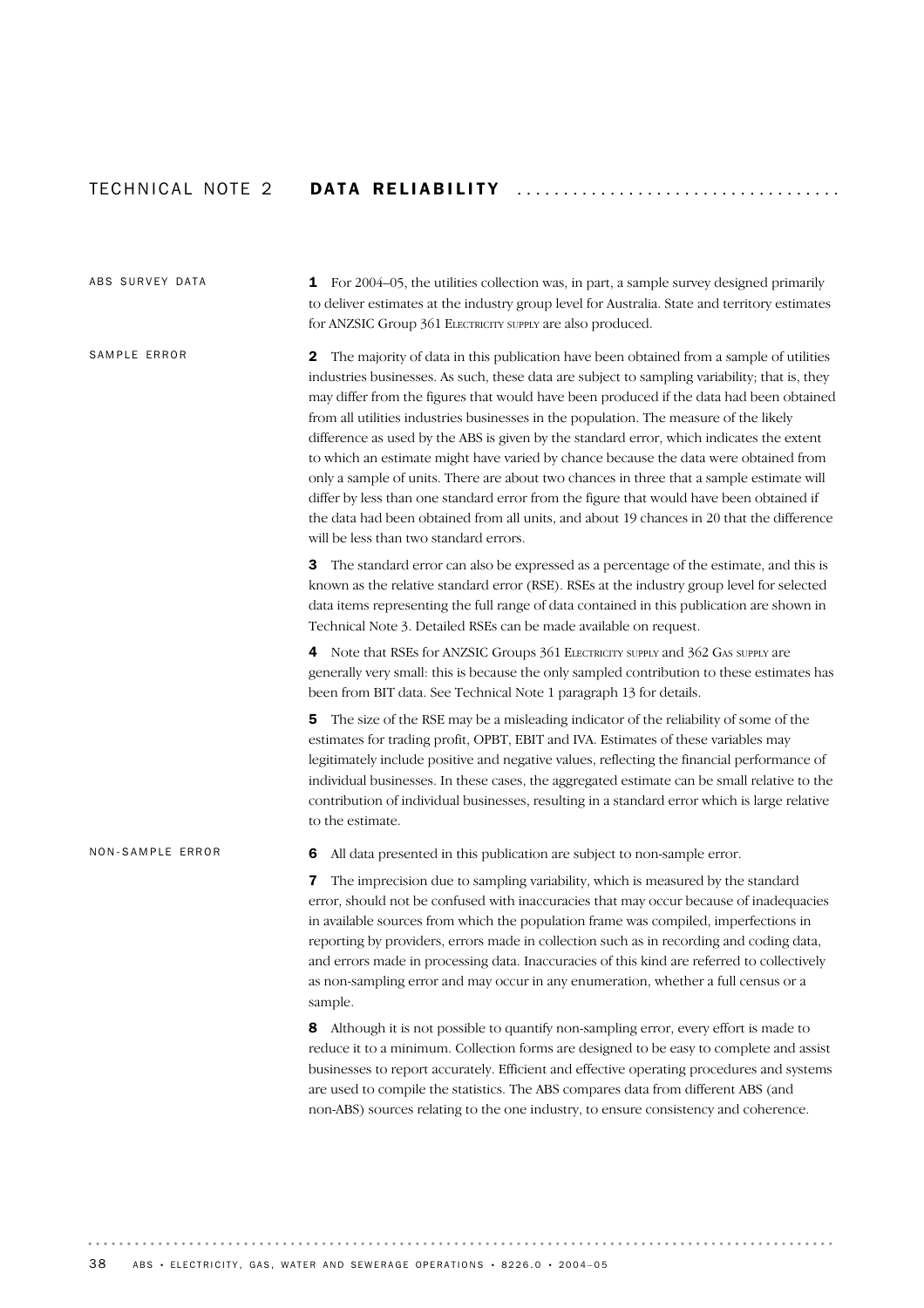# TECHNICAL NOTE 2 DATA RELIABILITY

## ABS SURVEY DATA

**1** For 2004–05, the utilities collection was, in part, a sample survey designed primarily to deliver estimates at the industry group level for Australia. State and territory estimates for ANZSIC Group 361 ELECTRICITY SUPPLY are also produced.

## SAMPLE ERROR

**2** The majority of data in this publication have been obtained from a sample of utilities industries businesses. As such, these data are subject to sampling variability; that is, they may differ from the figures that would have been produced if the data had been obtained from all utilities industries businesses in the population. The measure of the likely difference as used by the ABS is given by the standard error, which indicates the extent to which an estimate might have varied by chance because the data were obtained from only a sample of units. There are about two chances in three that a sample estimate will differ by less than one standard error from the figure that would have been obtained if the data had been obtained from all units, and about 19 chances in 20 that the difference will be less than two standard errors.

**3** The standard error can also be expressed as a percentage of the estimate, and this is known as the relative standard error (RSE). RSEs at the industry group level for selected data items representing the full range of data contained in this publication are shown in Technical Note 3. Detailed RSEs can be made available on request.

**4** Note that RSEs for ANZSIC Groups 361 ELECTRICITY SUPPLY and 362 GAS SUPPLY are generally very small: this is because the only sampled contribution to these estimates has been from BIT data. See Technical Note 1 paragraph 13 for details.

**5** The size of the RSE may be a misleading indicator of the reliability of some of the estimates for trading profit, OPBT, EBIT and IVA. Estimates of these variables may legitimately include positive and negative values, reflecting the financial performance of individual businesses. In these cases, the aggregated estimate can be small relative to the contribution of individual businesses, resulting in a standard error which is large relative to the estimate.

## NON-SAMPLE ERROR

**6** All data presented in this publication are subject to non-sample error.

**7** The imprecision due to sampling variability, which is measured by the standard error, should not be confused with inaccuracies that may occur because of inadequacies in available sources from which the population frame was compiled, imperfections in reporting by providers, errors made in collection such as in recording and coding data, and errors made in processing data. Inaccuracies of this kind are referred to collectively as non-sampling error and may occur in any enumeration, whether a full census or a sample.

**8** Although it is not possible to quantify non-sampling error, every effort is made to reduce it to a minimum. Collection forms are designed to be easy to complete and assist businesses to report accurately. Efficient and effective operating procedures and systems are used to compile the statistics. The ABS compares data from different ABS (and non-ABS) sources relating to the one industry, to ensure consistency and coherence.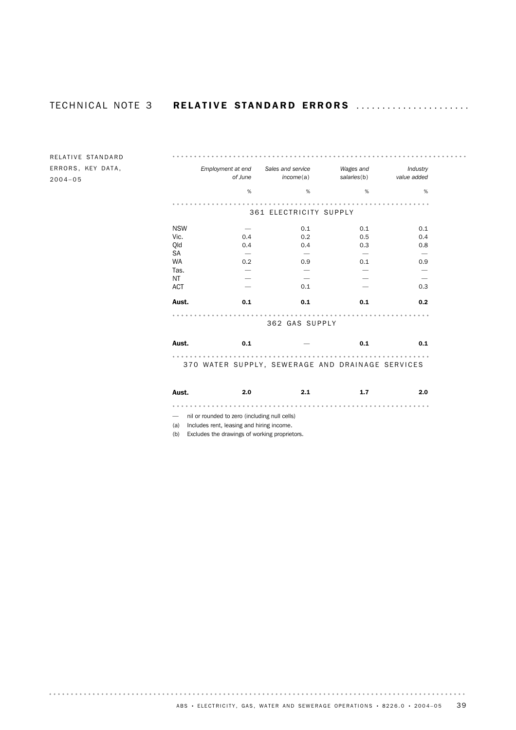# TECHNICAL NOTE 3 RELATIVE STANDARD ERRORS

RELATIVE STANDARD ERRORS, KEY DATA, 2004–05

| | *Employment at end of June* | *Sales and service income*(a) | *Wages and salaries*(b) | *Industry value added* |
|---|---|---|---|---|
| | % | % | % | % |
| **361 ELECTRICITY SUPPLY** | | | | |
| NSW | — | 0.1 | 0.1 | 0.1 |
| Vic. | 0.4 | 0.2 | 0.5 | 0.4 |
| Qld | 0.4 | 0.4 | 0.3 | 0.8 |
| SA | — | — | — | — |
| WA | 0.2 | 0.9 | 0.1 | 0.9 |
| Tas. | — | — | — | — |
| NT | — | — | — | — |
| ACT | — | 0.1 | — | 0.3 |
| **Aust.** | **0.1** | **0.1** | **0.1** | **0.2** |
| **362 GAS SUPPLY** | | | | |
| **Aust.** | **0.1** | — | **0.1** | **0.1** |
| **370 WATER SUPPLY, SEWERAGE AND DRAINAGE SERVICES** | | | | |
| **Aust.** | **2.0** | **2.1** | **1.7** | **2.0** |

— nil or rounded to zero (including null cells)

(a) Includes rent, leasing and hiring income.

(b) Excludes the drawings of working proprietors.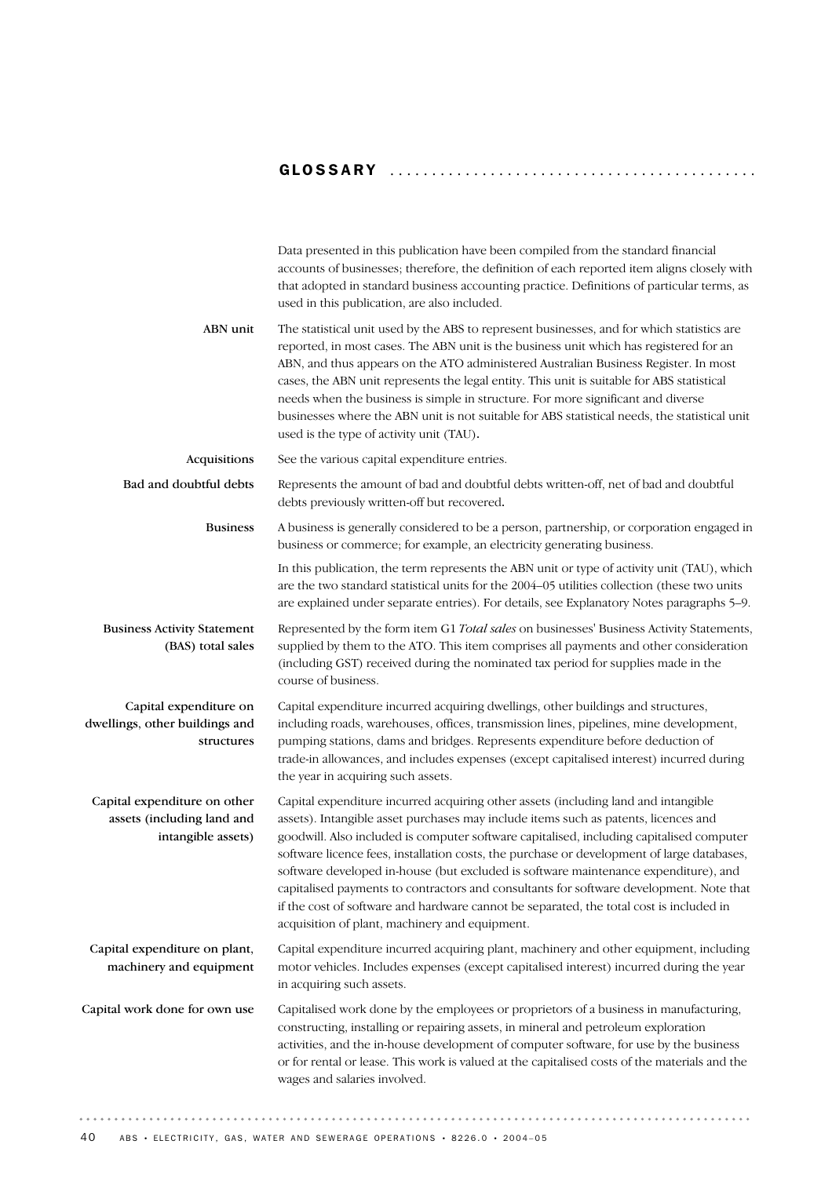# GLOSSARY

Data presented in this publication have been compiled from the standard financial accounts of businesses; therefore, the definition of each reported item aligns closely with that adopted in standard business accounting practice. Definitions of particular terms, as used in this publication, are also included.

**ABN unit**

The statistical unit used by the ABS to represent businesses, and for which statistics are reported, in most cases. The ABN unit is the business unit which has registered for an ABN, and thus appears on the ATO administered Australian Business Register. In most cases, the ABN unit represents the legal entity. This unit is suitable for ABS statistical needs when the business is simple in structure. For more significant and diverse businesses where the ABN unit is not suitable for ABS statistical needs, the statistical unit used is the type of activity unit (TAU).

**Acquisitions**

See the various capital expenditure entries.

**Bad and doubtful debts**

Represents the amount of bad and doubtful debts written-off, net of bad and doubtful debts previously written-off but recovered.

**Business**

A business is generally considered to be a person, partnership, or corporation engaged in business or commerce; for example, an electricity generating business.

In this publication, the term represents the ABN unit or type of activity unit (TAU), which are the two standard statistical units for the 2004–05 utilities collection (these two units are explained under separate entries). For details, see Explanatory Notes paragraphs 5–9.

**Business Activity Statement (BAS) total sales**

Represented by the form item G1 *Total sales* on businesses' Business Activity Statements, supplied by them to the ATO. This item comprises all payments and other consideration (including GST) received during the nominated tax period for supplies made in the course of business.

**Capital expenditure on dwellings, other buildings and structures**

Capital expenditure incurred acquiring dwellings, other buildings and structures, including roads, warehouses, offices, transmission lines, pipelines, mine development, pumping stations, dams and bridges. Represents expenditure before deduction of trade-in allowances, and includes expenses (except capitalised interest) incurred during the year in acquiring such assets.

**Capital expenditure on other assets (including land and intangible assets)**

Capital expenditure incurred acquiring other assets (including land and intangible assets). Intangible asset purchases may include items such as patents, licences and goodwill. Also included is computer software capitalised, including capitalised computer software licence fees, installation costs, the purchase or development of large databases, software developed in-house (but excluded is software maintenance expenditure), and capitalised payments to contractors and consultants for software development. Note that if the cost of software and hardware cannot be separated, the total cost is included in acquisition of plant, machinery and equipment.

**Capital expenditure on plant, machinery and equipment**

Capital expenditure incurred acquiring plant, machinery and other equipment, including motor vehicles. Includes expenses (except capitalised interest) incurred during the year in acquiring such assets.

**Capital work done for own use**

Capitalised work done by the employees or proprietors of a business in manufacturing, constructing, installing or repairing assets, in mineral and petroleum exploration activities, and the in-house development of computer software, for use by the business or for rental or lease. This work is valued at the capitalised costs of the materials and the wages and salaries involved.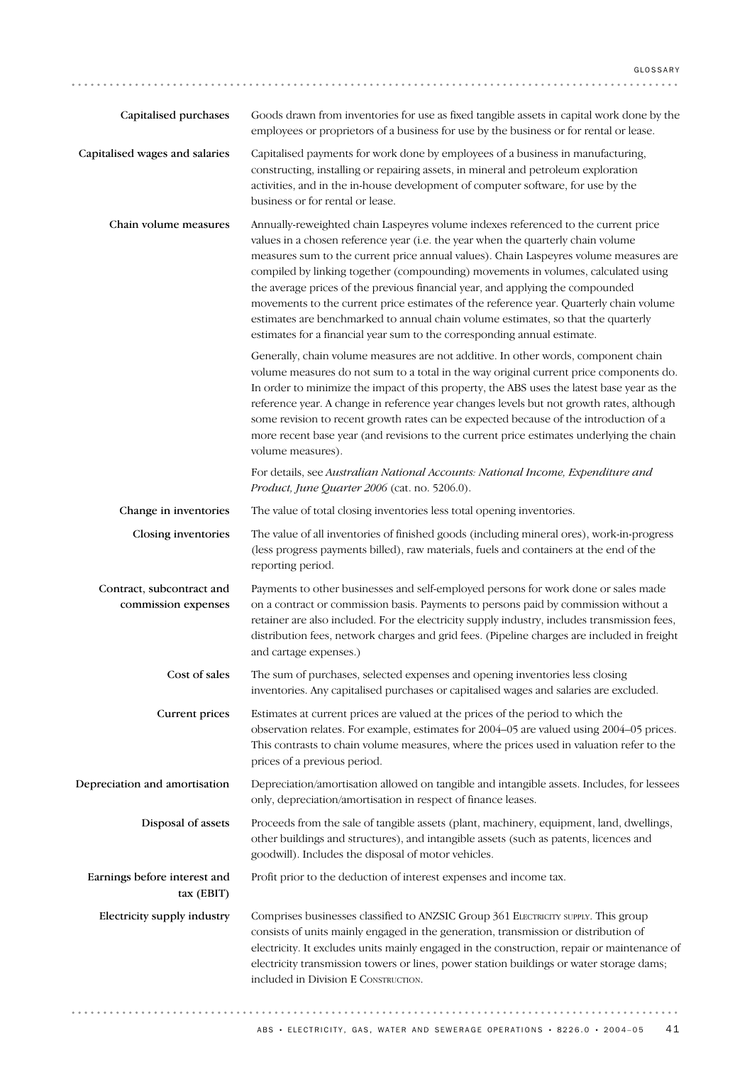**Capitalised purchases**

Goods drawn from inventories for use as fixed tangible assets in capital work done by the employees or proprietors of a business for use by the business or for rental or lease.

**Capitalised wages and salaries**

Capitalised payments for work done by employees of a business in manufacturing, constructing, installing or repairing assets, in mineral and petroleum exploration activities, and in the in-house development of computer software, for use by the business or for rental or lease.

**Chain volume measures**

Annually-reweighted chain Laspeyres volume indexes referenced to the current price values in a chosen reference year (i.e. the year when the quarterly chain volume measures sum to the current price annual values). Chain Laspeyres volume measures are compiled by linking together (compounding) movements in volumes, calculated using the average prices of the previous financial year, and applying the compounded movements to the current price estimates of the reference year. Quarterly chain volume estimates are benchmarked to annual chain volume estimates, so that the quarterly estimates for a financial year sum to the corresponding annual estimate.

Generally, chain volume measures are not additive. In other words, component chain volume measures do not sum to a total in the way original current price components do. In order to minimize the impact of this property, the ABS uses the latest base year as the reference year. A change in reference year changes levels but not growth rates, although some revision to recent growth rates can be expected because of the introduction of a more recent base year (and revisions to the current price estimates underlying the chain volume measures).

For details, see *Australian National Accounts: National Income, Expenditure and Product, June Quarter 2006* (cat. no. 5206.0).

**Change in inventories**

The value of total closing inventories less total opening inventories.

**Closing inventories**

The value of all inventories of finished goods (including mineral ores), work-in-progress (less progress payments billed), raw materials, fuels and containers at the end of the reporting period.

**Contract, subcontract and commission expenses**

Payments to other businesses and self-employed persons for work done or sales made on a contract or commission basis. Payments to persons paid by commission without a retainer are also included. For the electricity supply industry, includes transmission fees, distribution fees, network charges and grid fees. (Pipeline charges are included in freight and cartage expenses.)

**Cost of sales**

The sum of purchases, selected expenses and opening inventories less closing inventories. Any capitalised purchases or capitalised wages and salaries are excluded.

**Current prices**

Estimates at current prices are valued at the prices of the period to which the observation relates. For example, estimates for 2004–05 are valued using 2004–05 prices. This contrasts to chain volume measures, where the prices used in valuation refer to the prices of a previous period.

**Depreciation and amortisation**

Depreciation/amortisation allowed on tangible and intangible assets. Includes, for lessees only, depreciation/amortisation in respect of finance leases.

**Disposal of assets**

Proceeds from the sale of tangible assets (plant, machinery, equipment, land, dwellings, other buildings and structures), and intangible assets (such as patents, licences and goodwill). Includes the disposal of motor vehicles.

**Earnings before interest and tax (EBIT)**

Profit prior to the deduction of interest expenses and income tax.

**Electricity supply industry**

Comprises businesses classified to ANZSIC Group 361 ELECTRICITY SUPPLY. This group consists of units mainly engaged in the generation, transmission or distribution of electricity. It excludes units mainly engaged in the construction, repair or maintenance of electricity transmission towers or lines, power station buildings or water storage dams; included in Division E CONSTRUCTION.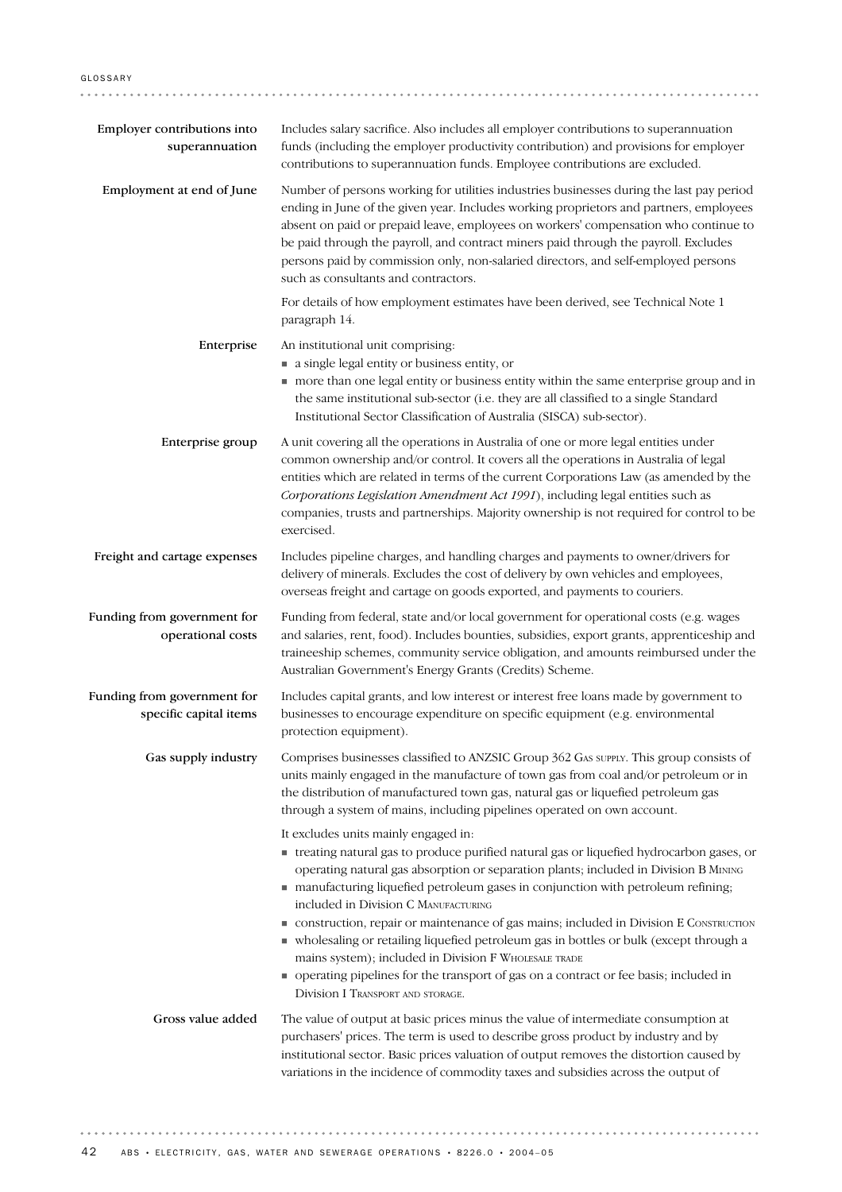**Employer contributions into superannuation**

Includes salary sacrifice. Also includes all employer contributions to superannuation funds (including the employer productivity contribution) and provisions for employer contributions to superannuation funds. Employee contributions are excluded.

**Employment at end of June**

Number of persons working for utilities industries businesses during the last pay period ending in June of the given year. Includes working proprietors and partners, employees absent on paid or prepaid leave, employees on workers' compensation who continue to be paid through the payroll, and contract miners paid through the payroll. Excludes persons paid by commission only, non-salaried directors, and self-employed persons such as consultants and contractors.

For details of how employment estimates have been derived, see Technical Note 1 paragraph 14.

**Enterprise**

An institutional unit comprising:

- a single legal entity or business entity, or
- more than one legal entity or business entity within the same enterprise group and in the same institutional sub-sector (i.e. they are all classified to a single Standard Institutional Sector Classification of Australia (SISCA) sub-sector).

**Enterprise group**

A unit covering all the operations in Australia of one or more legal entities under common ownership and/or control. It covers all the operations in Australia of legal entities which are related in terms of the current Corporations Law (as amended by the *Corporations Legislation Amendment Act 1991*), including legal entities such as companies, trusts and partnerships. Majority ownership is not required for control to be exercised.

**Freight and cartage expenses**

Includes pipeline charges, and handling charges and payments to owner/drivers for delivery of minerals. Excludes the cost of delivery by own vehicles and employees, overseas freight and cartage on goods exported, and payments to couriers.

**Funding from government for operational costs**

Funding from federal, state and/or local government for operational costs (e.g. wages and salaries, rent, food). Includes bounties, subsidies, export grants, apprenticeship and traineeship schemes, community service obligation, and amounts reimbursed under the Australian Government's Energy Grants (Credits) Scheme.

**Funding from government for specific capital items**

Includes capital grants, and low interest or interest free loans made by government to businesses to encourage expenditure on specific equipment (e.g. environmental protection equipment).

**Gas supply industry**

Comprises businesses classified to ANZSIC Group 362 Gas supply. This group consists of units mainly engaged in the manufacture of town gas from coal and/or petroleum or in the distribution of manufactured town gas, natural gas or liquefied petroleum gas through a system of mains, including pipelines operated on own account.

It excludes units mainly engaged in:

- treating natural gas to produce purified natural gas or liquefied hydrocarbon gases, or operating natural gas absorption or separation plants; included in Division B Mining
- manufacturing liquefied petroleum gases in conjunction with petroleum refining; included in Division C Manufacturing
- construction, repair or maintenance of gas mains; included in Division E Construction
- wholesaling or retailing liquefied petroleum gas in bottles or bulk (except through a mains system); included in Division F Wholesale trade
- operating pipelines for the transport of gas on a contract or fee basis; included in Division I Transport and storage.

**Gross value added**

The value of output at basic prices minus the value of intermediate consumption at purchasers' prices. The term is used to describe gross product by industry and by institutional sector. Basic prices valuation of output removes the distortion caused by variations in the incidence of commodity taxes and subsidies across the output of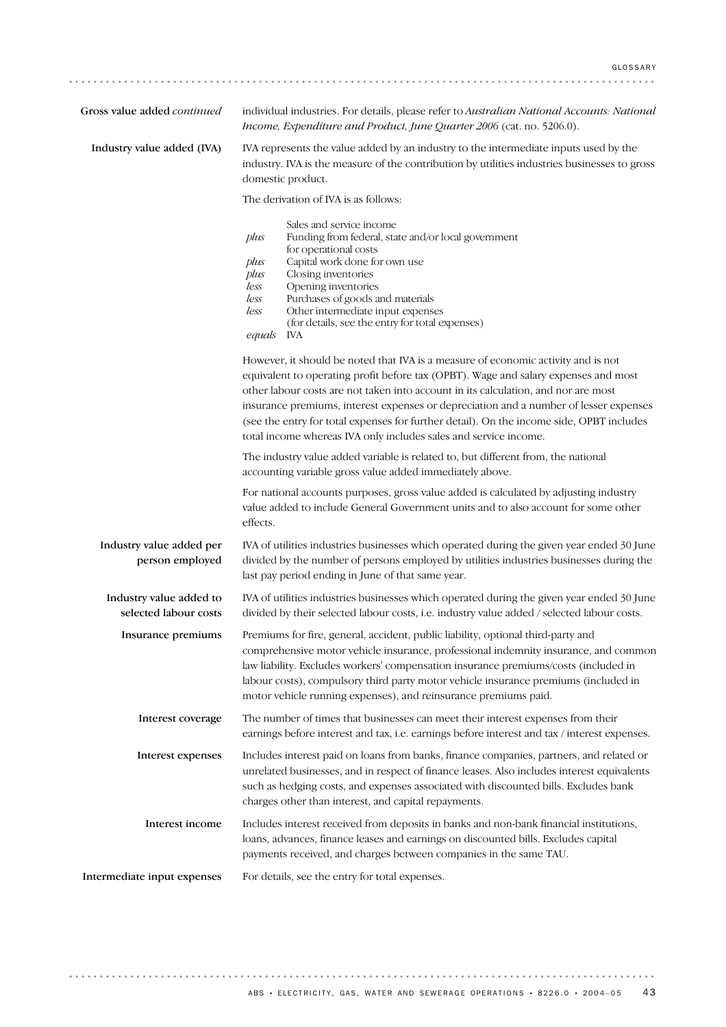**Gross value added** *continued*

individual industries. For details, please refer to *Australian National Accounts: National Income, Expenditure and Product, June Quarter 2006* (cat. no. 5206.0).

**Industry value added (IVA)**

IVA represents the value added by an industry to the intermediate inputs used by the industry. IVA is the measure of the contribution by utilities industries businesses to gross domestic product.

The derivation of IVA is as follows:

| | |
|---|---|
| | Sales and service income |
| *plus* | Funding from federal, state and/or local government for operational costs |
| *plus* | Capital work done for own use |
| *plus* | Closing inventories |
| *less* | Opening inventories |
| *less* | Purchases of goods and materials |
| *less* | Other intermediate input expenses (for details, see the entry for total expenses) |
| *equals* | IVA |

However, it should be noted that IVA is a measure of economic activity and is not equivalent to operating profit before tax (OPBT). Wage and salary expenses and most other labour costs are not taken into account in its calculation, and nor are most insurance premiums, interest expenses or depreciation and a number of lesser expenses (see the entry for total expenses for further detail). On the income side, OPBT includes total income whereas IVA only includes sales and service income.

The industry value added variable is related to, but different from, the national accounting variable gross value added immediately above.

For national accounts purposes, gross value added is calculated by adjusting industry value added to include General Government units and to also account for some other effects.

**Industry value added per person employed**

IVA of utilities industries businesses which operated during the given year ended 30 June divided by the number of persons employed by utilities industries businesses during the last pay period ending in June of that same year.

**Industry value added to selected labour costs**

IVA of utilities industries businesses which operated during the given year ended 30 June divided by their selected labour costs, i.e. industry value added / selected labour costs.

**Insurance premiums**

Premiums for fire, general, accident, public liability, optional third-party and comprehensive motor vehicle insurance, professional indemnity insurance, and common law liability. Excludes workers' compensation insurance premiums/costs (included in labour costs), compulsory third party motor vehicle insurance premiums (included in motor vehicle running expenses), and reinsurance premiums paid.

**Interest coverage**

The number of times that businesses can meet their interest expenses from their earnings before interest and tax, i.e. earnings before interest and tax / interest expenses.

**Interest expenses**

Includes interest paid on loans from banks, finance companies, partners, and related or unrelated businesses, and in respect of finance leases. Also includes interest equivalents such as hedging costs, and expenses associated with discounted bills. Excludes bank charges other than interest, and capital repayments.

**Interest income**

Includes interest received from deposits in banks and non-bank financial institutions, loans, advances, finance leases and earnings on discounted bills. Excludes capital payments received, and charges between companies in the same TAU.

**Intermediate input expenses**

For details, see the entry for total expenses.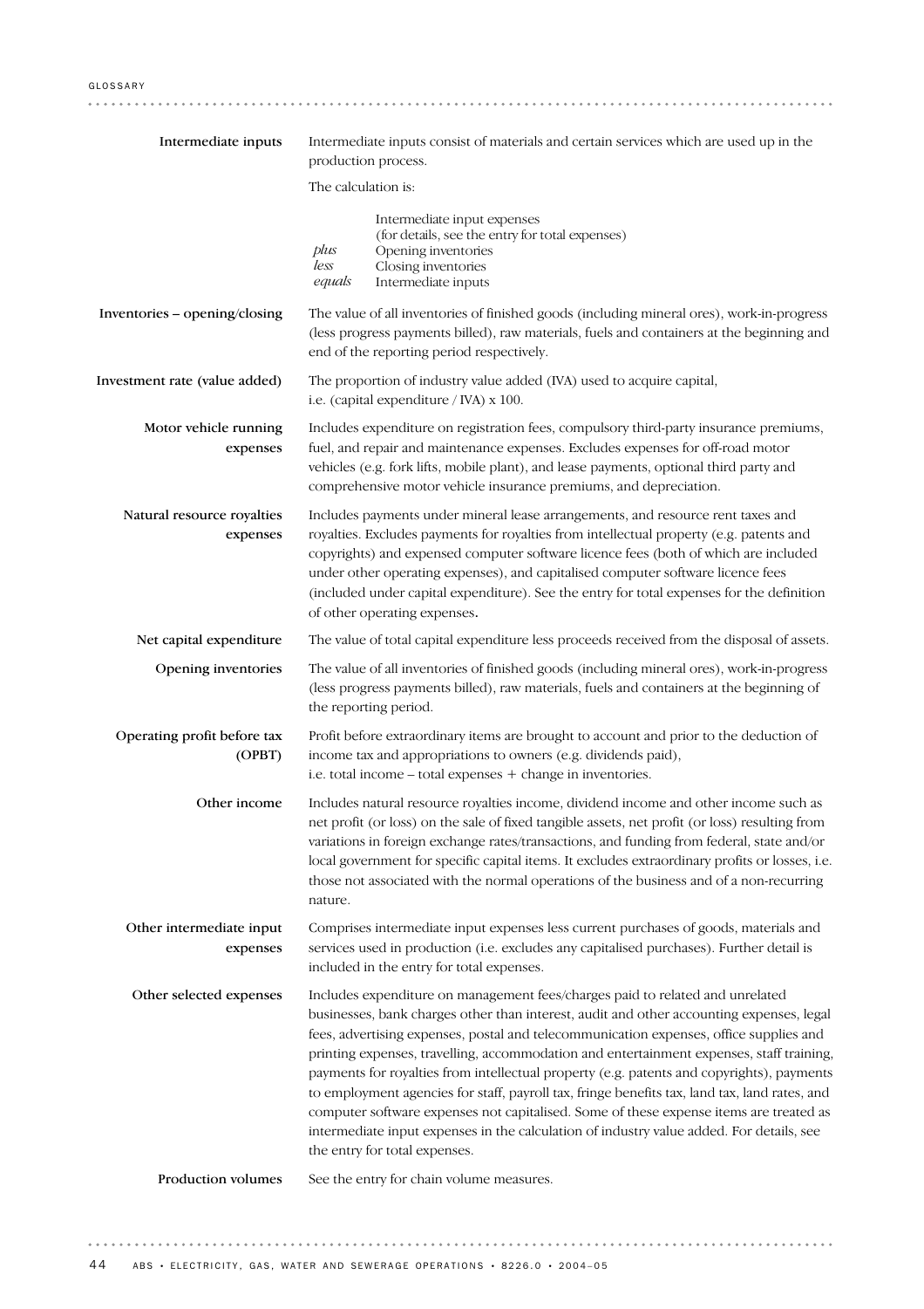| Term | Definition |
|---|---|
| **Intermediate inputs** | Intermediate inputs consist of materials and certain services which are used up in the production process.<br><br>The calculation is:<br><br>Intermediate input expenses<br>(for details, see the entry for total expenses)<br>*plus* Opening inventories<br>*less* Closing inventories<br>*equals* Intermediate inputs |
| **Inventories – opening/closing** | The value of all inventories of finished goods (including mineral ores), work-in-progress (less progress payments billed), raw materials, fuels and containers at the beginning and end of the reporting period respectively. |
| **Investment rate (value added)** | The proportion of industry value added (IVA) used to acquire capital, i.e. (capital expenditure / IVA) x 100. |
| **Motor vehicle running expenses** | Includes expenditure on registration fees, compulsory third-party insurance premiums, fuel, and repair and maintenance expenses. Excludes expenses for off-road motor vehicles (e.g. fork lifts, mobile plant), and lease payments, optional third party and comprehensive motor vehicle insurance premiums, and depreciation. |
| **Natural resource royalties expenses** | Includes payments under mineral lease arrangements, and resource rent taxes and royalties. Excludes payments for royalties from intellectual property (e.g. patents and copyrights) and expensed computer software licence fees (both of which are included under other operating expenses), and capitalised computer software licence fees (included under capital expenditure). See the entry for total expenses for the definition of other operating expenses. |
| **Net capital expenditure** | The value of total capital expenditure less proceeds received from the disposal of assets. |
| **Opening inventories** | The value of all inventories of finished goods (including mineral ores), work-in-progress (less progress payments billed), raw materials, fuels and containers at the beginning of the reporting period. |
| **Operating profit before tax (OPBT)** | Profit before extraordinary items are brought to account and prior to the deduction of income tax and appropriations to owners (e.g. dividends paid), i.e. total income – total expenses + change in inventories. |
| **Other income** | Includes natural resource royalties income, dividend income and other income such as net profit (or loss) on the sale of fixed tangible assets, net profit (or loss) resulting from variations in foreign exchange rates/transactions, and funding from federal, state and/or local government for specific capital items. It excludes extraordinary profits or losses, i.e. those not associated with the normal operations of the business and of a non-recurring nature. |
| **Other intermediate input expenses** | Comprises intermediate input expenses less current purchases of goods, materials and services used in production (i.e. excludes any capitalised purchases). Further detail is included in the entry for total expenses. |
| **Other selected expenses** | Includes expenditure on management fees/charges paid to related and unrelated businesses, bank charges other than interest, audit and other accounting expenses, legal fees, advertising expenses, postal and telecommunication expenses, office supplies and printing expenses, travelling, accommodation and entertainment expenses, staff training, payments for royalties from intellectual property (e.g. patents and copyrights), payments to employment agencies for staff, payroll tax, fringe benefits tax, land tax, land rates, and computer software expenses not capitalised. Some of these expense items are treated as intermediate input expenses in the calculation of industry value added. For details, see the entry for total expenses. |
| **Production volumes** | See the entry for chain volume measures. |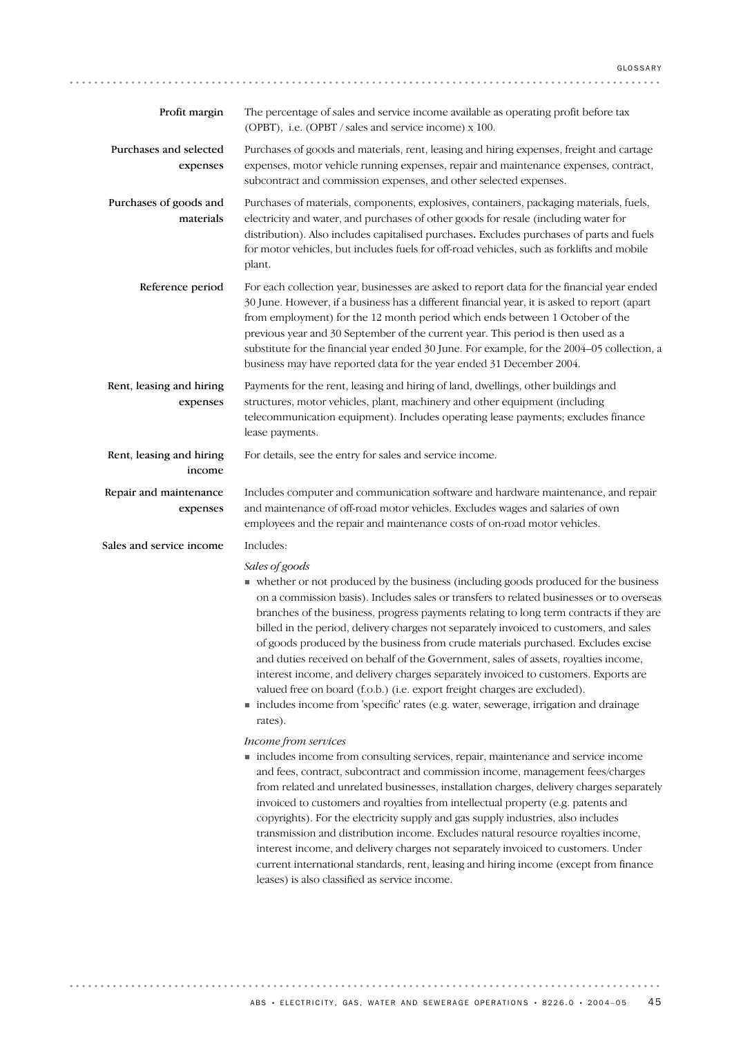**Profit margin**

The percentage of sales and service income available as operating profit before tax (OPBT), i.e. (OPBT / sales and service income) x 100.

**Purchases and selected expenses**

Purchases of goods and materials, rent, leasing and hiring expenses, freight and cartage expenses, motor vehicle running expenses, repair and maintenance expenses, contract, subcontract and commission expenses, and other selected expenses.

**Purchases of goods and materials**

Purchases of materials, components, explosives, containers, packaging materials, fuels, electricity and water, and purchases of other goods for resale (including water for distribution). Also includes capitalised purchases. Excludes purchases of parts and fuels for motor vehicles, but includes fuels for off-road vehicles, such as forklifts and mobile plant.

**Reference period**

For each collection year, businesses are asked to report data for the financial year ended 30 June. However, if a business has a different financial year, it is asked to report (apart from employment) for the 12 month period which ends between 1 October of the previous year and 30 September of the current year. This period is then used as a substitute for the financial year ended 30 June. For example, for the 2004–05 collection, a business may have reported data for the year ended 31 December 2004.

**Rent, leasing and hiring expenses**

Payments for the rent, leasing and hiring of land, dwellings, other buildings and structures, motor vehicles, plant, machinery and other equipment (including telecommunication equipment). Includes operating lease payments; excludes finance lease payments.

**Rent, leasing and hiring income**

For details, see the entry for sales and service income.

**Repair and maintenance expenses**

Includes computer and communication software and hardware maintenance, and repair and maintenance of off-road motor vehicles. Excludes wages and salaries of own employees and the repair and maintenance costs of on-road motor vehicles.

**Sales and service income**

Includes:

*Sales of goods*

- whether or not produced by the business (including goods produced for the business on a commission basis). Includes sales or transfers to related businesses or to overseas branches of the business, progress payments relating to long term contracts if they are billed in the period, delivery charges not separately invoiced to customers, and sales of goods produced by the business from crude materials purchased. Excludes excise and duties received on behalf of the Government, sales of assets, royalties income, interest income, and delivery charges separately invoiced to customers. Exports are valued free on board (f.o.b.) (i.e. export freight charges are excluded).
- includes income from 'specific' rates (e.g. water, sewerage, irrigation and drainage rates).

*Income from services*

- includes income from consulting services, repair, maintenance and service income and fees, contract, subcontract and commission income, management fees/charges from related and unrelated businesses, installation charges, delivery charges separately invoiced to customers and royalties from intellectual property (e.g. patents and copyrights). For the electricity supply and gas supply industries, also includes transmission and distribution income. Excludes natural resource royalties income, interest income, and delivery charges not separately invoiced to customers. Under current international standards, rent, leasing and hiring income (except from finance leases) is also classified as service income.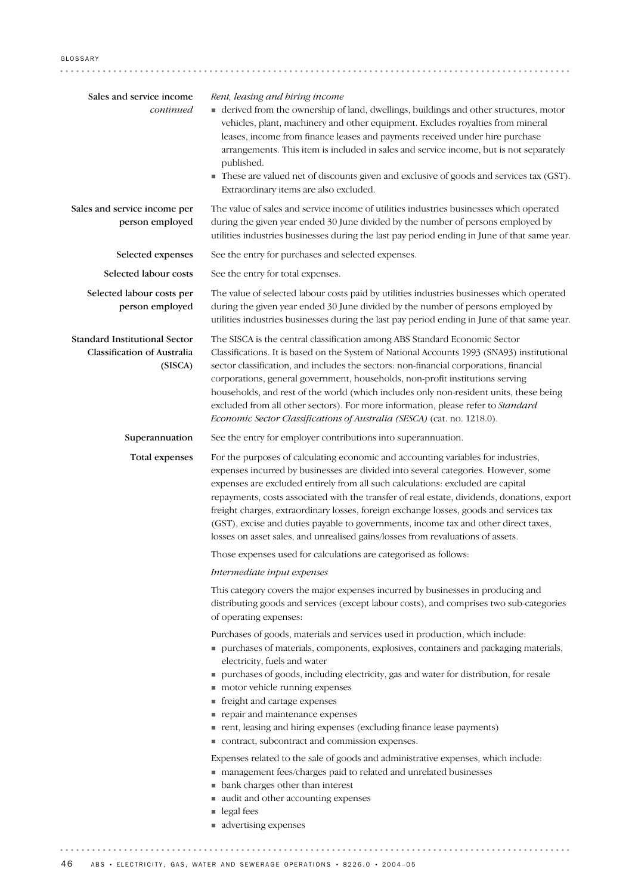**Sales and service income** *continued*

*Rent, leasing and hiring income*

- derived from the ownership of land, dwellings, buildings and other structures, motor vehicles, plant, machinery and other equipment. Excludes royalties from mineral leases, income from finance leases and payments received under hire purchase arrangements. This item is included in sales and service income, but is not separately published.
- These are valued net of discounts given and exclusive of goods and services tax (GST). Extraordinary items are also excluded.

**Sales and service income per person employed**

The value of sales and service income of utilities industries businesses which operated during the given year ended 30 June divided by the number of persons employed by utilities industries businesses during the last pay period ending in June of that same year.

**Selected expenses**

See the entry for purchases and selected expenses.

**Selected labour costs**

See the entry for total expenses.

**Selected labour costs per person employed**

The value of selected labour costs paid by utilities industries businesses which operated during the given year ended 30 June divided by the number of persons employed by utilities industries businesses during the last pay period ending in June of that same year.

**Standard Institutional Sector Classification of Australia (SISCA)**

The SISCA is the central classification among ABS Standard Economic Sector Classifications. It is based on the System of National Accounts 1993 (SNA93) institutional sector classification, and includes the sectors: non-financial corporations, financial corporations, general government, households, non-profit institutions serving households, and rest of the world (which includes only non-resident units, these being excluded from all other sectors). For more information, please refer to *Standard Economic Sector Classifications of Australia (SESCA)* (cat. no. 1218.0).

**Superannuation**

See the entry for employer contributions into superannuation.

**Total expenses**

For the purposes of calculating economic and accounting variables for industries, expenses incurred by businesses are divided into several categories. However, some expenses are excluded entirely from all such calculations: excluded are capital repayments, costs associated with the transfer of real estate, dividends, donations, export freight charges, extraordinary losses, foreign exchange losses, goods and services tax (GST), excise and duties payable to governments, income tax and other direct taxes, losses on asset sales, and unrealised gains/losses from revaluations of assets.

Those expenses used for calculations are categorised as follows:

*Intermediate input expenses*

This category covers the major expenses incurred by businesses in producing and distributing goods and services (except labour costs), and comprises two sub-categories of operating expenses:

Purchases of goods, materials and services used in production, which include:

- purchases of materials, components, explosives, containers and packaging materials, electricity, fuels and water
- purchases of goods, including electricity, gas and water for distribution, for resale
- motor vehicle running expenses
- freight and cartage expenses
- repair and maintenance expenses
- rent, leasing and hiring expenses (excluding finance lease payments)
- contract, subcontract and commission expenses.

Expenses related to the sale of goods and administrative expenses, which include:

- management fees/charges paid to related and unrelated businesses
- bank charges other than interest
- audit and other accounting expenses
- legal fees
- advertising expenses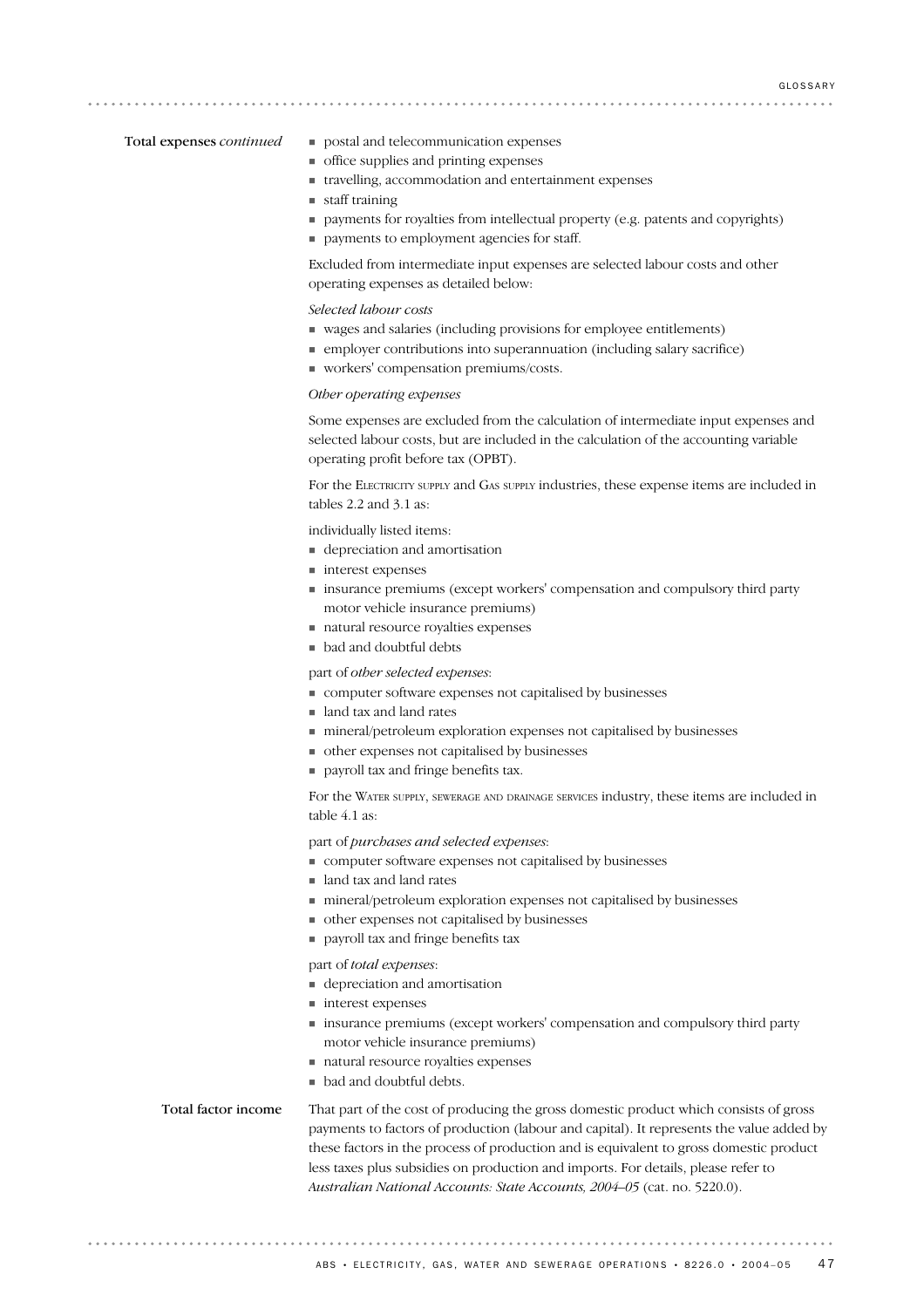**Total expenses** *continued*

- postal and telecommunication expenses
- office supplies and printing expenses
- travelling, accommodation and entertainment expenses
- staff training
- payments for royalties from intellectual property (e.g. patents and copyrights)
- payments to employment agencies for staff.

Excluded from intermediate input expenses are selected labour costs and other operating expenses as detailed below:

*Selected labour costs*

- wages and salaries (including provisions for employee entitlements)
- employer contributions into superannuation (including salary sacrifice)
- workers' compensation premiums/costs.

*Other operating expenses*

Some expenses are excluded from the calculation of intermediate input expenses and selected labour costs, but are included in the calculation of the accounting variable operating profit before tax (OPBT).

For the Electricity supply and Gas supply industries, these expense items are included in tables 2.2 and 3.1 as:

individually listed items:

- depreciation and amortisation
- interest expenses
- insurance premiums (except workers' compensation and compulsory third party motor vehicle insurance premiums)
- natural resource royalties expenses
- bad and doubtful debts

part of *other selected expenses*:

- computer software expenses not capitalised by businesses
- land tax and land rates
- mineral/petroleum exploration expenses not capitalised by businesses
- other expenses not capitalised by businesses
- payroll tax and fringe benefits tax.

For the Water supply, sewerage and drainage services industry, these items are included in table 4.1 as:

part of *purchases and selected expenses*:

- computer software expenses not capitalised by businesses
- land tax and land rates
- mineral/petroleum exploration expenses not capitalised by businesses
- other expenses not capitalised by businesses
- payroll tax and fringe benefits tax

part of *total expenses*:

- depreciation and amortisation
- interest expenses
- insurance premiums (except workers' compensation and compulsory third party motor vehicle insurance premiums)
- natural resource royalties expenses
- bad and doubtful debts.

**Total factor income**

That part of the cost of producing the gross domestic product which consists of gross payments to factors of production (labour and capital). It represents the value added by these factors in the process of production and is equivalent to gross domestic product less taxes plus subsidies on production and imports. For details, please refer to *Australian National Accounts: State Accounts, 2004–05* (cat. no. 5220.0).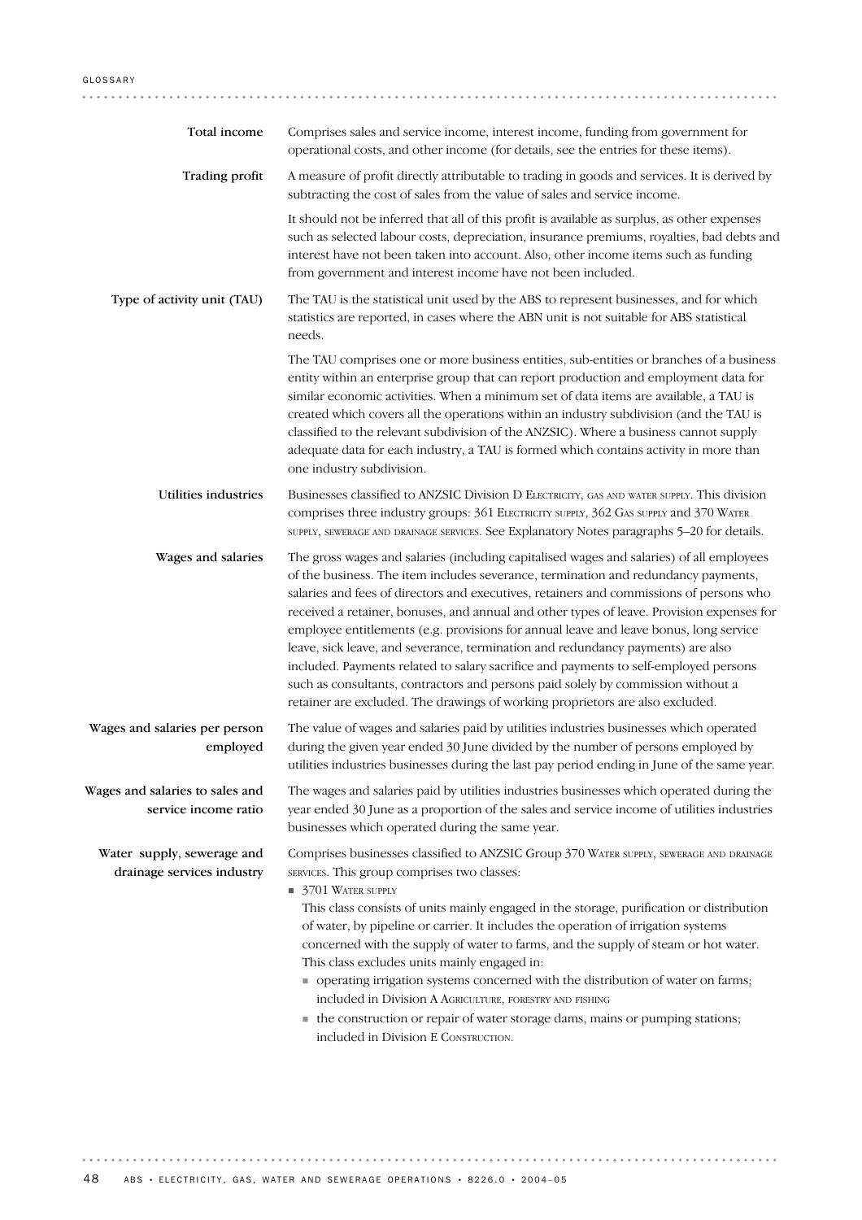**Total income**

Comprises sales and service income, interest income, funding from government for operational costs, and other income (for details, see the entries for these items).

**Trading profit**

A measure of profit directly attributable to trading in goods and services. It is derived by subtracting the cost of sales from the value of sales and service income.

It should not be inferred that all of this profit is available as surplus, as other expenses such as selected labour costs, depreciation, insurance premiums, royalties, bad debts and interest have not been taken into account. Also, other income items such as funding from government and interest income have not been included.

**Type of activity unit (TAU)**

The TAU is the statistical unit used by the ABS to represent businesses, and for which statistics are reported, in cases where the ABN unit is not suitable for ABS statistical needs.

The TAU comprises one or more business entities, sub-entities or branches of a business entity within an enterprise group that can report production and employment data for similar economic activities. When a minimum set of data items are available, a TAU is created which covers all the operations within an industry subdivision (and the TAU is classified to the relevant subdivision of the ANZSIC). Where a business cannot supply adequate data for each industry, a TAU is formed which contains activity in more than one industry subdivision.

**Utilities industries**

Businesses classified to ANZSIC Division D Electricity, gas and water supply. This division comprises three industry groups: 361 Electricity supply, 362 Gas supply and 370 Water supply, sewerage and drainage services. See Explanatory Notes paragraphs 5–20 for details.

**Wages and salaries**

The gross wages and salaries (including capitalised wages and salaries) of all employees of the business. The item includes severance, termination and redundancy payments, salaries and fees of directors and executives, retainers and commissions of persons who received a retainer, bonuses, and annual and other types of leave. Provision expenses for employee entitlements (e.g. provisions for annual leave and leave bonus, long service leave, sick leave, and severance, termination and redundancy payments) are also included. Payments related to salary sacrifice and payments to self-employed persons such as consultants, contractors and persons paid solely by commission without a retainer are excluded. The drawings of working proprietors are also excluded.

**Wages and salaries per person employed**

The value of wages and salaries paid by utilities industries businesses which operated during the given year ended 30 June divided by the number of persons employed by utilities industries businesses during the last pay period ending in June of the same year.

**Wages and salaries to sales and service income ratio**

The wages and salaries paid by utilities industries businesses which operated during the year ended 30 June as a proportion of the sales and service income of utilities industries businesses which operated during the same year.

**Water supply, sewerage and drainage services industry**

Comprises businesses classified to ANZSIC Group 370 Water supply, sewerage and drainage services. This group comprises two classes:

- 3701 Water supply

  This class consists of units mainly engaged in the storage, purification or distribution of water, by pipeline or carrier. It includes the operation of irrigation systems concerned with the supply of water to farms, and the supply of steam or hot water. This class excludes units mainly engaged in:
  - operating irrigation systems concerned with the distribution of water on farms; included in Division A Agriculture, forestry and fishing
  - the construction or repair of water storage dams, mains or pumping stations; included in Division E Construction.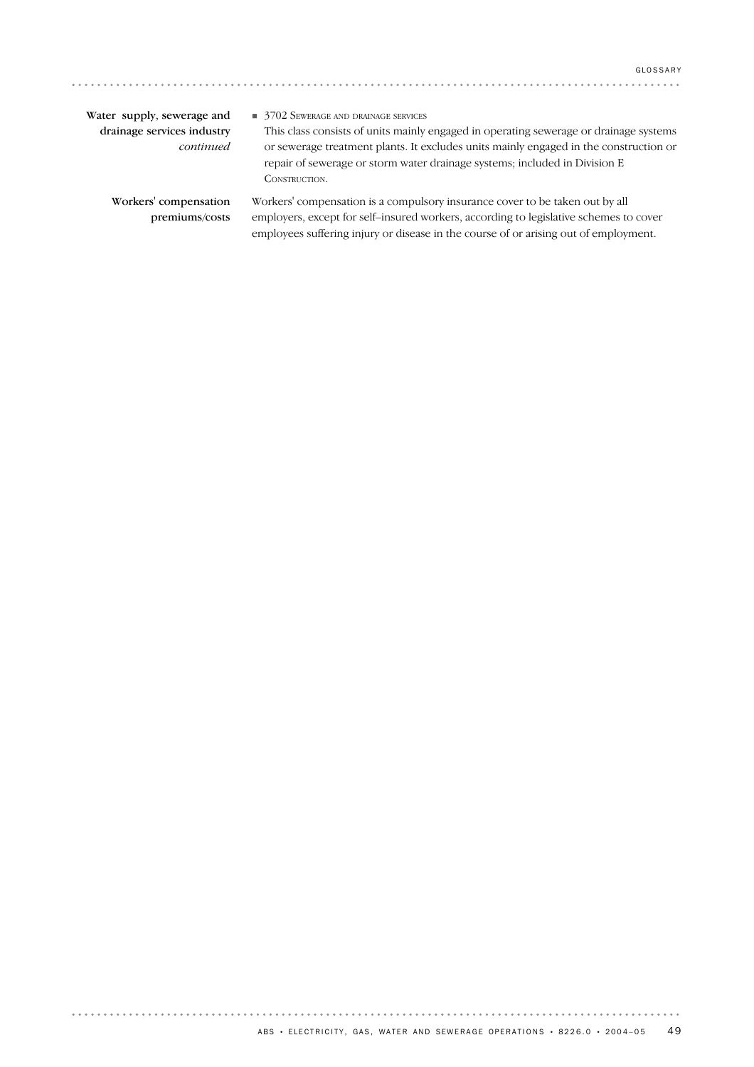**Water supply, sewerage and drainage services industry** *continued*

- 3702 SEWERAGE AND DRAINAGE SERVICES

  This class consists of units mainly engaged in operating sewerage or drainage systems or sewerage treatment plants. It excludes units mainly engaged in the construction or repair of sewerage or storm water drainage systems; included in Division E CONSTRUCTION.

**Workers' compensation premiums/costs**

Workers' compensation is a compulsory insurance cover to be taken out by all employers, except for self–insured workers, according to legislative schemes to cover employees suffering injury or disease in the course of or arising out of employment.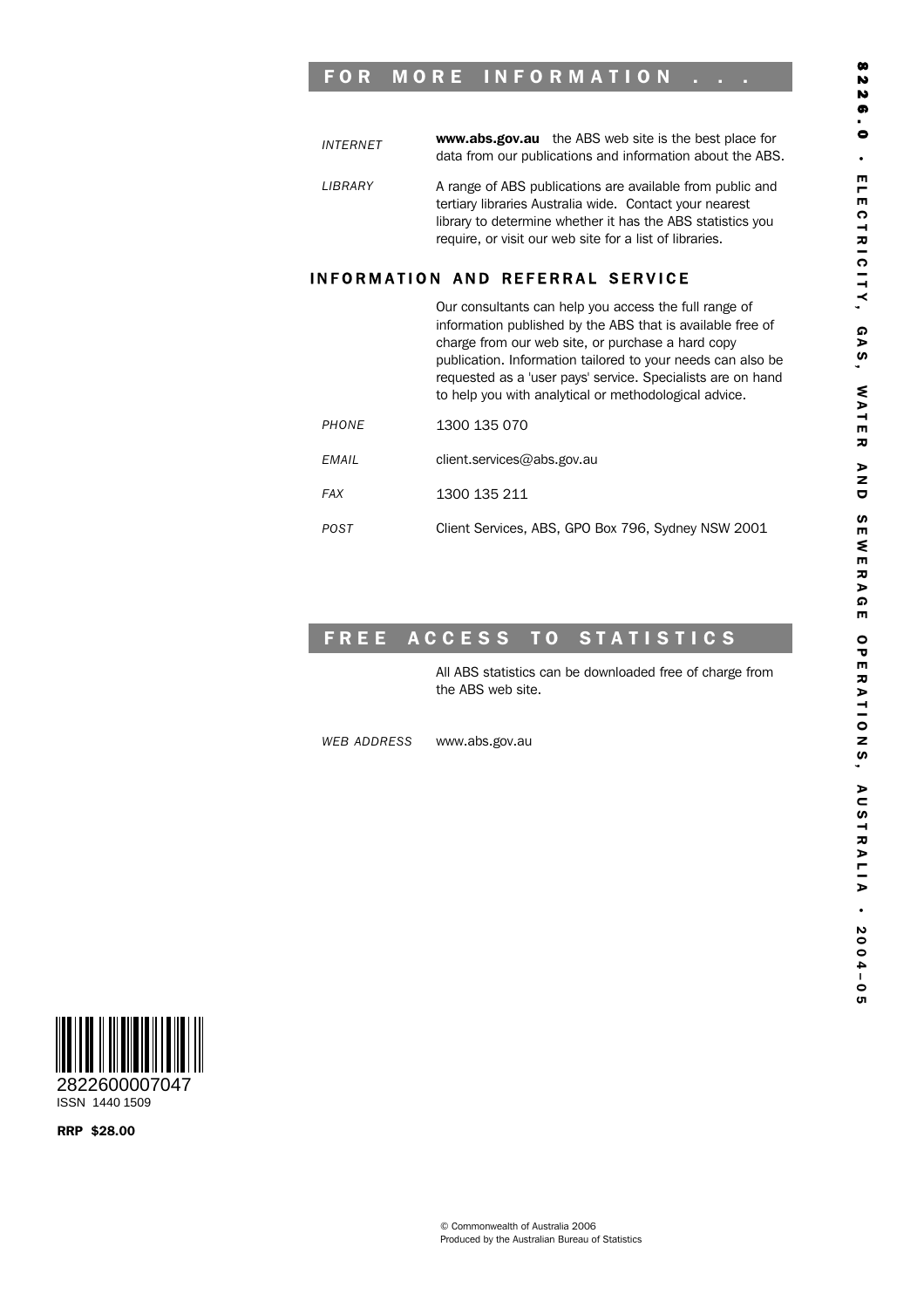## FOR MORE INFORMATION . . .

*INTERNET* **www.abs.gov.au** the ABS web site is the best place for data from our publications and information about the ABS.

*LIBRARY* A range of ABS publications are available from public and tertiary libraries Australia wide. Contact your nearest library to determine whether it has the ABS statistics you require, or visit our web site for a list of libraries.

### INFORMATION AND REFERRAL SERVICE

Our consultants can help you access the full range of information published by the ABS that is available free of charge from our web site, or purchase a hard copy publication. Information tailored to your needs can also be requested as a 'user pays' service. Specialists are on hand to help you with analytical or methodological advice.

*PHONE* 1300 135 070

*EMAIL* client.services@abs.gov.au

*FAX* 1300 135 211

*POST* Client Services, ABS, GPO Box 796, Sydney NSW 2001

## FREE ACCESS TO STATISTICS

All ABS statistics can be downloaded free of charge from the ABS web site.

*WEB ADDRESS* www.abs.gov.au

2822600007047

ISSN 1440 1509

**RRP $28.00**

© Commonwealth of Australia 2006
Produced by the Australian Bureau of Statistics